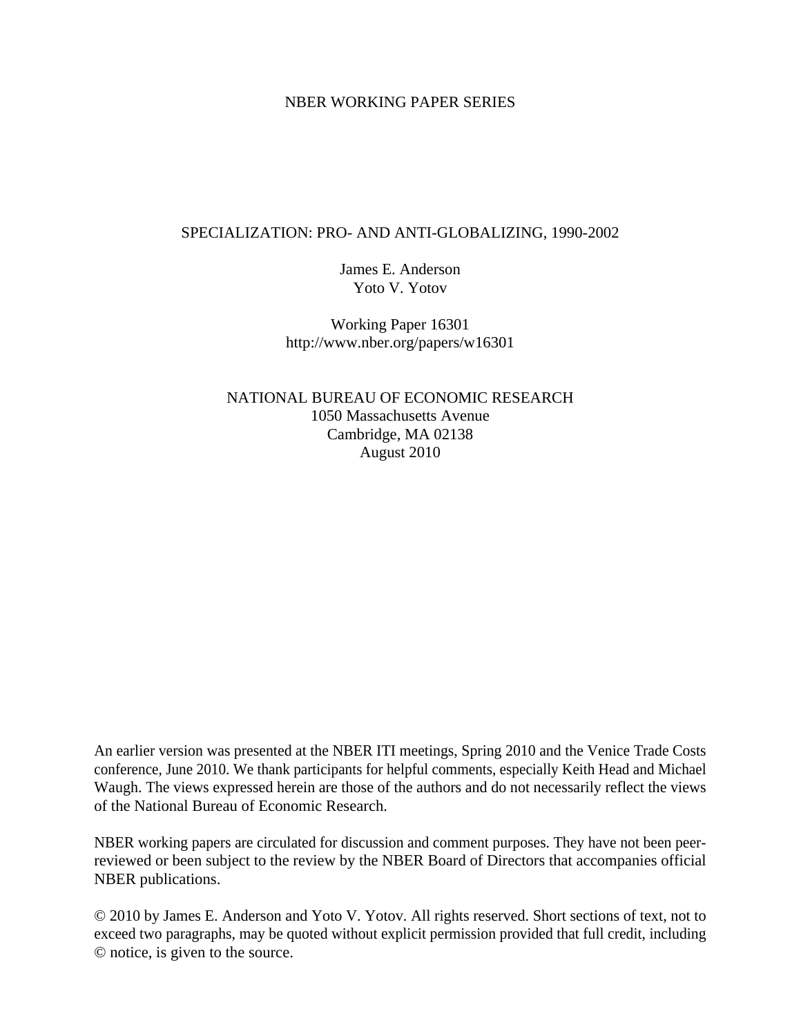NBER WORKING PAPER SERIES

# SPECIALIZATION: PRO- AND ANTI-GLOBALIZING, 1990-2002

James E. Anderson
Yoto V. Yotov

Working Paper 16301
http://www.nber.org/papers/w16301

NATIONAL BUREAU OF ECONOMIC RESEARCH
1050 Massachusetts Avenue
Cambridge, MA 02138
August 2010

An earlier version was presented at the NBER ITI meetings, Spring 2010 and the Venice Trade Costs conference, June 2010. We thank participants for helpful comments, especially Keith Head and Michael Waugh. The views expressed herein are those of the authors and do not necessarily reflect the views of the National Bureau of Economic Research.

NBER working papers are circulated for discussion and comment purposes. They have not been peer-reviewed or been subject to the review by the NBER Board of Directors that accompanies official NBER publications.

© 2010 by James E. Anderson and Yoto V. Yotov. All rights reserved. Short sections of text, not to exceed two paragraphs, may be quoted without explicit permission provided that full credit, including © notice, is given to the source.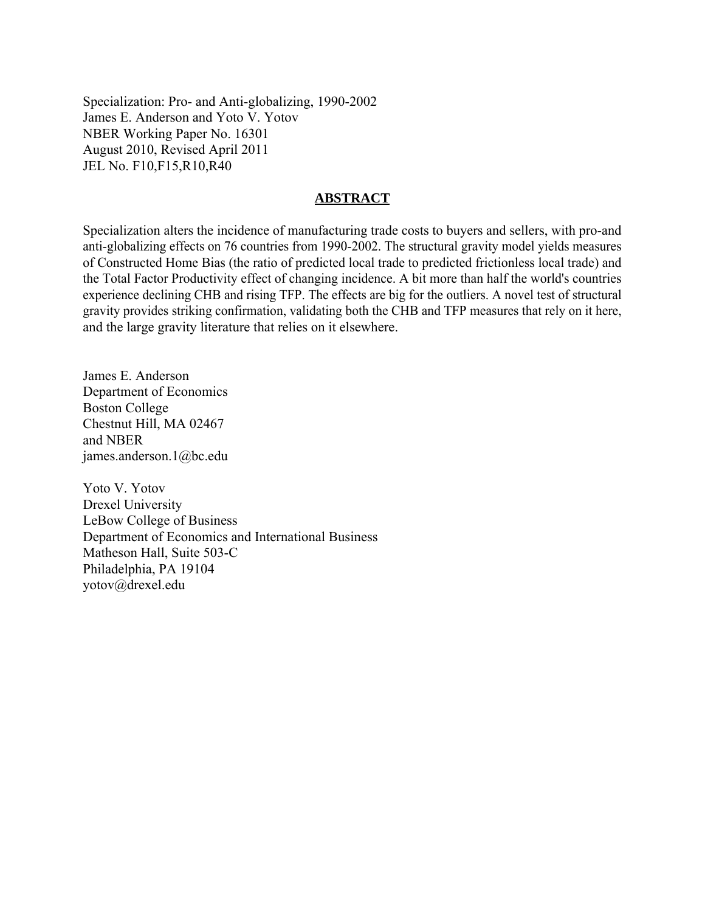Specialization: Pro- and Anti-globalizing, 1990-2002
James E. Anderson and Yoto V. Yotov
NBER Working Paper No. 16301
August 2010, Revised April 2011
JEL No. F10,F15,R10,R40

## ABSTRACT

Specialization alters the incidence of manufacturing trade costs to buyers and sellers, with pro-and anti-globalizing effects on 76 countries from 1990-2002. The structural gravity model yields measures of Constructed Home Bias (the ratio of predicted local trade to predicted frictionless local trade) and the Total Factor Productivity effect of changing incidence. A bit more than half the world's countries experience declining CHB and rising TFP. The effects are big for the outliers. A novel test of structural gravity provides striking confirmation, validating both the CHB and TFP measures that rely on it here, and the large gravity literature that relies on it elsewhere.

James E. Anderson
Department of Economics
Boston College
Chestnut Hill, MA 02467
and NBER
james.anderson.1@bc.edu

Yoto V. Yotov
Drexel University
LeBow College of Business
Department of Economics and International Business
Matheson Hall, Suite 503-C
Philadelphia, PA 19104
yotov@drexel.edu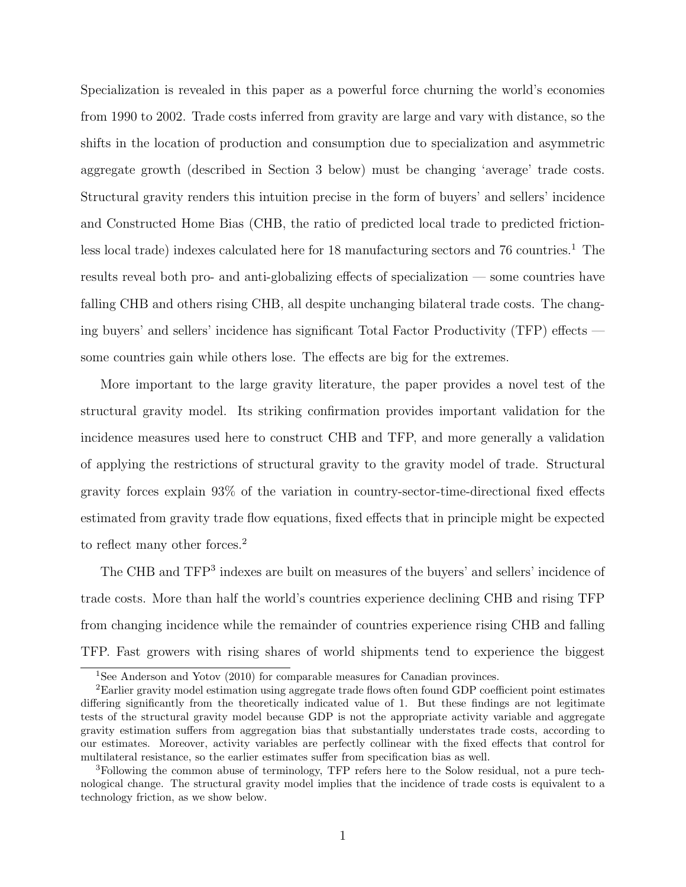Specialization is revealed in this paper as a powerful force churning the world's economies from 1990 to 2002. Trade costs inferred from gravity are large and vary with distance, so the shifts in the location of production and consumption due to specialization and asymmetric aggregate growth (described in Section 3 below) must be changing 'average' trade costs. Structural gravity renders this intuition precise in the form of buyers' and sellers' incidence and Constructed Home Bias (CHB, the ratio of predicted local trade to predicted frictionless local trade) indexes calculated here for 18 manufacturing sectors and 76 countries.[1] The results reveal both pro- and anti-globalizing effects of specialization — some countries have falling CHB and others rising CHB, all despite unchanging bilateral trade costs. The changing buyers' and sellers' incidence has significant Total Factor Productivity (TFP) effects — some countries gain while others lose. The effects are big for the extremes.

More important to the large gravity literature, the paper provides a novel test of the structural gravity model. Its striking confirmation provides important validation for the incidence measures used here to construct CHB and TFP, and more generally a validation of applying the restrictions of structural gravity to the gravity model of trade. Structural gravity forces explain 93% of the variation in country-sector-time-directional fixed effects estimated from gravity trade flow equations, fixed effects that in principle might be expected to reflect many other forces.[2]

The CHB and TFP[3] indexes are built on measures of the buyers' and sellers' incidence of trade costs. More than half the world's countries experience declining CHB and rising TFP from changing incidence while the remainder of countries experience rising CHB and falling TFP. Fast growers with rising shares of world shipments tend to experience the biggest

---

[1] See Anderson and Yotov (2010) for comparable measures for Canadian provinces.

[2] Earlier gravity model estimation using aggregate trade flows often found GDP coefficient point estimates differing significantly from the theoretically indicated value of 1. But these findings are not legitimate tests of the structural gravity model because GDP is not the appropriate activity variable and aggregate gravity estimation suffers from aggregation bias that substantially understates trade costs, according to our estimates. Moreover, activity variables are perfectly collinear with the fixed effects that control for multilateral resistance, so the earlier estimates suffer from specification bias as well.

[3] Following the common abuse of terminology, TFP refers here to the Solow residual, not a pure technological change. The structural gravity model implies that the incidence of trade costs is equivalent to a technology friction, as we show below.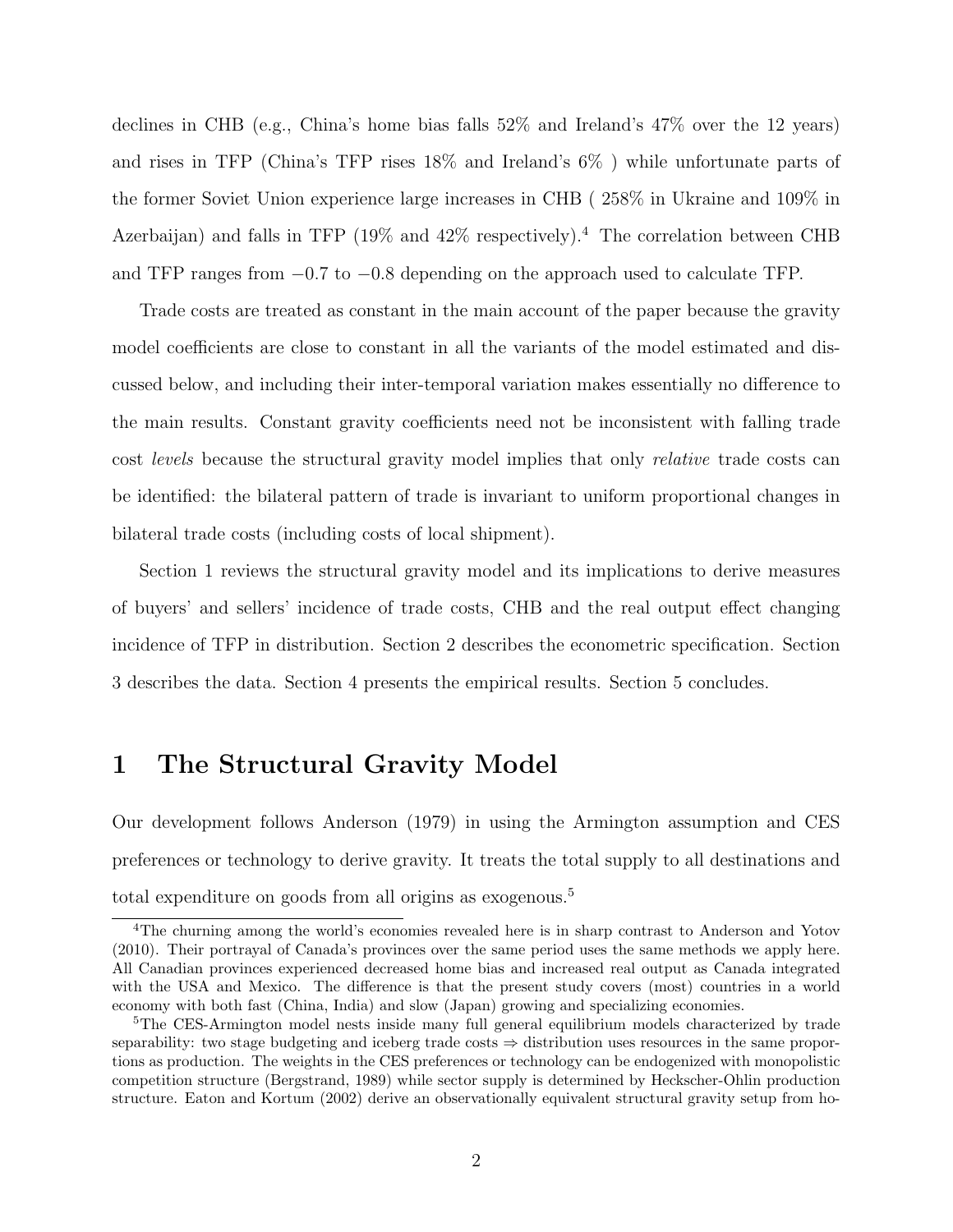declines in CHB (e.g., China's home bias falls 52% and Ireland's 47% over the 12 years) and rises in TFP (China's TFP rises 18% and Ireland's 6% ) while unfortunate parts of the former Soviet Union experience large increases in CHB ( 258% in Ukraine and 109% in Azerbaijan) and falls in TFP (19% and 42% respectively).[4] The correlation between CHB and TFP ranges from $-0.7$ to $-0.8$ depending on the approach used to calculate TFP.

Trade costs are treated as constant in the main account of the paper because the gravity model coefficients are close to constant in all the variants of the model estimated and discussed below, and including their inter-temporal variation makes essentially no difference to the main results. Constant gravity coefficients need not be inconsistent with falling trade cost *levels* because the structural gravity model implies that only *relative* trade costs can be identified: the bilateral pattern of trade is invariant to uniform proportional changes in bilateral trade costs (including costs of local shipment).

Section 1 reviews the structural gravity model and its implications to derive measures of buyers' and sellers' incidence of trade costs, CHB and the real output effect changing incidence of TFP in distribution. Section 2 describes the econometric specification. Section 3 describes the data. Section 4 presents the empirical results. Section 5 concludes.

# 1 The Structural Gravity Model

Our development follows Anderson (1979) in using the Armington assumption and CES preferences or technology to derive gravity. It treats the total supply to all destinations and total expenditure on goods from all origins as exogenous.[5]

[4] The churning among the world's economies revealed here is in sharp contrast to Anderson and Yotov (2010). Their portrayal of Canada's provinces over the same period uses the same methods we apply here. All Canadian provinces experienced decreased home bias and increased real output as Canada integrated with the USA and Mexico. The difference is that the present study covers (most) countries in a world economy with both fast (China, India) and slow (Japan) growing and specializing economies.

[5] The CES-Armington model nests inside many full general equilibrium models characterized by trade separability: two stage budgeting and iceberg trade costs $\Rightarrow$ distribution uses resources in the same proportions as production. The weights in the CES preferences or technology can be endogenized with monopolistic competition structure (Bergstrand, 1989) while sector supply is determined by Heckscher-Ohlin production structure. Eaton and Kortum (2002) derive an observationally equivalent structural gravity setup from ho-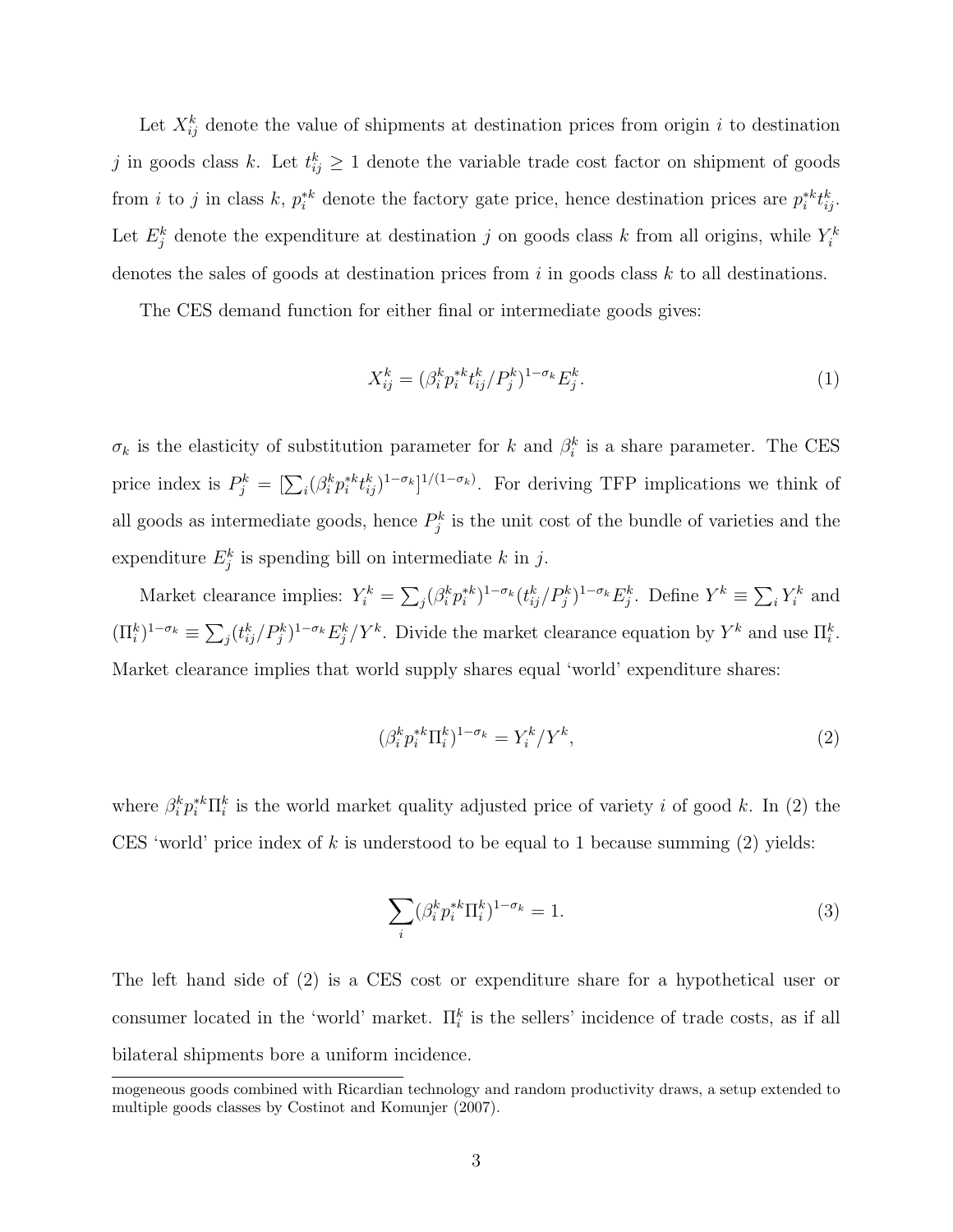Let $X_{ij}^k$ denote the value of shipments at destination prices from origin $i$ to destination $j$ in goods class $k$. Let $t_{ij}^k \geq 1$ denote the variable trade cost factor on shipment of goods from $i$ to $j$ in class $k$, $p_i^{*k}$ denote the factory gate price, hence destination prices are $p_i^{*k} t_{ij}^k$. Let $E_j^k$ denote the expenditure at destination $j$ on goods class $k$ from all origins, while $Y_i^k$ denotes the sales of goods at destination prices from $i$ in goods class $k$ to all destinations.

The CES demand function for either final or intermediate goods gives:

$$X_{ij}^k = (\beta_i^k p_i^{*k} t_{ij}^k / P_j^k)^{1-\sigma_k} E_j^k. \tag{1}$$

$\sigma_k$ is the elasticity of substitution parameter for $k$ and $\beta_i^k$ is a share parameter. The CES price index is $P_j^k = [\sum_i (\beta_i^k p_i^{*k} t_{ij}^k)^{1-\sigma_k}]^{1/(1-\sigma_k)}$. For deriving TFP implications we think of all goods as intermediate goods, hence $P_j^k$ is the unit cost of the bundle of varieties and the expenditure $E_j^k$ is spending bill on intermediate $k$ in $j$.

Market clearance implies: $Y_i^k = \sum_j (\beta_i^k p_i^{*k})^{1-\sigma_k} (t_{ij}^k / P_j^k)^{1-\sigma_k} E_j^k$. Define $Y^k \equiv \sum_i Y_i^k$ and $(\Pi_i^k)^{1-\sigma_k} \equiv \sum_j (t_{ij}^k / P_j^k)^{1-\sigma_k} E_j^k / Y^k$. Divide the market clearance equation by $Y^k$ and use $\Pi_i^k$. Market clearance implies that world supply shares equal 'world' expenditure shares:

$$(\beta_i^k p_i^{*k} \Pi_i^k)^{1-\sigma_k} = Y_i^k / Y^k, \tag{2}$$

where $\beta_i^k p_i^{*k} \Pi_i^k$ is the world market quality adjusted price of variety $i$ of good $k$. In (2) the CES 'world' price index of $k$ is understood to be equal to 1 because summing (2) yields:

$$\sum_i (\beta_i^k p_i^{*k} \Pi_i^k)^{1-\sigma_k} = 1. \tag{3}$$

The left hand side of (2) is a CES cost or expenditure share for a hypothetical user or consumer located in the 'world' market. $\Pi_i^k$ is the sellers' incidence of trade costs, as if all bilateral shipments bore a uniform incidence.

mogeneous goods combined with Ricardian technology and random productivity draws, a setup extended to multiple goods classes by Costinot and Komunjer (2007).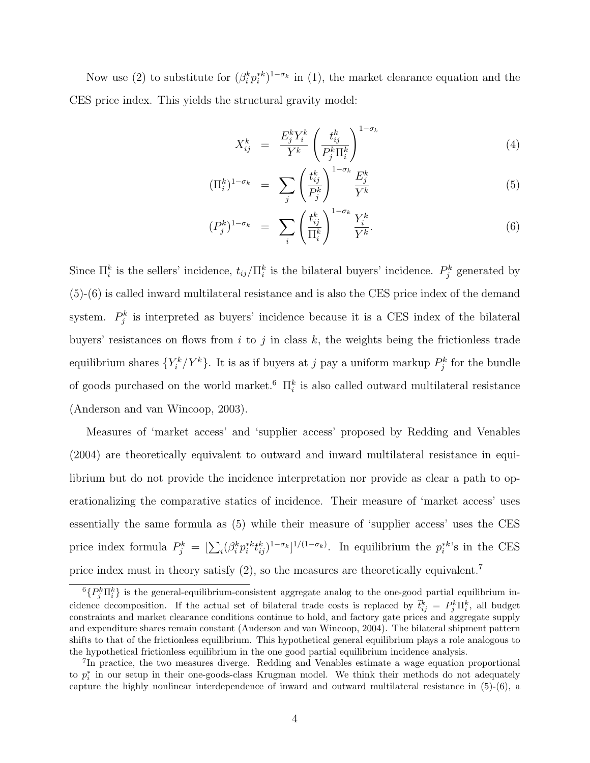Now use (2) to substitute for $(\beta_i^k p_i^{*k})^{1-\sigma_k}$ in (1), the market clearance equation and the CES price index. This yields the structural gravity model:

$$X_{ij}^k = \frac{E_j^k Y_i^k}{Y^k} \left( \frac{t_{ij}^k}{P_j^k \Pi_i^k} \right)^{1-\sigma_k} \tag{4}$$

$$(\Pi_i^k)^{1-\sigma_k} = \sum_j \left( \frac{t_{ij}^k}{P_j^k} \right)^{1-\sigma_k} \frac{E_j^k}{Y^k} \tag{5}$$

$$(P_j^k)^{1-\sigma_k} = \sum_i \left( \frac{t_{ij}^k}{\Pi_i^k} \right)^{1-\sigma_k} \frac{Y_i^k}{Y^k}. \tag{6}$$

Since $\Pi_i^k$ is the sellers' incidence, $t_{ij}/\Pi_i^k$ is the bilateral buyers' incidence. $P_j^k$ generated by (5)-(6) is called inward multilateral resistance and is also the CES price index of the demand system. $P_j^k$ is interpreted as buyers' incidence because it is a CES index of the bilateral buyers' resistances on flows from $i$ to $j$ in class $k$, the weights being the frictionless trade equilibrium shares $\{Y_i^k/Y^k\}$. It is as if buyers at $j$ pay a uniform markup $P_j^k$ for the bundle of goods purchased on the world market.[6] $\Pi_i^k$ is also called outward multilateral resistance (Anderson and van Wincoop, 2003).

Measures of 'market access' and 'supplier access' proposed by Redding and Venables (2004) are theoretically equivalent to outward and inward multilateral resistance in equilibrium but do not provide the incidence interpretation nor provide as clear a path to operationalizing the comparative statics of incidence. Their measure of 'market access' uses essentially the same formula as (5) while their measure of 'supplier access' uses the CES price index formula $P_j^k = [\sum_i (\beta_i^k p_i^{*k} t_{ij}^k)^{1-\sigma_k}]^{1/(1-\sigma_k)}$. In equilibrium the $p_i^{*k}$'s in the CES price index must in theory satisfy (2), so the measures are theoretically equivalent.[7]

[6] $\{P_j^k \Pi_i^k\}$ is the general-equilibrium-consistent aggregate analog to the one-good partial equilibrium incidence decomposition. If the actual set of bilateral trade costs is replaced by $\widetilde{t}_{ij}^k = P_j^k \Pi_i^k$, all budget constraints and market clearance conditions continue to hold, and factory gate prices and aggregate supply and expenditure shares remain constant (Anderson and van Wincoop, 2004). The bilateral shipment pattern shifts to that of the frictionless equilibrium. This hypothetical general equilibrium plays a role analogous to the hypothetical frictionless equilibrium in the one good partial equilibrium incidence analysis.

[7] In practice, the two measures diverge. Redding and Venables estimate a wage equation proportional to $p_i^*$ in our setup in their one-goods-class Krugman model. We think their methods do not adequately capture the highly nonlinear interdependence of inward and outward multilateral resistance in (5)-(6), a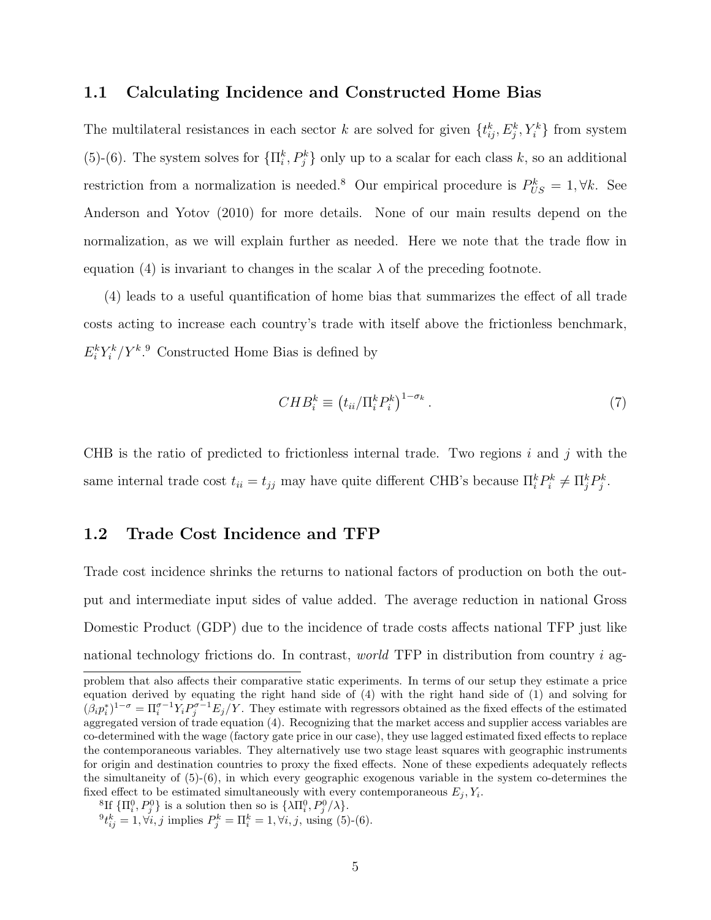## 1.1 Calculating Incidence and Constructed Home Bias

The multilateral resistances in each sector $k$ are solved for given $\{t_{ij}^k, E_j^k, Y_i^k\}$ from system (5)-(6). The system solves for $\{\Pi_i^k, P_j^k\}$ only up to a scalar for each class $k$, so an additional restriction from a normalization is needed.[8] Our empirical procedure is $P_{US}^k = 1, \forall k$. See Anderson and Yotov (2010) for more details. None of our main results depend on the normalization, as we will explain further as needed. Here we note that the trade flow in equation (4) is invariant to changes in the scalar $\lambda$ of the preceding footnote.

(4) leads to a useful quantification of home bias that summarizes the effect of all trade costs acting to increase each country's trade with itself above the frictionless benchmark, $E_i^k Y_i^k / Y^k$.[9] Constructed Home Bias is defined by

$$CHB_i^k \equiv \left(t_{ii}/\Pi_i^k P_i^k\right)^{1-\sigma_k}. \tag{7}$$

CHB is the ratio of predicted to frictionless internal trade. Two regions $i$ and $j$ with the same internal trade cost $t_{ii} = t_{jj}$ may have quite different CHB's because $\Pi_i^k P_i^k \neq \Pi_j^k P_j^k$.

## 1.2 Trade Cost Incidence and TFP

Trade cost incidence shrinks the returns to national factors of production on both the output and intermediate input sides of value added. The average reduction in national Gross Domestic Product (GDP) due to the incidence of trade costs affects national TFP just like national technology frictions do. In contrast, *world* TFP in distribution from country $i$ ag-

---

problem that also affects their comparative static experiments. In terms of our setup they estimate a price equation derived by equating the right hand side of (4) with the right hand side of (1) and solving for $(\beta_i p_i^*)^{1-\sigma} = \Pi_i^{\sigma-1} Y_i P_j^{\sigma-1} E_j / Y$. They estimate with regressors obtained as the fixed effects of the estimated aggregated version of trade equation (4). Recognizing that the market access and supplier access variables are co-determined with the wage (factory gate price in our case), they use lagged estimated fixed effects to replace the contemporaneous variables. They alternatively use two stage least squares with geographic instruments for origin and destination countries to proxy the fixed effects. None of these expedients adequately reflects the simultaneity of (5)-(6), in which every geographic exogenous variable in the system co-determines the fixed effect to be estimated simultaneously with every contemporaneous $E_j, Y_i$.

[8] If $\{\Pi_i^0, P_j^0\}$ is a solution then so is $\{\lambda \Pi_i^0, P_j^0/\lambda\}$.

[9] $t_{ij}^k = 1, \forall i, j$ implies $P_j^k = \Pi_i^k = 1, \forall i, j$, using (5)-(6).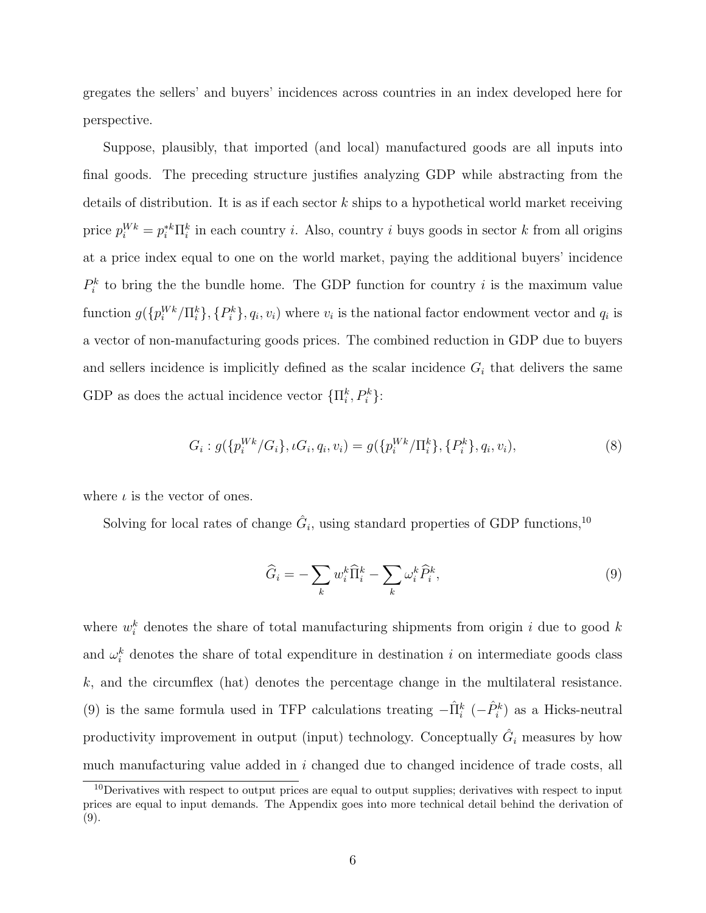gregates the sellers' and buyers' incidences across countries in an index developed here for perspective.

Suppose, plausibly, that imported (and local) manufactured goods are all inputs into final goods. The preceding structure justifies analyzing GDP while abstracting from the details of distribution. It is as if each sector $k$ ships to a hypothetical world market receiving price $p_i^{Wk} = p_i^{*k}\Pi_i^k$ in each country $i$. Also, country $i$ buys goods in sector $k$ from all origins at a price index equal to one on the world market, paying the additional buyers' incidence $P_i^k$ to bring the the bundle home. The GDP function for country $i$ is the maximum value function $g(\{p_i^{Wk}/\Pi_i^k\}, \{P_i^k\}, q_i, v_i)$ where $v_i$ is the national factor endowment vector and $q_i$ is a vector of non-manufacturing goods prices. The combined reduction in GDP due to buyers and sellers incidence is implicitly defined as the scalar incidence $G_i$ that delivers the same GDP as does the actual incidence vector $\{\Pi_i^k, P_i^k\}$:

$$G_i : g(\{p_i^{Wk}/G_i\}, \iota G_i, q_i, v_i) = g(\{p_i^{Wk}/\Pi_i^k\}, \{P_i^k\}, q_i, v_i), \tag{8}$$

where $\iota$ is the vector of ones.

Solving for local rates of change $\hat{G}_i$, using standard properties of GDP functions,[10]

$$\widehat{G}_i = -\sum_k w_i^k \widehat{\Pi}_i^k - \sum_k \omega_i^k \widehat{P}_i^k, \tag{9}$$

where $w_i^k$ denotes the share of total manufacturing shipments from origin $i$ due to good $k$ and $\omega_i^k$ denotes the share of total expenditure in destination $i$ on intermediate goods class $k$, and the circumflex (hat) denotes the percentage change in the multilateral resistance. (9) is the same formula used in TFP calculations treating $-\hat{\Pi}_i^k$ ($-\hat{P}_i^k$) as a Hicks-neutral productivity improvement in output (input) technology. Conceptually $\hat{G}_i$ measures by how much manufacturing value added in $i$ changed due to changed incidence of trade costs, all

[10]Derivatives with respect to output prices are equal to output supplies; derivatives with respect to input prices are equal to input demands. The Appendix goes into more technical detail behind the derivation of (9).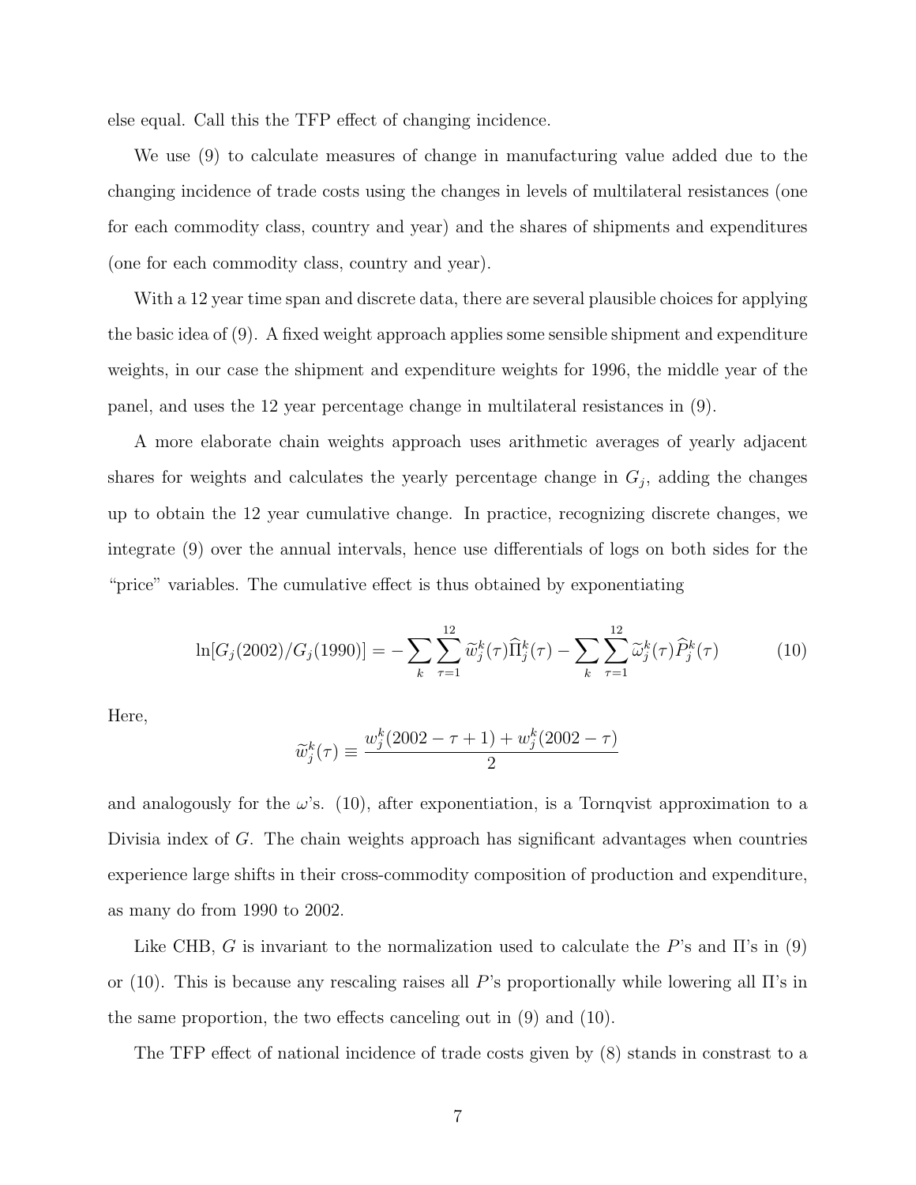else equal. Call this the TFP effect of changing incidence.

We use (9) to calculate measures of change in manufacturing value added due to the changing incidence of trade costs using the changes in levels of multilateral resistances (one for each commodity class, country and year) and the shares of shipments and expenditures (one for each commodity class, country and year).

With a 12 year time span and discrete data, there are several plausible choices for applying the basic idea of (9). A fixed weight approach applies some sensible shipment and expenditure weights, in our case the shipment and expenditure weights for 1996, the middle year of the panel, and uses the 12 year percentage change in multilateral resistances in (9).

A more elaborate chain weights approach uses arithmetic averages of yearly adjacent shares for weights and calculates the yearly percentage change in $G_j$, adding the changes up to obtain the 12 year cumulative change. In practice, recognizing discrete changes, we integrate (9) over the annual intervals, hence use differentials of logs on both sides for the "price" variables. The cumulative effect is thus obtained by exponentiating

$$\ln[G_j(2002/G_j(1990)] = -\sum_k \sum_{\tau=1}^{12} \widetilde{w}_j^k(\tau)\widehat{\Pi}_j^k(\tau) - \sum_k \sum_{\tau=1}^{12} \widetilde{\omega}_j^k(\tau)\widehat{P}_j^k(\tau) \tag{10}$$

Here,

$$\widetilde{w}_j^k(\tau) \equiv \frac{w_j^k(2002 - \tau + 1) + w_j^k(2002 - \tau)}{2}$$

and analogously for the $\omega$'s. (10), after exponentiation, is a Tornqvist approximation to a Divisia index of $G$. The chain weights approach has significant advantages when countries experience large shifts in their cross-commodity composition of production and expenditure, as many do from 1990 to 2002.

Like CHB, $G$ is invariant to the normalization used to calculate the $P$'s and $\Pi$'s in (9) or (10). This is because any rescaling raises all $P$'s proportionally while lowering all $\Pi$'s in the same proportion, the two effects canceling out in (9) and (10).

The TFP effect of national incidence of trade costs given by (8) stands in constrast to a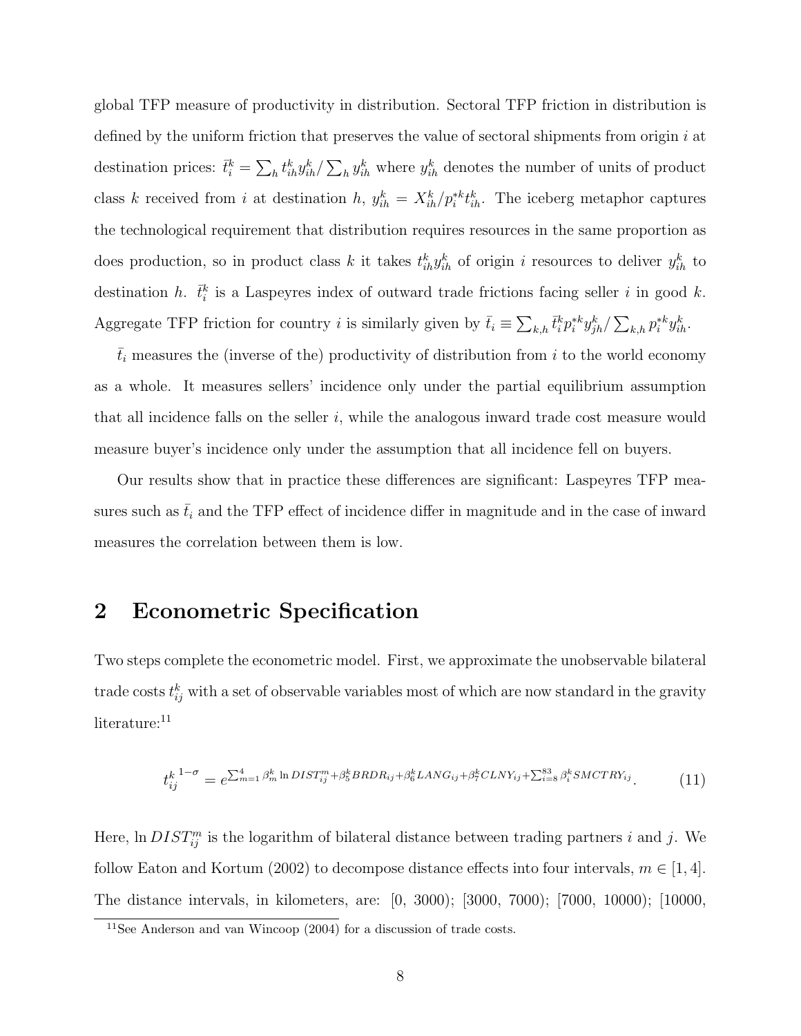global TFP measure of productivity in distribution. Sectoral TFP friction in distribution is defined by the uniform friction that preserves the value of sectoral shipments from origin $i$ at destination prices: $\bar{t}_i^k = \sum_h t_{ih}^k y_{ih}^k / \sum_h y_{ih}^k$ where $y_{ih}^k$ denotes the number of units of product class $k$ received from $i$ at destination $h$, $y_{ih}^k = X_{ih}^k / p_i^{*k} t_{ih}^k$. The iceberg metaphor captures the technological requirement that distribution requires resources in the same proportion as does production, so in product class $k$ it takes $t_{ih}^k y_{ih}^k$ of origin $i$ resources to deliver $y_{ih}^k$ to destination $h$. $\bar{t}_i^k$ is a Laspeyres index of outward trade frictions facing seller $i$ in good $k$. Aggregate TFP friction for country $i$ is similarly given by $\bar{t}_i \equiv \sum_{k,h} \bar{t}_i^k p_i^{*k} y_{jh}^k / \sum_{k,h} p_i^{*k} y_{ih}^k$.

$\bar{t}_i$ measures the (inverse of the) productivity of distribution from $i$ to the world economy as a whole. It measures sellers' incidence only under the partial equilibrium assumption that all incidence falls on the seller $i$, while the analogous inward trade cost measure would measure buyer's incidence only under the assumption that all incidence fell on buyers.

Our results show that in practice these differences are significant: Laspeyres TFP measures such as $\bar{t}_i$ and the TFP effect of incidence differ in magnitude and in the case of inward measures the correlation between them is low.

# 2 Econometric Specification

Two steps complete the econometric model. First, we approximate the unobservable bilateral trade costs $t_{ij}^k$ with a set of observable variables most of which are now standard in the gravity literature:[11]

$$t_{ij}^{k\ 1-\sigma} = e^{\sum_{m=1}^{4} \beta_m^k \ln DIST_{ij}^m + \beta_5^k BRDR_{ij} + \beta_6^k LANG_{ij} + \beta_7^k CLNY_{ij} + \sum_{i=8}^{83} \beta_i^k SMCTRY_{ij}}. \tag{11}$$

Here, $\ln DIST_{ij}^m$ is the logarithm of bilateral distance between trading partners $i$ and $j$. We follow Eaton and Kortum (2002) to decompose distance effects into four intervals, $m \in [1, 4]$. The distance intervals, in kilometers, are: [0, 3000); [3000, 7000); [7000, 10000); [10000,

[11] See Anderson and van Wincoop (2004) for a discussion of trade costs.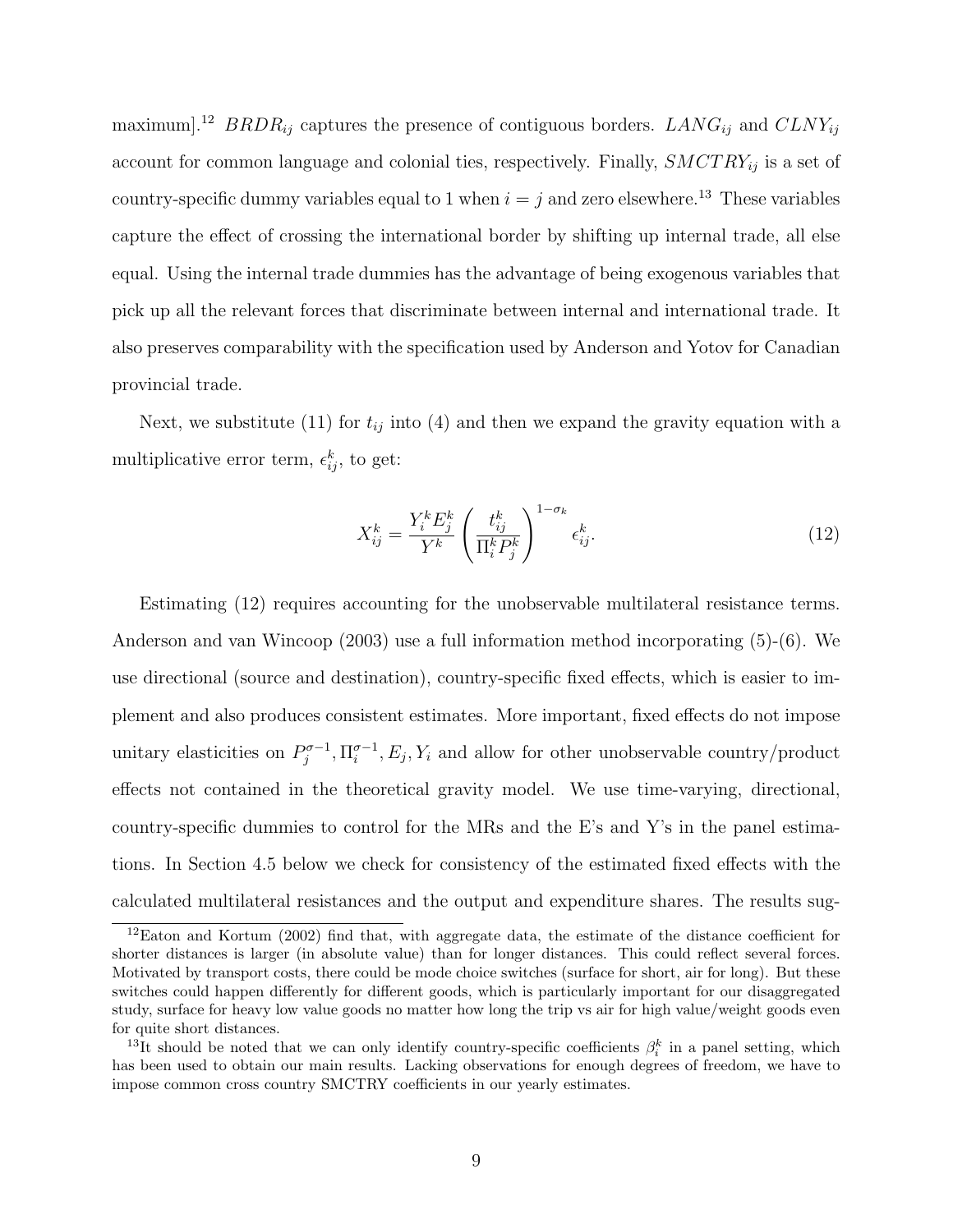maximum].[12] $BRDR_{ij}$ captures the presence of contiguous borders. $LANG_{ij}$ and $CLNY_{ij}$ account for common language and colonial ties, respectively. Finally, $SMCTRY_{ij}$ is a set of country-specific dummy variables equal to 1 when $i = j$ and zero elsewhere.[13] These variables capture the effect of crossing the international border by shifting up internal trade, all else equal. Using the internal trade dummies has the advantage of being exogenous variables that pick up all the relevant forces that discriminate between internal and international trade. It also preserves comparability with the specification used by Anderson and Yotov for Canadian provincial trade.

Next, we substitute (11) for $t_{ij}$ into (4) and then we expand the gravity equation with a multiplicative error term, $\epsilon_{ij}^k$, to get:

$$X_{ij}^k = \frac{Y_i^k E_j^k}{Y^k} \left( \frac{t_{ij}^k}{\Pi_i^k P_j^k} \right)^{1-\sigma_k} \epsilon_{ij}^k. \tag{12}$$

Estimating (12) requires accounting for the unobservable multilateral resistance terms. Anderson and van Wincoop (2003) use a full information method incorporating (5)-(6). We use directional (source and destination), country-specific fixed effects, which is easier to implement and also produces consistent estimates. More important, fixed effects do not impose unitary elasticities on $P_j^{\sigma-1}, \Pi_i^{\sigma-1}, E_j, Y_i$ and allow for other unobservable country/product effects not contained in the theoretical gravity model. We use time-varying, directional, country-specific dummies to control for the MRs and the E's and Y's in the panel estimations. In Section 4.5 below we check for consistency of the estimated fixed effects with the calculated multilateral resistances and the output and expenditure shares. The results sug-

[12] Eaton and Kortum (2002) find that, with aggregate data, the estimate of the distance coefficient for shorter distances is larger (in absolute value) than for longer distances. This could reflect several forces. Motivated by transport costs, there could be mode choice switches (surface for short, air for long). But these switches could happen differently for different goods, which is particularly important for our disaggregated study, surface for heavy low value goods no matter how long the trip vs air for high value/weight goods even for quite short distances.

[13] It should be noted that we can only identify country-specific coefficients $\beta_i^k$ in a panel setting, which has been used to obtain our main results. Lacking observations for enough degrees of freedom, we have to impose common cross country SMCTRY coefficients in our yearly estimates.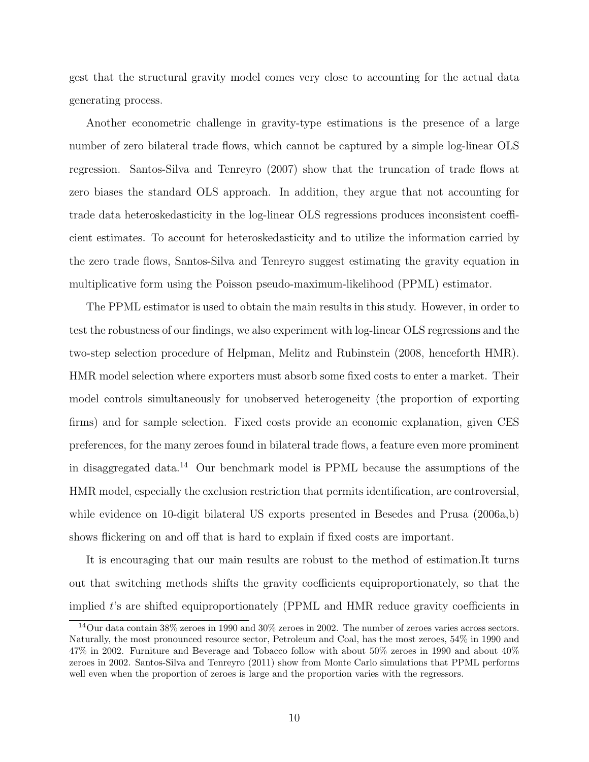gest that the structural gravity model comes very close to accounting for the actual data generating process.

Another econometric challenge in gravity-type estimations is the presence of a large number of zero bilateral trade flows, which cannot be captured by a simple log-linear OLS regression. Santos-Silva and Tenreyro (2007) show that the truncation of trade flows at zero biases the standard OLS approach. In addition, they argue that not accounting for trade data heteroskedasticity in the log-linear OLS regressions produces inconsistent coefficient estimates. To account for heteroskedasticity and to utilize the information carried by the zero trade flows, Santos-Silva and Tenreyro suggest estimating the gravity equation in multiplicative form using the Poisson pseudo-maximum-likelihood (PPML) estimator.

The PPML estimator is used to obtain the main results in this study. However, in order to test the robustness of our findings, we also experiment with log-linear OLS regressions and the two-step selection procedure of Helpman, Melitz and Rubinstein (2008, henceforth HMR). HMR model selection where exporters must absorb some fixed costs to enter a market. Their model controls simultaneously for unobserved heterogeneity (the proportion of exporting firms) and for sample selection. Fixed costs provide an economic explanation, given CES preferences, for the many zeroes found in bilateral trade flows, a feature even more prominent in disaggregated data.[14] Our benchmark model is PPML because the assumptions of the HMR model, especially the exclusion restriction that permits identification, are controversial, while evidence on 10-digit bilateral US exports presented in Besedes and Prusa (2006a,b) shows flickering on and off that is hard to explain if fixed costs are important.

It is encouraging that our main results are robust to the method of estimation.It turns out that switching methods shifts the gravity coefficients equiproportionately, so that the implied $t$'s are shifted equiproportionately (PPML and HMR reduce gravity coefficients in

[14] Our data contain 38% zeroes in 1990 and 30% zeroes in 2002. The number of zeroes varies across sectors. Naturally, the most pronounced resource sector, Petroleum and Coal, has the most zeroes, 54% in 1990 and 47% in 2002. Furniture and Beverage and Tobacco follow with about 50% zeroes in 1990 and about 40% zeroes in 2002. Santos-Silva and Tenreyro (2011) show from Monte Carlo simulations that PPML performs well even when the proportion of zeroes is large and the proportion varies with the regressors.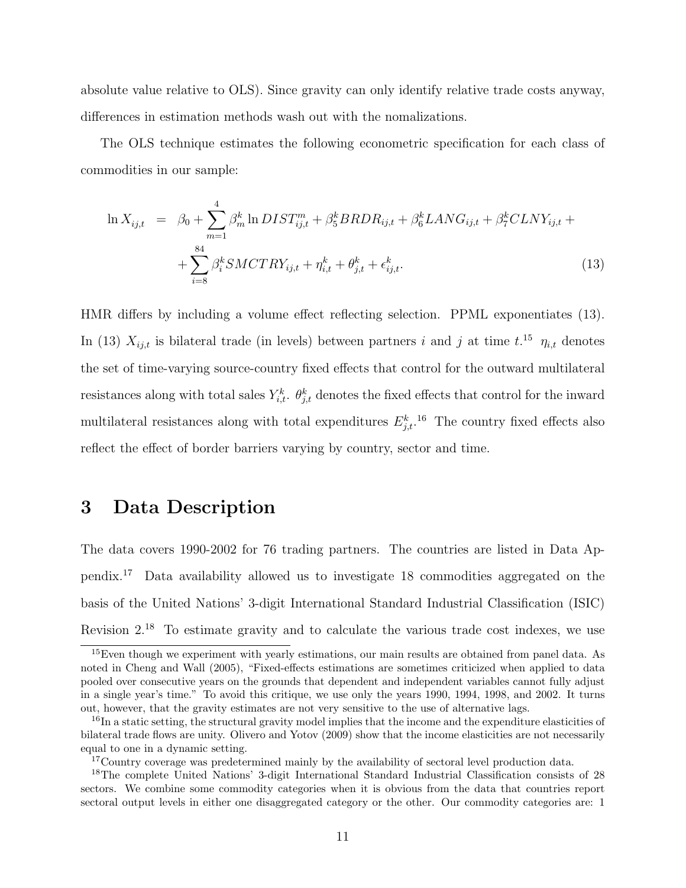absolute value relative to OLS). Since gravity can only identify relative trade costs anyway, differences in estimation methods wash out with the nomalizations.

The OLS technique estimates the following econometric specification for each class of commodities in our sample:

$$
\begin{aligned}
\ln X_{ij,t} \;\; = \;\; & \beta_0 + \sum_{m=1}^{4} \beta_m^k \ln DIST_{ij,t}^m + \beta_5^k BRDR_{ij,t} + \beta_6^k LANG_{ij,t} + \beta_7^k CLNY_{ij,t} + \\
& + \sum_{i=8}^{84} \beta_i^k SMCTRY_{ij,t} + \eta_{i,t}^k + \theta_{j,t}^k + \epsilon_{ij,t}^k. \qquad (13)
\end{aligned}
$$

HMR differs by including a volume effect reflecting selection. PPML exponentiates (13). In (13) $X_{ij,t}$ is bilateral trade (in levels) between partners $i$ and $j$ at time $t$.[15] $\eta_{i,t}$ denotes the set of time-varying source-country fixed effects that control for the outward multilateral resistances along with total sales $Y_{i,t}^k$. $\theta_{j,t}^k$ denotes the fixed effects that control for the inward multilateral resistances along with total expenditures $E_{j,t}^k$.[16] The country fixed effects also reflect the effect of border barriers varying by country, sector and time.

# 3 Data Description

The data covers 1990-2002 for 76 trading partners. The countries are listed in Data Appendix.[17] Data availability allowed us to investigate 18 commodities aggregated on the basis of the United Nations' 3-digit International Standard Industrial Classification (ISIC) Revision 2.[18] To estimate gravity and to calculate the various trade cost indexes, we use

[15] Even though we experiment with yearly estimations, our main results are obtained from panel data. As noted in Cheng and Wall (2005), "Fixed-effects estimations are sometimes criticized when applied to data pooled over consecutive years on the grounds that dependent and independent variables cannot fully adjust in a single year's time." To avoid this critique, we use only the years 1990, 1994, 1998, and 2002. It turns out, however, that the gravity estimates are not very sensitive to the use of alternative lags.

[16] In a static setting, the structural gravity model implies that the income and the expenditure elasticities of bilateral trade flows are unity. Olivero and Yotov (2009) show that the income elasticities are not necessarily equal to one in a dynamic setting.

[17] Country coverage was predetermined mainly by the availability of sectoral level production data.

[18] The complete United Nations' 3-digit International Standard Industrial Classification consists of 28 sectors. We combine some commodity categories when it is obvious from the data that countries report sectoral output levels in either one disaggregated category or the other. Our commodity categories are: 1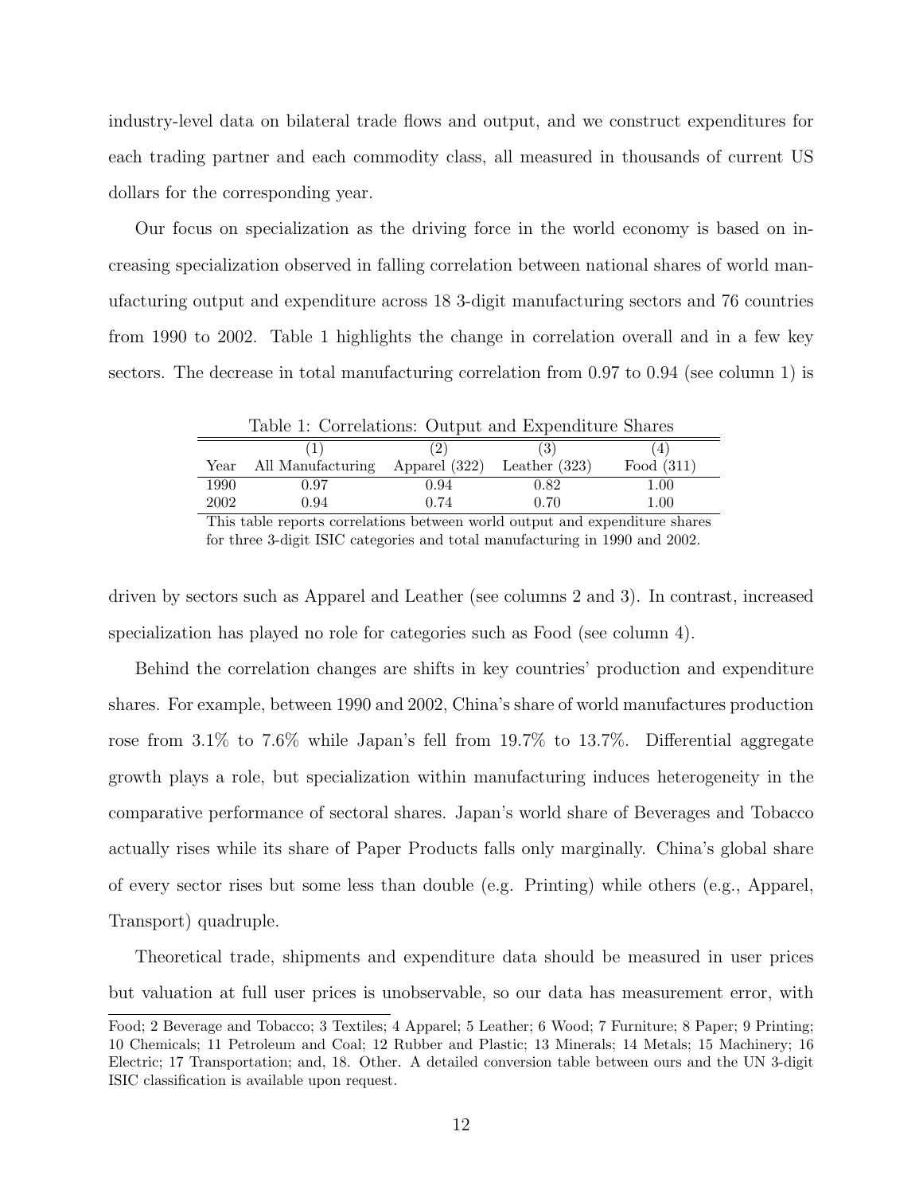industry-level data on bilateral trade flows and output, and we construct expenditures for each trading partner and each commodity class, all measured in thousands of current US dollars for the corresponding year.

Our focus on specialization as the driving force in the world economy is based on increasing specialization observed in falling correlation between national shares of world manufacturing output and expenditure across 18 3-digit manufacturing sectors and 76 countries from 1990 to 2002. Table 1 highlights the change in correlation overall and in a few key sectors. The decrease in total manufacturing correlation from 0.97 to 0.94 (see column 1) is

Table 1: Correlations: Output and Expenditure Shares

| | (1) | (2) | (3) | (4) |
|---|---|---|---|---|
| Year | All Manufacturing | Apparel (322) | Leather (323) | Food (311) |
| 1990 | 0.97 | 0.94 | 0.82 | 1.00 |
| 2002 | 0.94 | 0.74 | 0.70 | 1.00 |

This table reports correlations between world output and expenditure shares for three 3-digit ISIC categories and total manufacturing in 1990 and 2002.

driven by sectors such as Apparel and Leather (see columns 2 and 3). In contrast, increased specialization has played no role for categories such as Food (see column 4).

Behind the correlation changes are shifts in key countries' production and expenditure shares. For example, between 1990 and 2002, China's share of world manufactures production rose from 3.1% to 7.6% while Japan's fell from 19.7% to 13.7%. Differential aggregate growth plays a role, but specialization within manufacturing induces heterogeneity in the comparative performance of sectoral shares. Japan's world share of Beverages and Tobacco actually rises while its share of Paper Products falls only marginally. China's global share of every sector rises but some less than double (e.g. Printing) while others (e.g., Apparel, Transport) quadruple.

Theoretical trade, shipments and expenditure data should be measured in user prices but valuation at full user prices is unobservable, so our data has measurement error, with

Food; 2 Beverage and Tobacco; 3 Textiles; 4 Apparel; 5 Leather; 6 Wood; 7 Furniture; 8 Paper; 9 Printing; 10 Chemicals; 11 Petroleum and Coal; 12 Rubber and Plastic; 13 Minerals; 14 Metals; 15 Machinery; 16 Electric; 17 Transportation; and, 18. Other. A detailed conversion table between ours and the UN 3-digit ISIC classification is available upon request.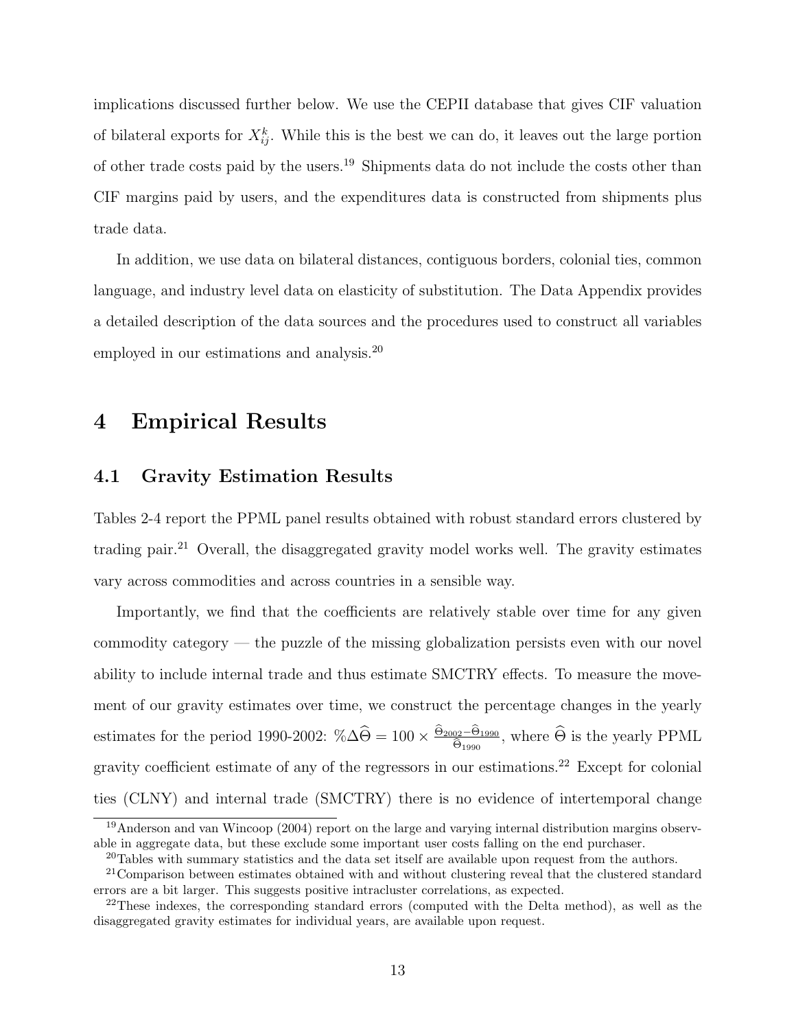implications discussed further below. We use the CEPII database that gives CIF valuation of bilateral exports for $X_{ij}^k$. While this is the best we can do, it leaves out the large portion of other trade costs paid by the users.[19] Shipments data do not include the costs other than CIF margins paid by users, and the expenditures data is constructed from shipments plus trade data.

In addition, we use data on bilateral distances, contiguous borders, colonial ties, common language, and industry level data on elasticity of substitution. The Data Appendix provides a detailed description of the data sources and the procedures used to construct all variables employed in our estimations and analysis.[20]

# 4 Empirical Results

## 4.1 Gravity Estimation Results

Tables 2-4 report the PPML panel results obtained with robust standard errors clustered by trading pair.[21] Overall, the disaggregated gravity model works well. The gravity estimates vary across commodities and across countries in a sensible way.

Importantly, we find that the coefficients are relatively stable over time for any given commodity category — the puzzle of the missing globalization persists even with our novel ability to include internal trade and thus estimate SMCTRY effects. To measure the movement of our gravity estimates over time, we construct the percentage changes in the yearly estimates for the period 1990-2002: $\%\Delta\widehat{\Theta} = 100 \times \frac{\widehat{\Theta}_{2002} - \widehat{\Theta}_{1990}}{\widehat{\Theta}_{1990}}$, where $\widehat{\Theta}$ is the yearly PPML gravity coefficient estimate of any of the regressors in our estimations.[22] Except for colonial ties (CLNY) and internal trade (SMCTRY) there is no evidence of intertemporal change

[19] Anderson and van Wincoop (2004) report on the large and varying internal distribution margins observable in aggregate data, but these exclude some important user costs falling on the end purchaser.

[20] Tables with summary statistics and the data set itself are available upon request from the authors.

[21] Comparison between estimates obtained with and without clustering reveal that the clustered standard errors are a bit larger. This suggests positive intracluster correlations, as expected.

[22] These indexes, the corresponding standard errors (computed with the Delta method), as well as the disaggregated gravity estimates for individual years, are available upon request.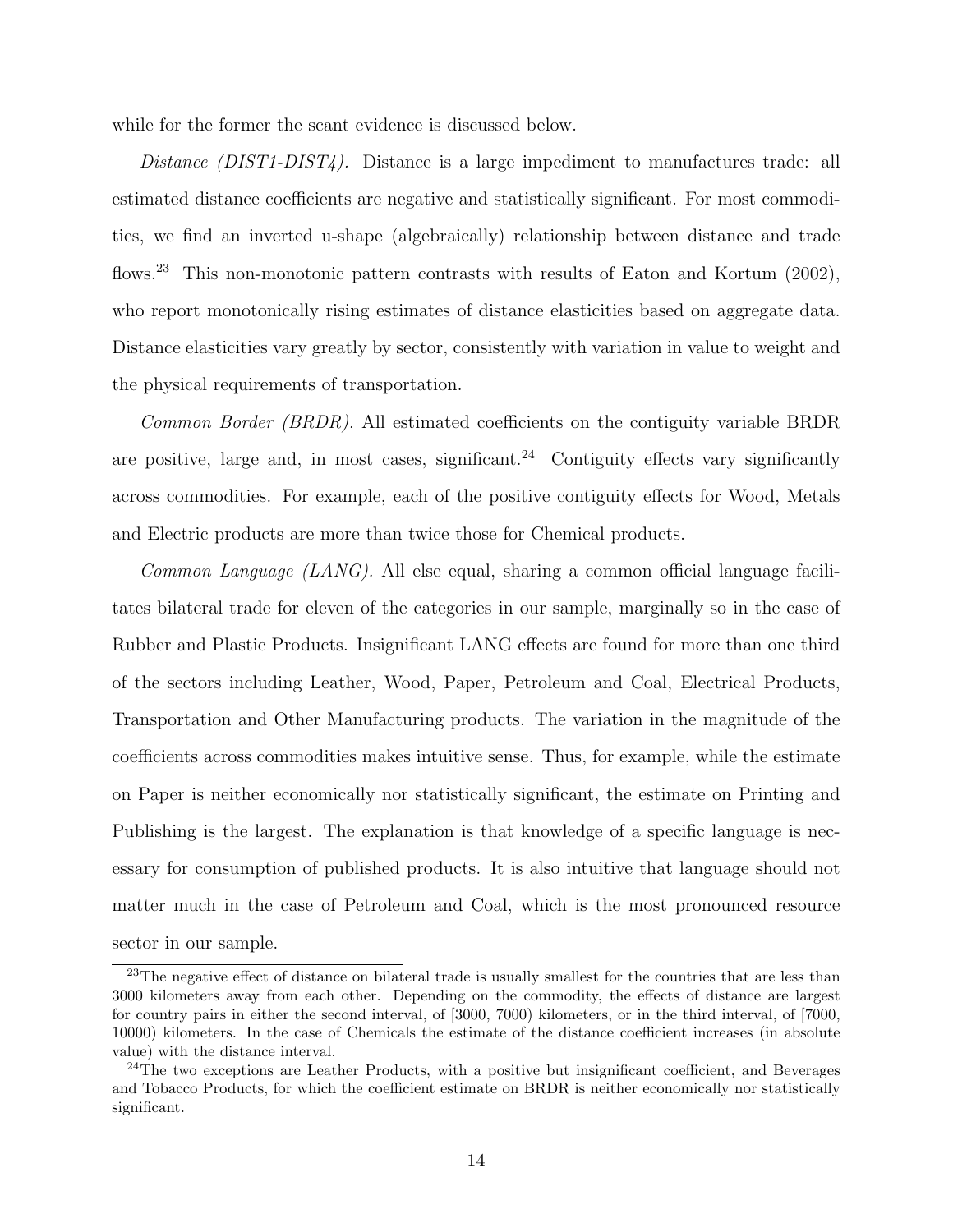while for the former the scant evidence is discussed below.

*Distance (DIST1-DIST4).* Distance is a large impediment to manufactures trade: all estimated distance coefficients are negative and statistically significant. For most commodities, we find an inverted u-shape (algebraically) relationship between distance and trade flows.[23] This non-monotonic pattern contrasts with results of Eaton and Kortum (2002), who report monotonically rising estimates of distance elasticities based on aggregate data. Distance elasticities vary greatly by sector, consistently with variation in value to weight and the physical requirements of transportation.

*Common Border (BRDR).* All estimated coefficients on the contiguity variable BRDR are positive, large and, in most cases, significant.[24] Contiguity effects vary significantly across commodities. For example, each of the positive contiguity effects for Wood, Metals and Electric products are more than twice those for Chemical products.

*Common Language (LANG).* All else equal, sharing a common official language facilitates bilateral trade for eleven of the categories in our sample, marginally so in the case of Rubber and Plastic Products. Insignificant LANG effects are found for more than one third of the sectors including Leather, Wood, Paper, Petroleum and Coal, Electrical Products, Transportation and Other Manufacturing products. The variation in the magnitude of the coefficients across commodities makes intuitive sense. Thus, for example, while the estimate on Paper is neither economically nor statistically significant, the estimate on Printing and Publishing is the largest. The explanation is that knowledge of a specific language is necessary for consumption of published products. It is also intuitive that language should not matter much in the case of Petroleum and Coal, which is the most pronounced resource sector in our sample.

[23] The negative effect of distance on bilateral trade is usually smallest for the countries that are less than 3000 kilometers away from each other. Depending on the commodity, the effects of distance are largest for country pairs in either the second interval, of [3000, 7000) kilometers, or in the third interval, of [7000, 10000) kilometers. In the case of Chemicals the estimate of the distance coefficient increases (in absolute value) with the distance interval.

[24] The two exceptions are Leather Products, with a positive but insignificant coefficient, and Beverages and Tobacco Products, for which the coefficient estimate on BRDR is neither economically nor statistically significant.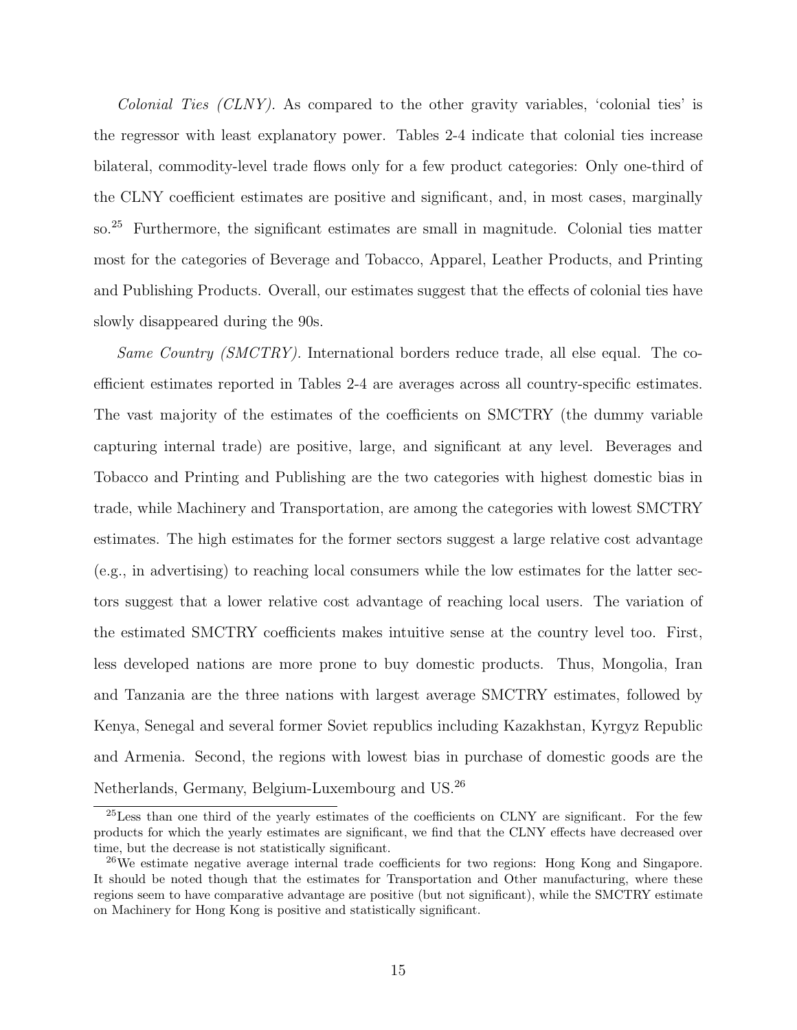*Colonial Ties (CLNY).* As compared to the other gravity variables, 'colonial ties' is the regressor with least explanatory power. Tables 2-4 indicate that colonial ties increase bilateral, commodity-level trade flows only for a few product categories: Only one-third of the CLNY coefficient estimates are positive and significant, and, in most cases, marginally so.[25] Furthermore, the significant estimates are small in magnitude. Colonial ties matter most for the categories of Beverage and Tobacco, Apparel, Leather Products, and Printing and Publishing Products. Overall, our estimates suggest that the effects of colonial ties have slowly disappeared during the 90s.

*Same Country (SMCTRY).* International borders reduce trade, all else equal. The coefficient estimates reported in Tables 2-4 are averages across all country-specific estimates. The vast majority of the estimates of the coefficients on SMCTRY (the dummy variable capturing internal trade) are positive, large, and significant at any level. Beverages and Tobacco and Printing and Publishing are the two categories with highest domestic bias in trade, while Machinery and Transportation, are among the categories with lowest SMCTRY estimates. The high estimates for the former sectors suggest a large relative cost advantage (e.g., in advertising) to reaching local consumers while the low estimates for the latter sectors suggest that a lower relative cost advantage of reaching local users. The variation of the estimated SMCTRY coefficients makes intuitive sense at the country level too. First, less developed nations are more prone to buy domestic products. Thus, Mongolia, Iran and Tanzania are the three nations with largest average SMCTRY estimates, followed by Kenya, Senegal and several former Soviet republics including Kazakhstan, Kyrgyz Republic and Armenia. Second, the regions with lowest bias in purchase of domestic goods are the Netherlands, Germany, Belgium-Luxembourg and US.[26]

[25] Less than one third of the yearly estimates of the coefficients on CLNY are significant. For the few products for which the yearly estimates are significant, we find that the CLNY effects have decreased over time, but the decrease is not statistically significant.

[26] We estimate negative average internal trade coefficients for two regions: Hong Kong and Singapore. It should be noted though that the estimates for Transportation and Other manufacturing, where these regions seem to have comparative advantage are positive (but not significant), while the SMCTRY estimate on Machinery for Hong Kong is positive and statistically significant.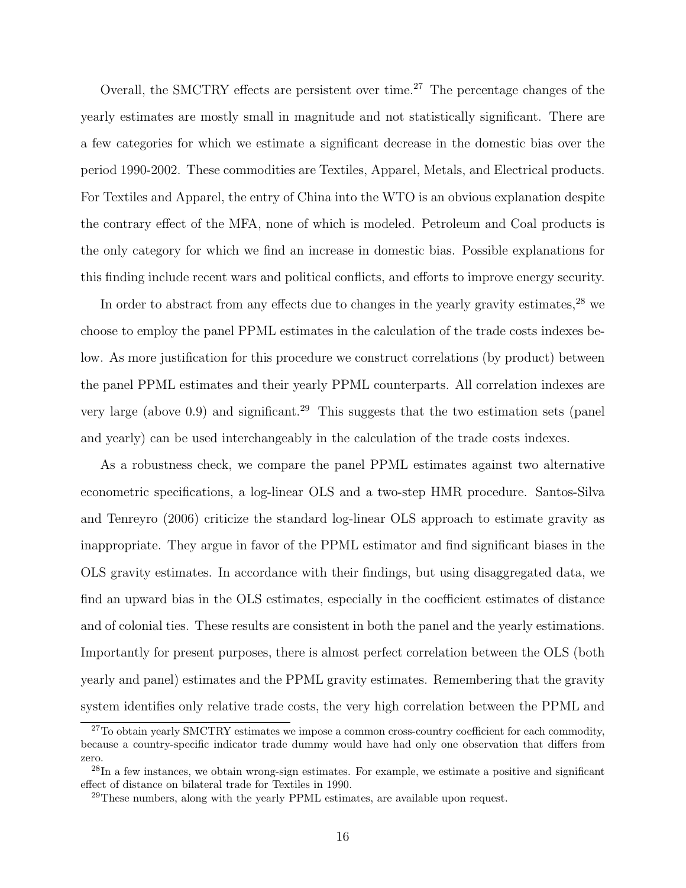Overall, the SMCTRY effects are persistent over time.[27] The percentage changes of the yearly estimates are mostly small in magnitude and not statistically significant. There are a few categories for which we estimate a significant decrease in the domestic bias over the period 1990-2002. These commodities are Textiles, Apparel, Metals, and Electrical products. For Textiles and Apparel, the entry of China into the WTO is an obvious explanation despite the contrary effect of the MFA, none of which is modeled. Petroleum and Coal products is the only category for which we find an increase in domestic bias. Possible explanations for this finding include recent wars and political conflicts, and efforts to improve energy security.

In order to abstract from any effects due to changes in the yearly gravity estimates,[28] we choose to employ the panel PPML estimates in the calculation of the trade costs indexes below. As more justification for this procedure we construct correlations (by product) between the panel PPML estimates and their yearly PPML counterparts. All correlation indexes are very large (above 0.9) and significant.[29] This suggests that the two estimation sets (panel and yearly) can be used interchangeably in the calculation of the trade costs indexes.

As a robustness check, we compare the panel PPML estimates against two alternative econometric specifications, a log-linear OLS and a two-step HMR procedure. Santos-Silva and Tenreyro (2006) criticize the standard log-linear OLS approach to estimate gravity as inappropriate. They argue in favor of the PPML estimator and find significant biases in the OLS gravity estimates. In accordance with their findings, but using disaggregated data, we find an upward bias in the OLS estimates, especially in the coefficient estimates of distance and of colonial ties. These results are consistent in both the panel and the yearly estimations. Importantly for present purposes, there is almost perfect correlation between the OLS (both yearly and panel) estimates and the PPML gravity estimates. Remembering that the gravity system identifies only relative trade costs, the very high correlation between the PPML and

[27] To obtain yearly SMCTRY estimates we impose a common cross-country coefficient for each commodity, because a country-specific indicator trade dummy would have had only one observation that differs from zero.

[28] In a few instances, we obtain wrong-sign estimates. For example, we estimate a positive and significant effect of distance on bilateral trade for Textiles in 1990.

[29] These numbers, along with the yearly PPML estimates, are available upon request.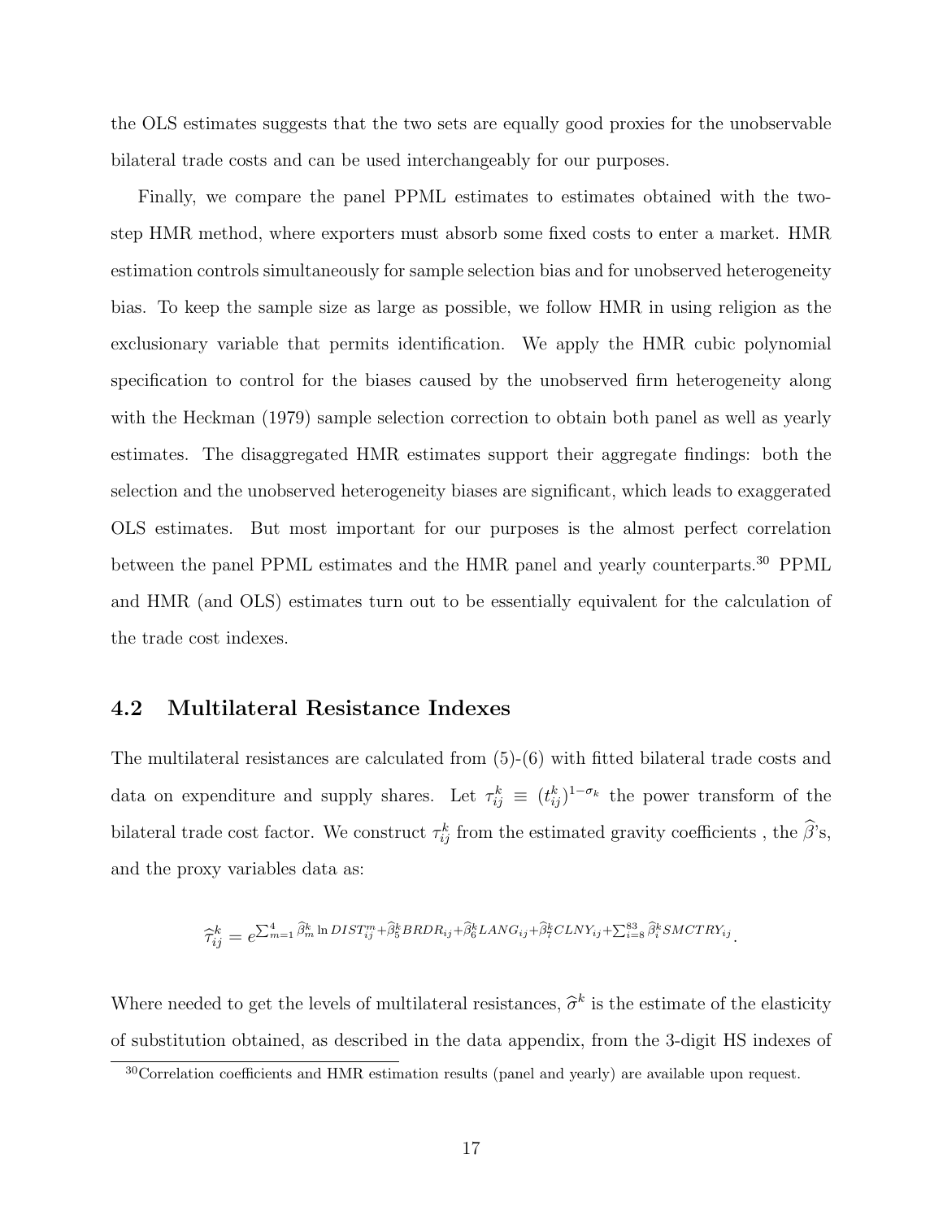the OLS estimates suggests that the two sets are equally good proxies for the unobservable bilateral trade costs and can be used interchangeably for our purposes.

Finally, we compare the panel PPML estimates to estimates obtained with the two-step HMR method, where exporters must absorb some fixed costs to enter a market. HMR estimation controls simultaneously for sample selection bias and for unobserved heterogeneity bias. To keep the sample size as large as possible, we follow HMR in using religion as the exclusionary variable that permits identification. We apply the HMR cubic polynomial specification to control for the biases caused by the unobserved firm heterogeneity along with the Heckman (1979) sample selection correction to obtain both panel as well as yearly estimates. The disaggregated HMR estimates support their aggregate findings: both the selection and the unobserved heterogeneity biases are significant, which leads to exaggerated OLS estimates. But most important for our purposes is the almost perfect correlation between the panel PPML estimates and the HMR panel and yearly counterparts.[30] PPML and HMR (and OLS) estimates turn out to be essentially equivalent for the calculation of the trade cost indexes.

## 4.2 Multilateral Resistance Indexes

The multilateral resistances are calculated from (5)-(6) with fitted bilateral trade costs and data on expenditure and supply shares. Let $\tau_{ij}^k \equiv (t_{ij}^k)^{1-\sigma_k}$ the power transform of the bilateral trade cost factor. We construct $\tau_{ij}^k$ from the estimated gravity coefficients , the $\widehat{\beta}$'s, and the proxy variables data as:

$$\widehat{\tau}_{ij}^k = e^{\sum_{m=1}^{4} \widehat{\beta}_m^k \ln DIST_{ij}^m + \widehat{\beta}_5^k BRDR_{ij} + \widehat{\beta}_6^k LANG_{ij} + \widehat{\beta}_7^k CLNY_{ij} + \sum_{i=8}^{83} \widehat{\beta}_i^k SMCTRY_{ij}}.$$

Where needed to get the levels of multilateral resistances, $\widehat{\sigma}^k$ is the estimate of the elasticity of substitution obtained, as described in the data appendix, from the 3-digit HS indexes of

[30] Correlation coefficients and HMR estimation results (panel and yearly) are available upon request.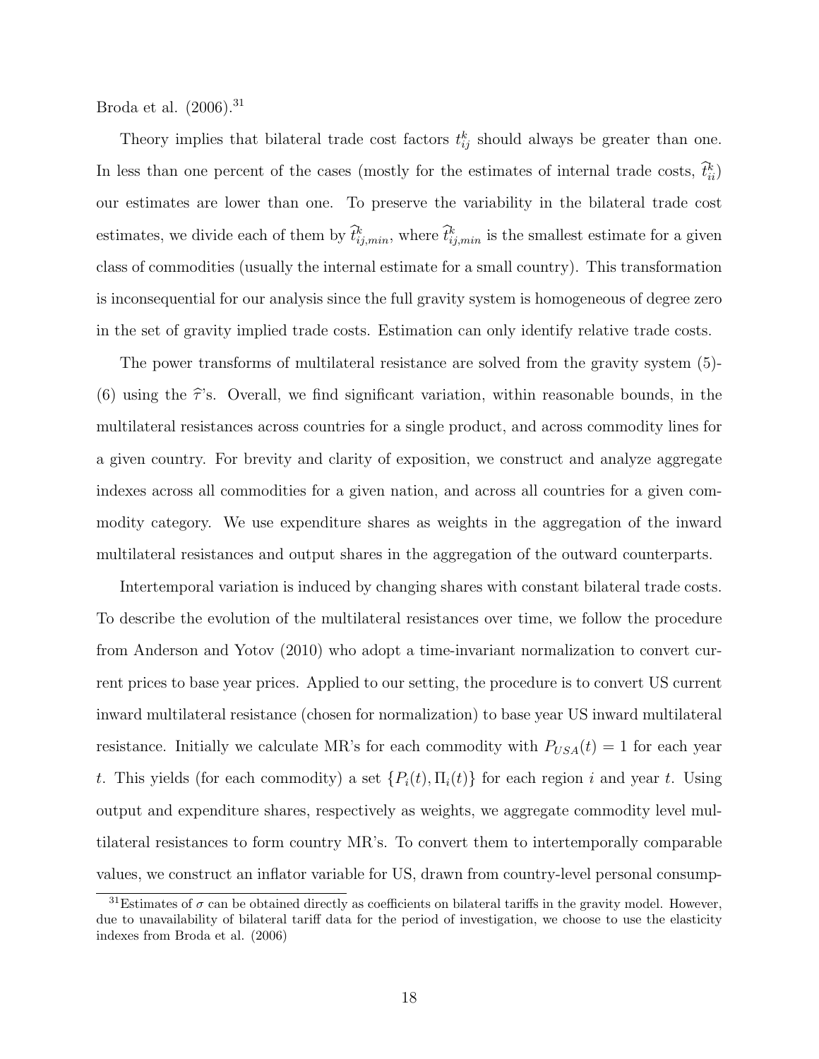Broda et al. (2006).[31]

Theory implies that bilateral trade cost factors $t_{ij}^k$ should always be greater than one. In less than one percent of the cases (mostly for the estimates of internal trade costs, $\widehat{t}_{ii}^k$) our estimates are lower than one. To preserve the variability in the bilateral trade cost estimates, we divide each of them by $\widehat{t}_{ij,min}^k$, where $\widehat{t}_{ij,min}^k$ is the smallest estimate for a given class of commodities (usually the internal estimate for a small country). This transformation is inconsequential for our analysis since the full gravity system is homogeneous of degree zero in the set of gravity implied trade costs. Estimation can only identify relative trade costs.

The power transforms of multilateral resistance are solved from the gravity system (5)-(6) using the $\widehat{\tau}$'s. Overall, we find significant variation, within reasonable bounds, in the multilateral resistances across countries for a single product, and across commodity lines for a given country. For brevity and clarity of exposition, we construct and analyze aggregate indexes across all commodities for a given nation, and across all countries for a given commodity category. We use expenditure shares as weights in the aggregation of the inward multilateral resistances and output shares in the aggregation of the outward counterparts.

Intertemporal variation is induced by changing shares with constant bilateral trade costs. To describe the evolution of the multilateral resistances over time, we follow the procedure from Anderson and Yotov (2010) who adopt a time-invariant normalization to convert current prices to base year prices. Applied to our setting, the procedure is to convert US current inward multilateral resistance (chosen for normalization) to base year US inward multilateral resistance. Initially we calculate MR's for each commodity with $P_{USA}(t) = 1$ for each year $t$. This yields (for each commodity) a set $\{P_i(t), \Pi_i(t)\}$ for each region $i$ and year $t$. Using output and expenditure shares, respectively as weights, we aggregate commodity level multilateral resistances to form country MR's. To convert them to intertemporally comparable values, we construct an inflator variable for US, drawn from country-level personal consump-

[31] Estimates of $\sigma$ can be obtained directly as coefficients on bilateral tariffs in the gravity model. However, due to unavailability of bilateral tariff data for the period of investigation, we choose to use the elasticity indexes from Broda et al. (2006)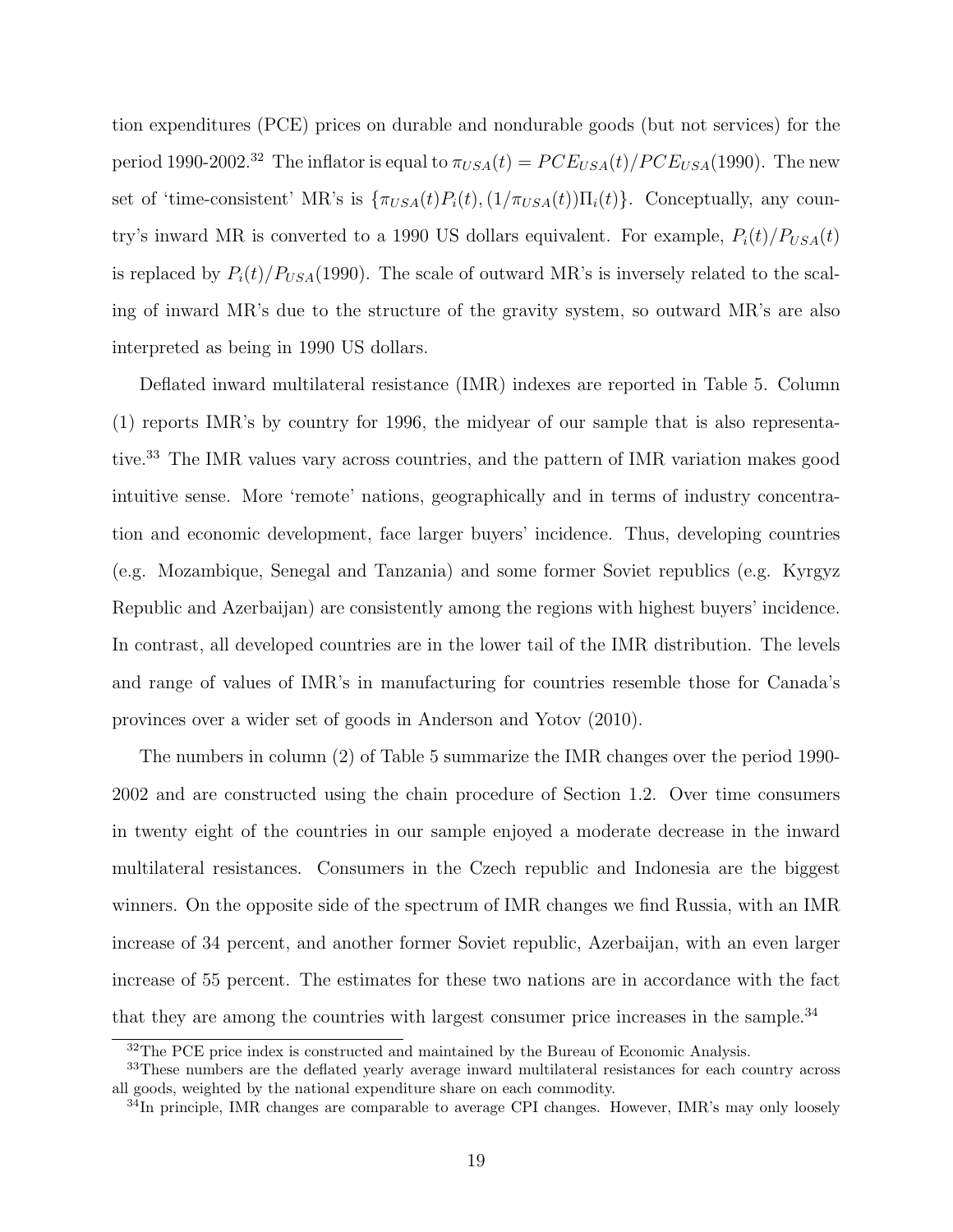tion expenditures (PCE) prices on durable and nondurable goods (but not services) for the period 1990-2002.[32] The inflator is equal to $\pi_{USA}(t) = PCE_{USA}(t)/PCE_{USA}(1990)$. The new set of 'time-consistent' MR's is $\{\pi_{USA}(t)P_i(t), (1/\pi_{USA}(t))\Pi_i(t)\}$. Conceptually, any country's inward MR is converted to a 1990 US dollars equivalent. For example, $P_i(t)/P_{USA}(t)$ is replaced by $P_i(t)/P_{USA}(1990)$. The scale of outward MR's is inversely related to the scaling of inward MR's due to the structure of the gravity system, so outward MR's are also interpreted as being in 1990 US dollars.

Deflated inward multilateral resistance (IMR) indexes are reported in Table 5. Column (1) reports IMR's by country for 1996, the midyear of our sample that is also representative.[33] The IMR values vary across countries, and the pattern of IMR variation makes good intuitive sense. More 'remote' nations, geographically and in terms of industry concentration and economic development, face larger buyers' incidence. Thus, developing countries (e.g. Mozambique, Senegal and Tanzania) and some former Soviet republics (e.g. Kyrgyz Republic and Azerbaijan) are consistently among the regions with highest buyers' incidence. In contrast, all developed countries are in the lower tail of the IMR distribution. The levels and range of values of IMR's in manufacturing for countries resemble those for Canada's provinces over a wider set of goods in Anderson and Yotov (2010).

The numbers in column (2) of Table 5 summarize the IMR changes over the period 1990-2002 and are constructed using the chain procedure of Section 1.2. Over time consumers in twenty eight of the countries in our sample enjoyed a moderate decrease in the inward multilateral resistances. Consumers in the Czech republic and Indonesia are the biggest winners. On the opposite side of the spectrum of IMR changes we find Russia, with an IMR increase of 34 percent, and another former Soviet republic, Azerbaijan, with an even larger increase of 55 percent. The estimates for these two nations are in accordance with the fact that they are among the countries with largest consumer price increases in the sample.[34]

[32] The PCE price index is constructed and maintained by the Bureau of Economic Analysis.

[33] These numbers are the deflated yearly average inward multilateral resistances for each country across all goods, weighted by the national expenditure share on each commodity.

[34] In principle, IMR changes are comparable to average CPI changes. However, IMR's may only loosely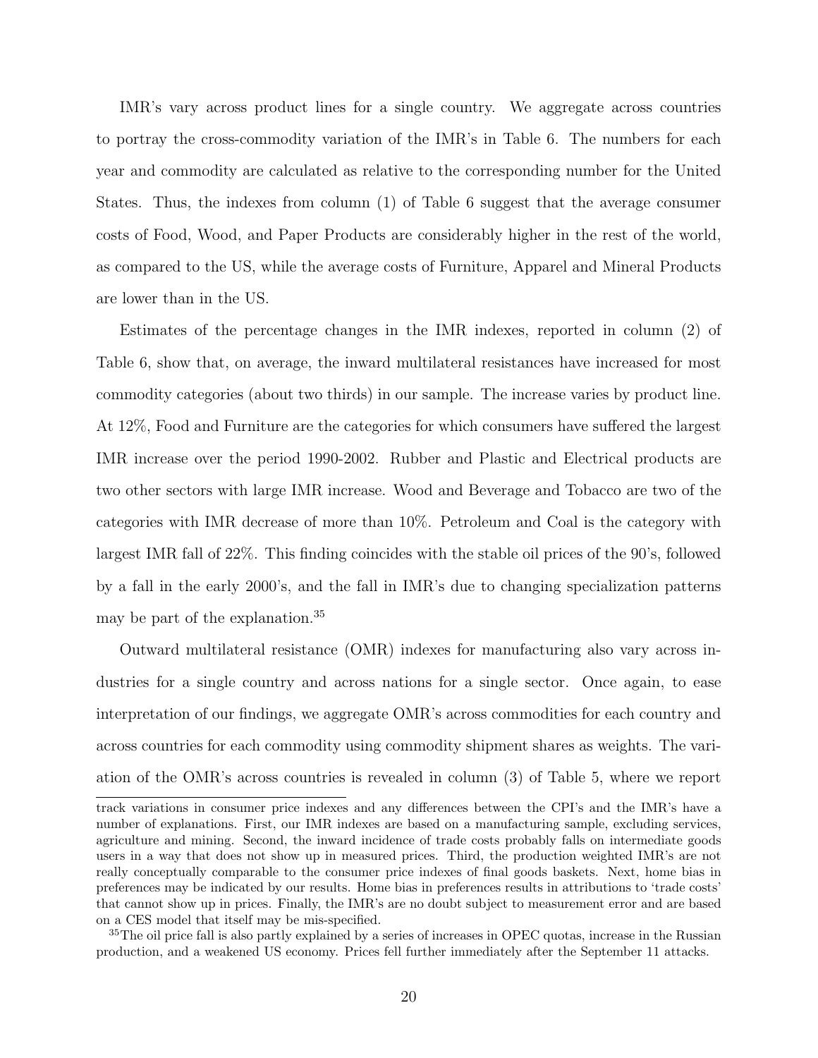IMR's vary across product lines for a single country. We aggregate across countries to portray the cross-commodity variation of the IMR's in Table 6. The numbers for each year and commodity are calculated as relative to the corresponding number for the United States. Thus, the indexes from column (1) of Table 6 suggest that the average consumer costs of Food, Wood, and Paper Products are considerably higher in the rest of the world, as compared to the US, while the average costs of Furniture, Apparel and Mineral Products are lower than in the US.

Estimates of the percentage changes in the IMR indexes, reported in column (2) of Table 6, show that, on average, the inward multilateral resistances have increased for most commodity categories (about two thirds) in our sample. The increase varies by product line. At 12%, Food and Furniture are the categories for which consumers have suffered the largest IMR increase over the period 1990-2002. Rubber and Plastic and Electrical products are two other sectors with large IMR increase. Wood and Beverage and Tobacco are two of the categories with IMR decrease of more than 10%. Petroleum and Coal is the category with largest IMR fall of 22%. This finding coincides with the stable oil prices of the 90's, followed by a fall in the early 2000's, and the fall in IMR's due to changing specialization patterns may be part of the explanation.[35]

Outward multilateral resistance (OMR) indexes for manufacturing also vary across industries for a single country and across nations for a single sector. Once again, to ease interpretation of our findings, we aggregate OMR's across commodities for each country and across countries for each commodity using commodity shipment shares as weights. The variation of the OMR's across countries is revealed in column (3) of Table 5, where we report

track variations in consumer price indexes and any differences between the CPI's and the IMR's have a number of explanations. First, our IMR indexes are based on a manufacturing sample, excluding services, agriculture and mining. Second, the inward incidence of trade costs probably falls on intermediate goods users in a way that does not show up in measured prices. Third, the production weighted IMR's are not really conceptually comparable to the consumer price indexes of final goods baskets. Next, home bias in preferences may be indicated by our results. Home bias in preferences results in attributions to 'trade costs' that cannot show up in prices. Finally, the IMR's are no doubt subject to measurement error and are based on a CES model that itself may be mis-specified.

[35]The oil price fall is also partly explained by a series of increases in OPEC quotas, increase in the Russian production, and a weakened US economy. Prices fell further immediately after the September 11 attacks.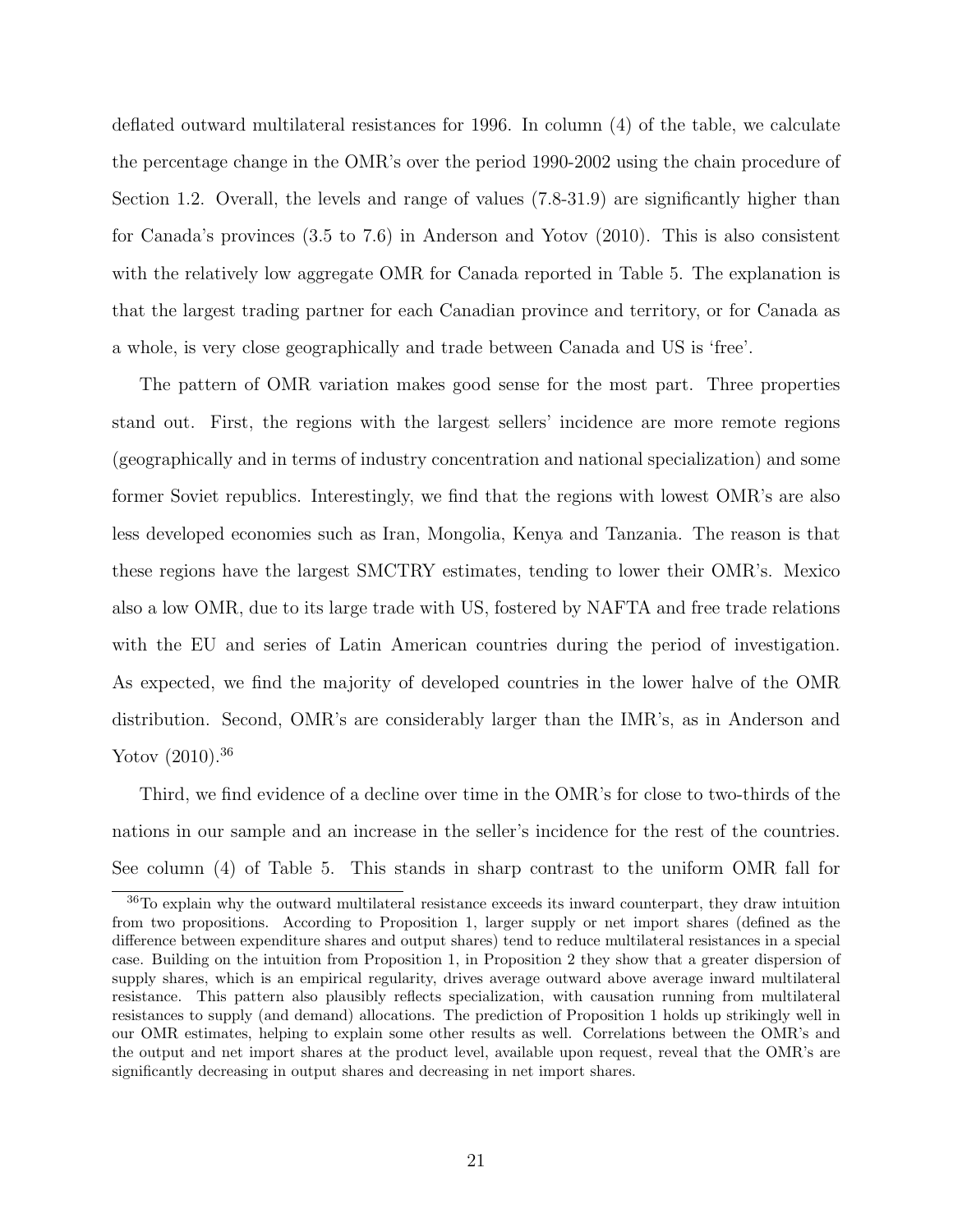deflated outward multilateral resistances for 1996. In column (4) of the table, we calculate the percentage change in the OMR's over the period 1990-2002 using the chain procedure of Section 1.2. Overall, the levels and range of values (7.8-31.9) are significantly higher than for Canada's provinces (3.5 to 7.6) in Anderson and Yotov (2010). This is also consistent with the relatively low aggregate OMR for Canada reported in Table 5. The explanation is that the largest trading partner for each Canadian province and territory, or for Canada as a whole, is very close geographically and trade between Canada and US is 'free'.

The pattern of OMR variation makes good sense for the most part. Three properties stand out. First, the regions with the largest sellers' incidence are more remote regions (geographically and in terms of industry concentration and national specialization) and some former Soviet republics. Interestingly, we find that the regions with lowest OMR's are also less developed economies such as Iran, Mongolia, Kenya and Tanzania. The reason is that these regions have the largest SMCTRY estimates, tending to lower their OMR's. Mexico also a low OMR, due to its large trade with US, fostered by NAFTA and free trade relations with the EU and series of Latin American countries during the period of investigation. As expected, we find the majority of developed countries in the lower halve of the OMR distribution. Second, OMR's are considerably larger than the IMR's, as in Anderson and Yotov (2010).[36]

Third, we find evidence of a decline over time in the OMR's for close to two-thirds of the nations in our sample and an increase in the seller's incidence for the rest of the countries. See column (4) of Table 5. This stands in sharp contrast to the uniform OMR fall for

[36] To explain why the outward multilateral resistance exceeds its inward counterpart, they draw intuition from two propositions. According to Proposition 1, larger supply or net import shares (defined as the difference between expenditure shares and output shares) tend to reduce multilateral resistances in a special case. Building on the intuition from Proposition 1, in Proposition 2 they show that a greater dispersion of supply shares, which is an empirical regularity, drives average outward above average inward multilateral resistance. This pattern also plausibly reflects specialization, with causation running from multilateral resistances to supply (and demand) allocations. The prediction of Proposition 1 holds up strikingly well in our OMR estimates, helping to explain some other results as well. Correlations between the OMR's and the output and net import shares at the product level, available upon request, reveal that the OMR's are significantly decreasing in output shares and decreasing in net import shares.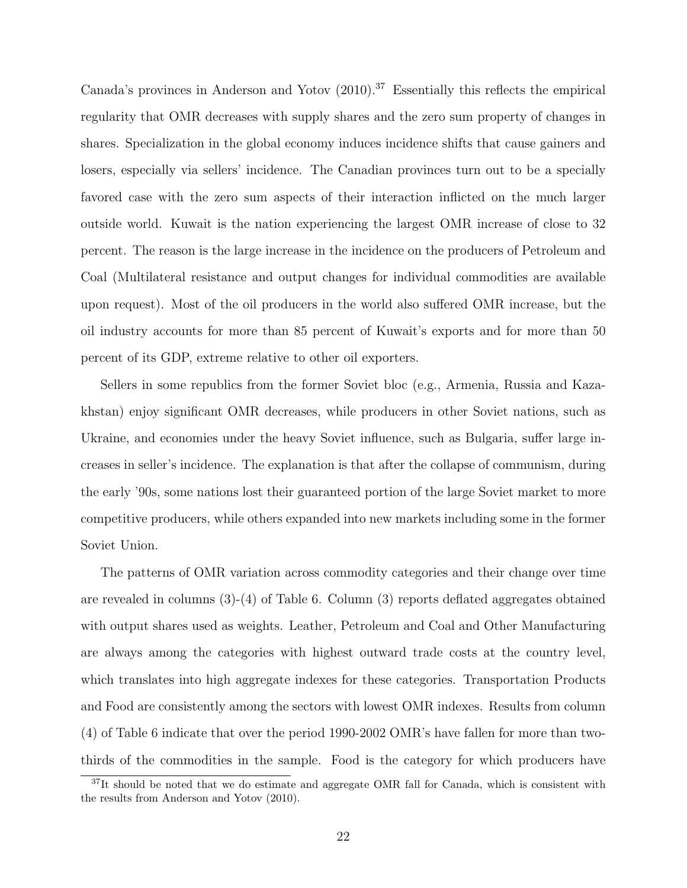Canada's provinces in Anderson and Yotov (2010).[37] Essentially this reflects the empirical regularity that OMR decreases with supply shares and the zero sum property of changes in shares. Specialization in the global economy induces incidence shifts that cause gainers and losers, especially via sellers' incidence. The Canadian provinces turn out to be a specially favored case with the zero sum aspects of their interaction inflicted on the much larger outside world. Kuwait is the nation experiencing the largest OMR increase of close to 32 percent. The reason is the large increase in the incidence on the producers of Petroleum and Coal (Multilateral resistance and output changes for individual commodities are available upon request). Most of the oil producers in the world also suffered OMR increase, but the oil industry accounts for more than 85 percent of Kuwait's exports and for more than 50 percent of its GDP, extreme relative to other oil exporters.

Sellers in some republics from the former Soviet bloc (e.g., Armenia, Russia and Kazakhstan) enjoy significant OMR decreases, while producers in other Soviet nations, such as Ukraine, and economies under the heavy Soviet influence, such as Bulgaria, suffer large increases in seller's incidence. The explanation is that after the collapse of communism, during the early '90s, some nations lost their guaranteed portion of the large Soviet market to more competitive producers, while others expanded into new markets including some in the former Soviet Union.

The patterns of OMR variation across commodity categories and their change over time are revealed in columns (3)-(4) of Table 6. Column (3) reports deflated aggregates obtained with output shares used as weights. Leather, Petroleum and Coal and Other Manufacturing are always among the categories with highest outward trade costs at the country level, which translates into high aggregate indexes for these categories. Transportation Products and Food are consistently among the sectors with lowest OMR indexes. Results from column (4) of Table 6 indicate that over the period 1990-2002 OMR's have fallen for more than two-thirds of the commodities in the sample. Food is the category for which producers have

[37]It should be noted that we do estimate and aggregate OMR fall for Canada, which is consistent with the results from Anderson and Yotov (2010).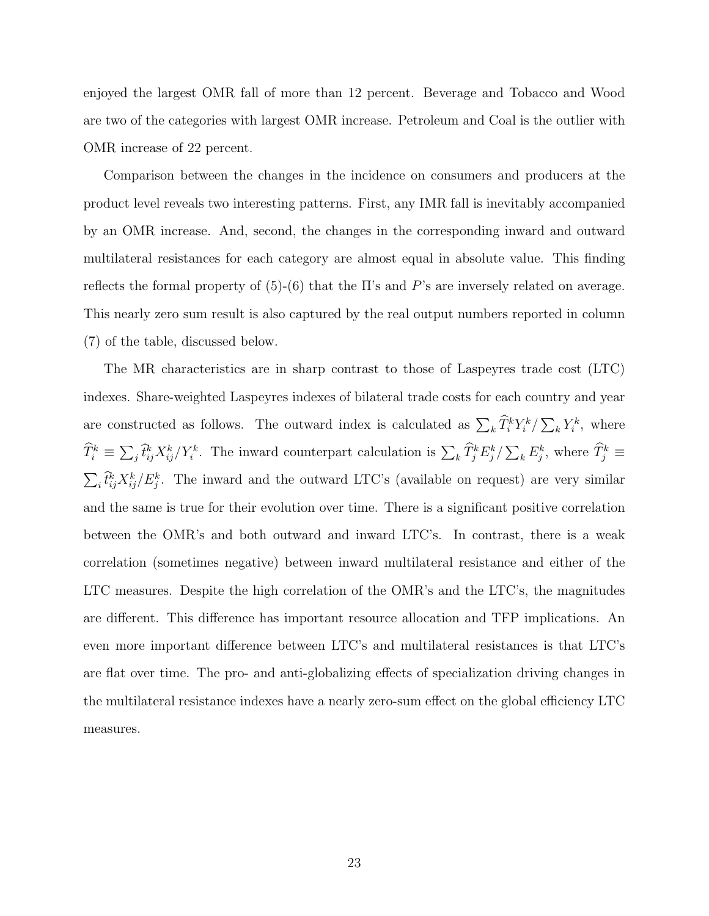enjoyed the largest OMR fall of more than 12 percent. Beverage and Tobacco and Wood are two of the categories with largest OMR increase. Petroleum and Coal is the outlier with OMR increase of 22 percent.

Comparison between the changes in the incidence on consumers and producers at the product level reveals two interesting patterns. First, any IMR fall is inevitably accompanied by an OMR increase. And, second, the changes in the corresponding inward and outward multilateral resistances for each category are almost equal in absolute value. This finding reflects the formal property of (5)-(6) that the Π's and $P$'s are inversely related on average. This nearly zero sum result is also captured by the real output numbers reported in column (7) of the table, discussed below.

The MR characteristics are in sharp contrast to those of Laspeyres trade cost (LTC) indexes. Share-weighted Laspeyres indexes of bilateral trade costs for each country and year are constructed as follows. The outward index is calculated as $\sum_k \widehat{T}_i^k Y_i^k / \sum_k Y_i^k$, where $\widehat{T}_i^k \equiv \sum_j \widehat{t}_{ij}^k X_{ij}^k / Y_i^k$. The inward counterpart calculation is $\sum_k \widehat{T}_j^k E_j^k / \sum_k E_j^k$, where $\widehat{T}_j^k \equiv \sum_i \widehat{t}_{ij}^k X_{ij}^k / E_j^k$. The inward and the outward LTC's (available on request) are very similar and the same is true for their evolution over time. There is a significant positive correlation between the OMR's and both outward and inward LTC's. In contrast, there is a weak correlation (sometimes negative) between inward multilateral resistance and either of the LTC measures. Despite the high correlation of the OMR's and the LTC's, the magnitudes are different. This difference has important resource allocation and TFP implications. An even more important difference between LTC's and multilateral resistances is that LTC's are flat over time. The pro- and anti-globalizing effects of specialization driving changes in the multilateral resistance indexes have a nearly zero-sum effect on the global efficiency LTC measures.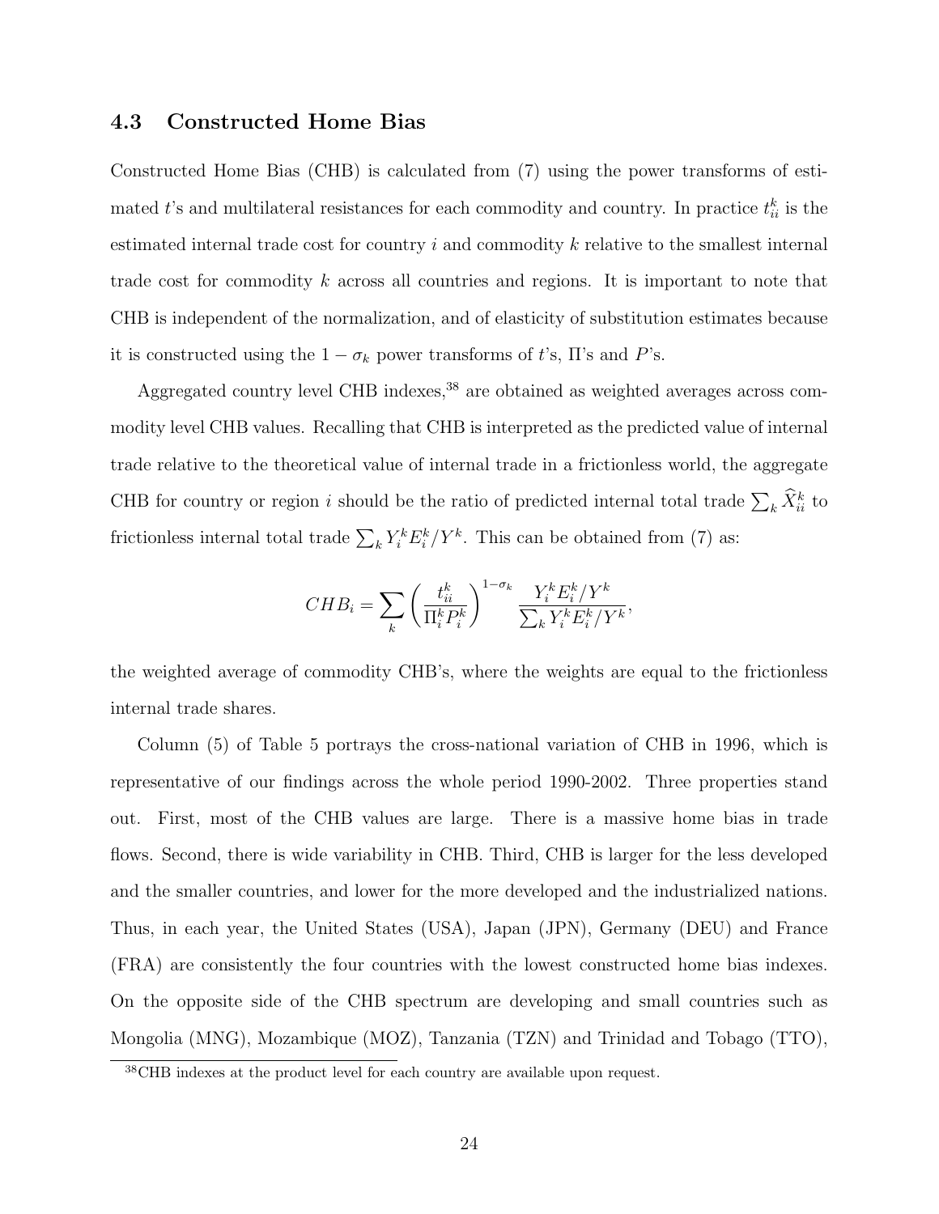### 4.3 Constructed Home Bias

Constructed Home Bias (CHB) is calculated from (7) using the power transforms of estimated $t$'s and multilateral resistances for each commodity and country. In practice $t_{ii}^k$ is the estimated internal trade cost for country $i$ and commodity $k$ relative to the smallest internal trade cost for commodity $k$ across all countries and regions. It is important to note that CHB is independent of the normalization, and of elasticity of substitution estimates because it is constructed using the $1 - \sigma_k$ power transforms of $t$'s, $\Pi$'s and $P$'s.

Aggregated country level CHB indexes,[38] are obtained as weighted averages across commodity level CHB values. Recalling that CHB is interpreted as the predicted value of internal trade relative to the theoretical value of internal trade in a frictionless world, the aggregate CHB for country or region $i$ should be the ratio of predicted internal total trade $\sum_k \widehat{X}_{ii}^k$ to frictionless internal total trade $\sum_k Y_i^k E_i^k / Y^k$. This can be obtained from (7) as:

$$CHB_i = \sum_k \left( \frac{t_{ii}^k}{\Pi_i^k P_i^k} \right)^{1-\sigma_k} \frac{Y_i^k E_i^k / Y^k}{\sum_k Y_i^k E_i^k / Y^k},$$

the weighted average of commodity CHB's, where the weights are equal to the frictionless internal trade shares.

Column (5) of Table 5 portrays the cross-national variation of CHB in 1996, which is representative of our findings across the whole period 1990-2002. Three properties stand out. First, most of the CHB values are large. There is a massive home bias in trade flows. Second, there is wide variability in CHB. Third, CHB is larger for the less developed and the smaller countries, and lower for the more developed and the industrialized nations. Thus, in each year, the United States (USA), Japan (JPN), Germany (DEU) and France (FRA) are consistently the four countries with the lowest constructed home bias indexes. On the opposite side of the CHB spectrum are developing and small countries such as Mongolia (MNG), Mozambique (MOZ), Tanzania (TZN) and Trinidad and Tobago (TTO),

[38] CHB indexes at the product level for each country are available upon request.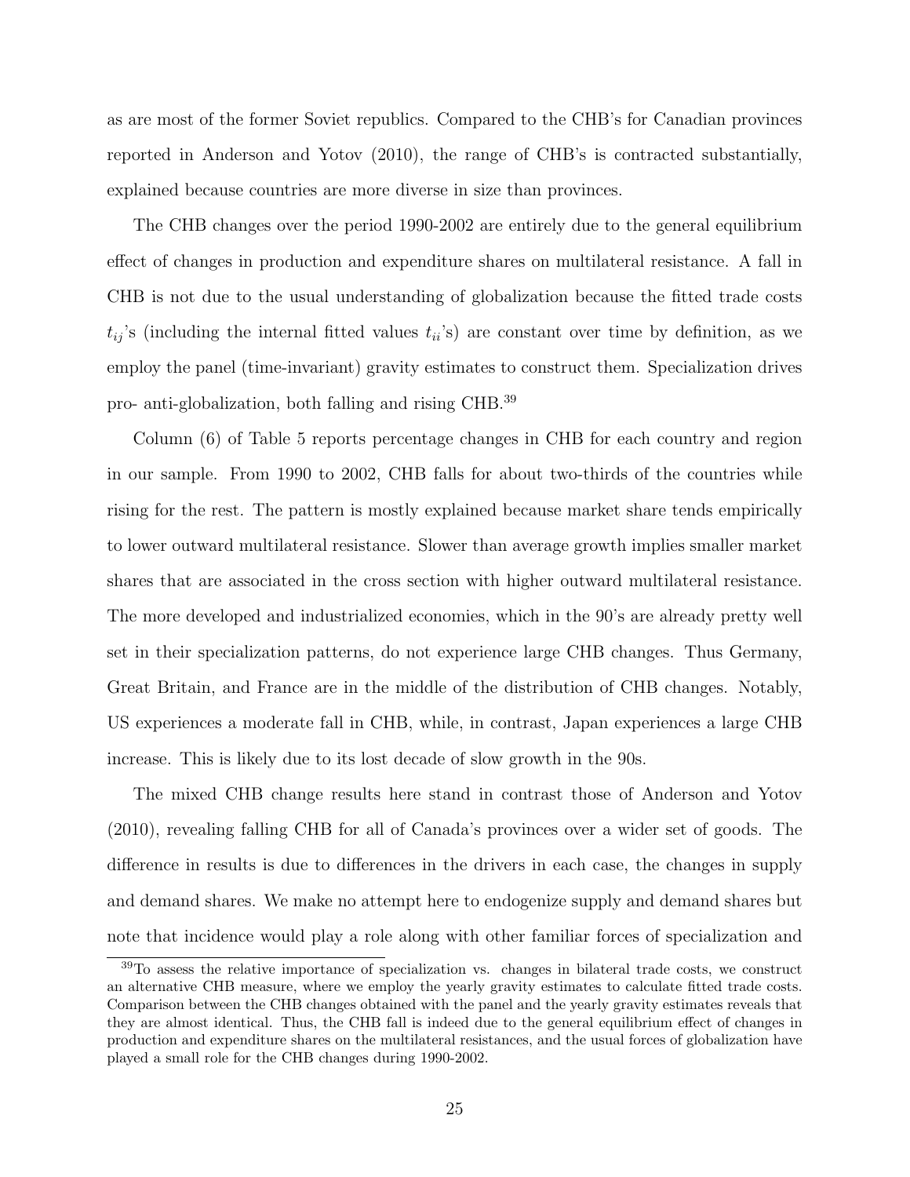as are most of the former Soviet republics. Compared to the CHB's for Canadian provinces reported in Anderson and Yotov (2010), the range of CHB's is contracted substantially, explained because countries are more diverse in size than provinces.

The CHB changes over the period 1990-2002 are entirely due to the general equilibrium effect of changes in production and expenditure shares on multilateral resistance. A fall in CHB is not due to the usual understanding of globalization because the fitted trade costs $t_{ij}$'s (including the internal fitted values $t_{ii}$'s) are constant over time by definition, as we employ the panel (time-invariant) gravity estimates to construct them. Specialization drives pro- anti-globalization, both falling and rising CHB.[39]

Column (6) of Table 5 reports percentage changes in CHB for each country and region in our sample. From 1990 to 2002, CHB falls for about two-thirds of the countries while rising for the rest. The pattern is mostly explained because market share tends empirically to lower outward multilateral resistance. Slower than average growth implies smaller market shares that are associated in the cross section with higher outward multilateral resistance. The more developed and industrialized economies, which in the 90's are already pretty well set in their specialization patterns, do not experience large CHB changes. Thus Germany, Great Britain, and France are in the middle of the distribution of CHB changes. Notably, US experiences a moderate fall in CHB, while, in contrast, Japan experiences a large CHB increase. This is likely due to its lost decade of slow growth in the 90s.

The mixed CHB change results here stand in contrast those of Anderson and Yotov (2010), revealing falling CHB for all of Canada's provinces over a wider set of goods. The difference in results is due to differences in the drivers in each case, the changes in supply and demand shares. We make no attempt here to endogenize supply and demand shares but note that incidence would play a role along with other familiar forces of specialization and

[39]To assess the relative importance of specialization vs. changes in bilateral trade costs, we construct an alternative CHB measure, where we employ the yearly gravity estimates to calculate fitted trade costs. Comparison between the CHB changes obtained with the panel and the yearly gravity estimates reveals that they are almost identical. Thus, the CHB fall is indeed due to the general equilibrium effect of changes in production and expenditure shares on the multilateral resistances, and the usual forces of globalization have played a small role for the CHB changes during 1990-2002.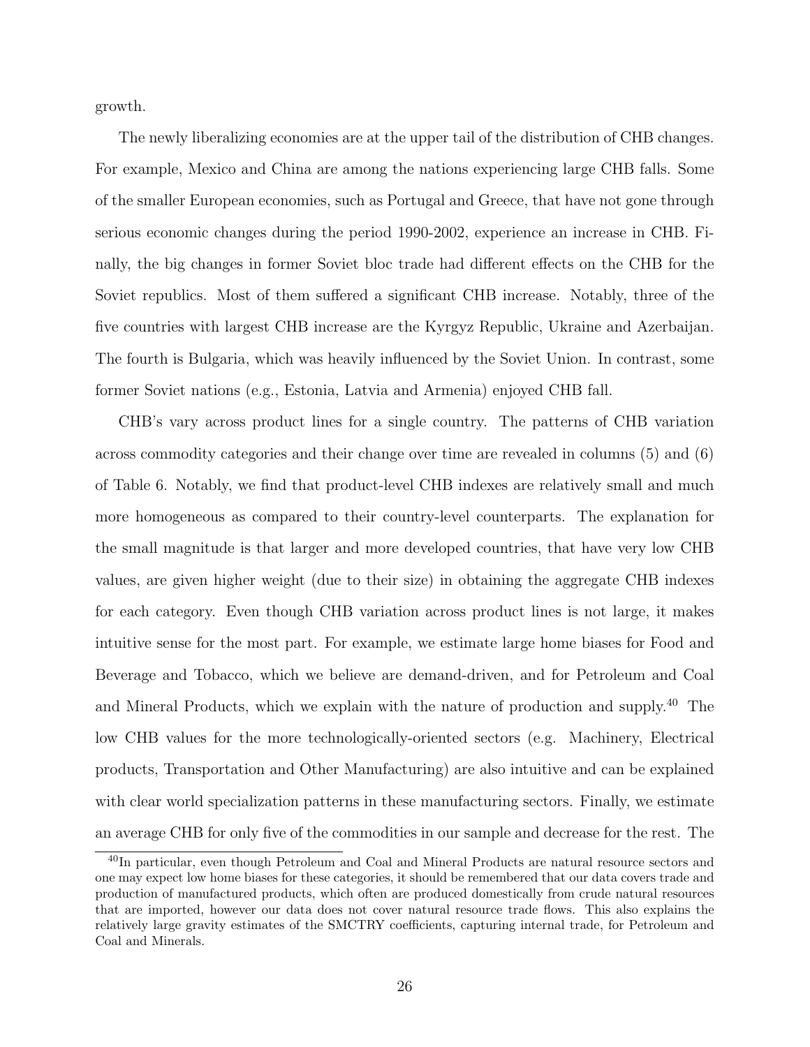growth.

The newly liberalizing economies are at the upper tail of the distribution of CHB changes. For example, Mexico and China are among the nations experiencing large CHB falls. Some of the smaller European economies, such as Portugal and Greece, that have not gone through serious economic changes during the period 1990-2002, experience an increase in CHB. Finally, the big changes in former Soviet bloc trade had different effects on the CHB for the Soviet republics. Most of them suffered a significant CHB increase. Notably, three of the five countries with largest CHB increase are the Kyrgyz Republic, Ukraine and Azerbaijan. The fourth is Bulgaria, which was heavily influenced by the Soviet Union. In contrast, some former Soviet nations (e.g., Estonia, Latvia and Armenia) enjoyed CHB fall.

CHB's vary across product lines for a single country. The patterns of CHB variation across commodity categories and their change over time are revealed in columns (5) and (6) of Table 6. Notably, we find that product-level CHB indexes are relatively small and much more homogeneous as compared to their country-level counterparts. The explanation for the small magnitude is that larger and more developed countries, that have very low CHB values, are given higher weight (due to their size) in obtaining the aggregate CHB indexes for each category. Even though CHB variation across product lines is not large, it makes intuitive sense for the most part. For example, we estimate large home biases for Food and Beverage and Tobacco, which we believe are demand-driven, and for Petroleum and Coal and Mineral Products, which we explain with the nature of production and supply.[40] The low CHB values for the more technologically-oriented sectors (e.g. Machinery, Electrical products, Transportation and Other Manufacturing) are also intuitive and can be explained with clear world specialization patterns in these manufacturing sectors. Finally, we estimate an average CHB for only five of the commodities in our sample and decrease for the rest. The

[40] In particular, even though Petroleum and Coal and Mineral Products are natural resource sectors and one may expect low home biases for these categories, it should be remembered that our data covers trade and production of manufactured products, which often are produced domestically from crude natural resources that are imported, however our data does not cover natural resource trade flows. This also explains the relatively large gravity estimates of the SMCTRY coefficients, capturing internal trade, for Petroleum and Coal and Minerals.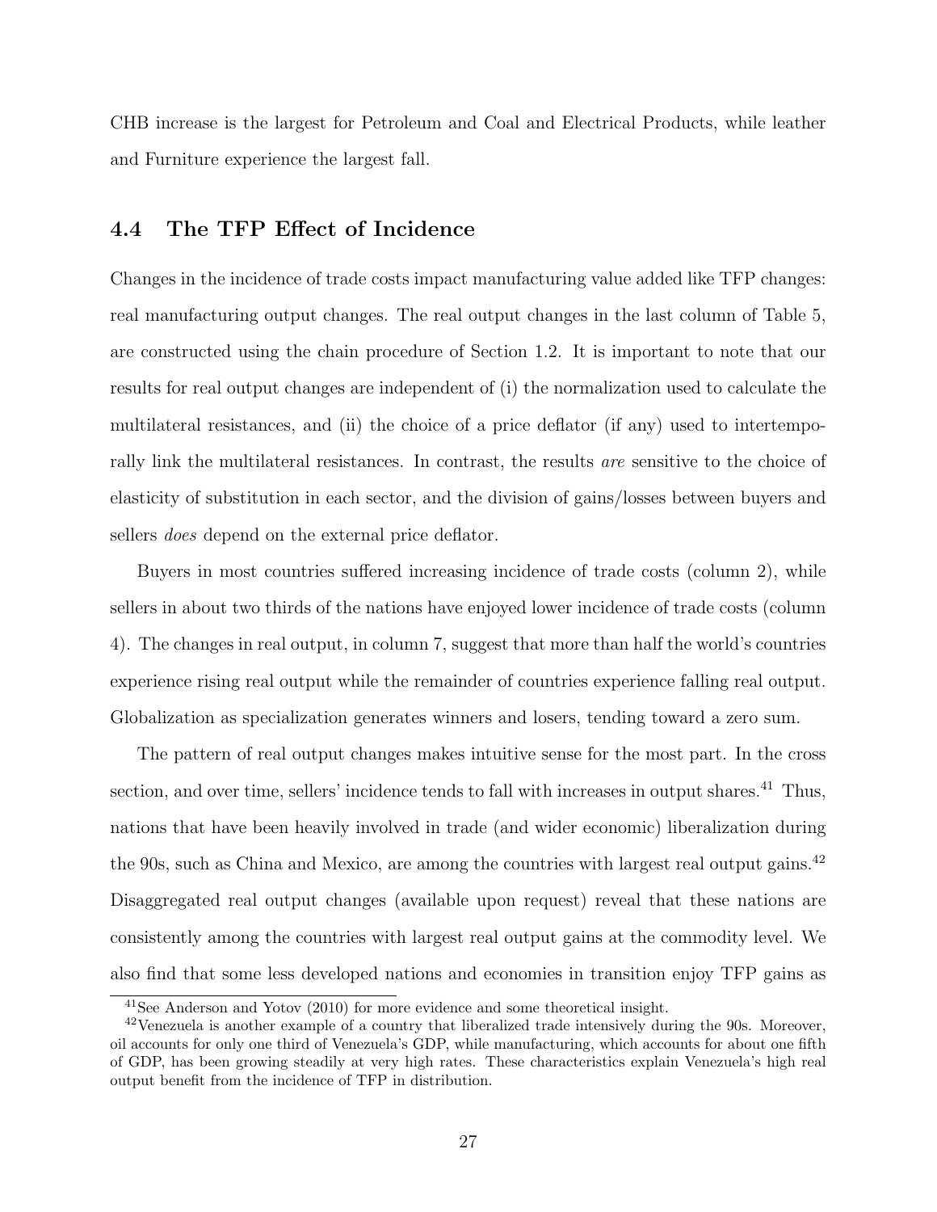CHB increase is the largest for Petroleum and Coal and Electrical Products, while leather and Furniture experience the largest fall.

### 4.4 The TFP Effect of Incidence

Changes in the incidence of trade costs impact manufacturing value added like TFP changes: real manufacturing output changes. The real output changes in the last column of Table 5, are constructed using the chain procedure of Section 1.2. It is important to note that our results for real output changes are independent of (i) the normalization used to calculate the multilateral resistances, and (ii) the choice of a price deflator (if any) used to intertemporally link the multilateral resistances. In contrast, the results *are* sensitive to the choice of elasticity of substitution in each sector, and the division of gains/losses between buyers and sellers *does* depend on the external price deflator.

Buyers in most countries suffered increasing incidence of trade costs (column 2), while sellers in about two thirds of the nations have enjoyed lower incidence of trade costs (column 4). The changes in real output, in column 7, suggest that more than half the world's countries experience rising real output while the remainder of countries experience falling real output. Globalization as specialization generates winners and losers, tending toward a zero sum.

The pattern of real output changes makes intuitive sense for the most part. In the cross section, and over time, sellers' incidence tends to fall with increases in output shares.[41] Thus, nations that have been heavily involved in trade (and wider economic) liberalization during the 90s, such as China and Mexico, are among the countries with largest real output gains.[42] Disaggregated real output changes (available upon request) reveal that these nations are consistently among the countries with largest real output gains at the commodity level. We also find that some less developed nations and economies in transition enjoy TFP gains as

[41] See Anderson and Yotov (2010) for more evidence and some theoretical insight.

[42] Venezuela is another example of a country that liberalized trade intensively during the 90s. Moreover, oil accounts for only one third of Venezuela's GDP, while manufacturing, which accounts for about one fifth of GDP, has been growing steadily at very high rates. These characteristics explain Venezuela's high real output benefit from the incidence of TFP in distribution.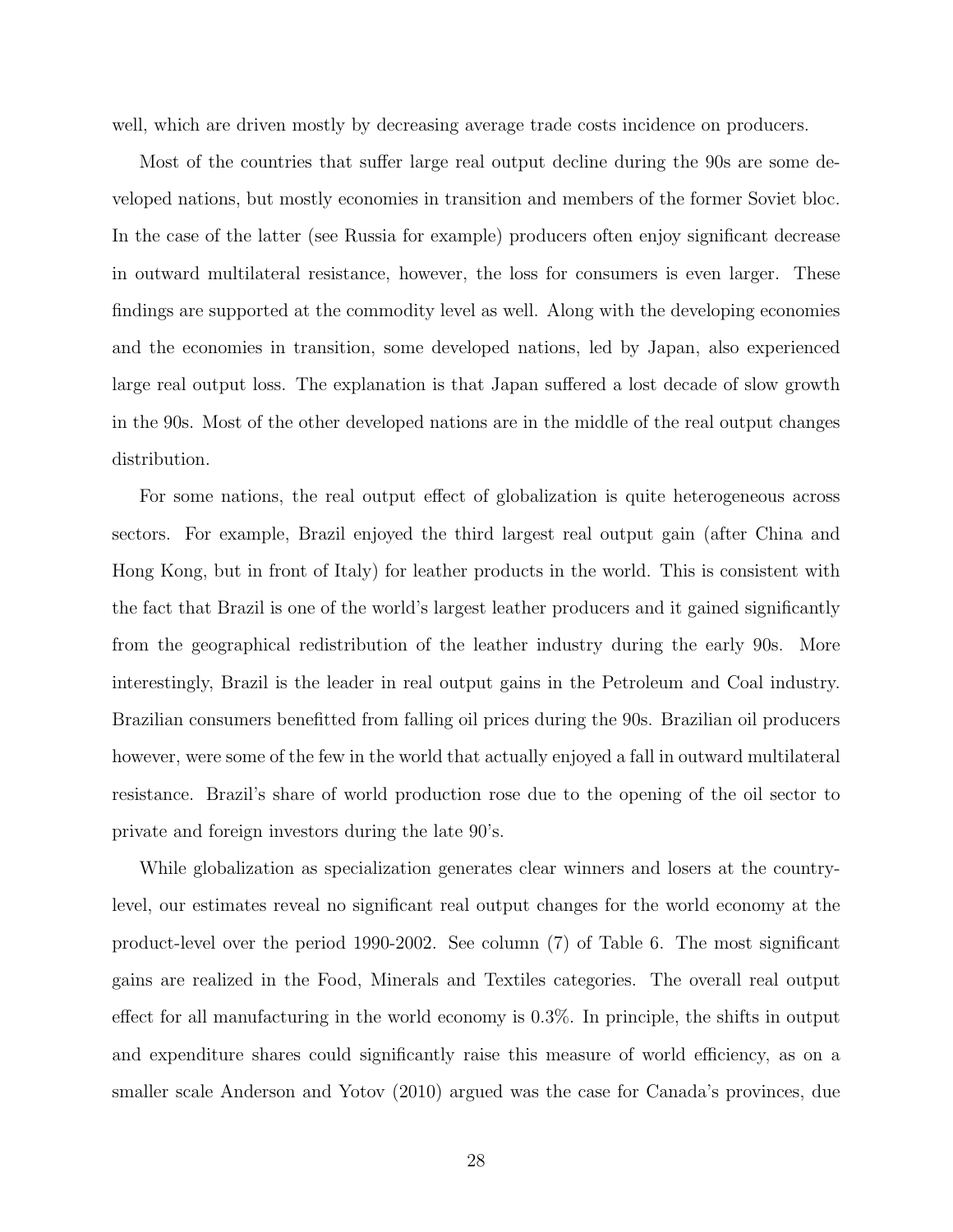well, which are driven mostly by decreasing average trade costs incidence on producers.

Most of the countries that suffer large real output decline during the 90s are some developed nations, but mostly economies in transition and members of the former Soviet bloc. In the case of the latter (see Russia for example) producers often enjoy significant decrease in outward multilateral resistance, however, the loss for consumers is even larger. These findings are supported at the commodity level as well. Along with the developing economies and the economies in transition, some developed nations, led by Japan, also experienced large real output loss. The explanation is that Japan suffered a lost decade of slow growth in the 90s. Most of the other developed nations are in the middle of the real output changes distribution.

For some nations, the real output effect of globalization is quite heterogeneous across sectors. For example, Brazil enjoyed the third largest real output gain (after China and Hong Kong, but in front of Italy) for leather products in the world. This is consistent with the fact that Brazil is one of the world's largest leather producers and it gained significantly from the geographical redistribution of the leather industry during the early 90s. More interestingly, Brazil is the leader in real output gains in the Petroleum and Coal industry. Brazilian consumers benefitted from falling oil prices during the 90s. Brazilian oil producers however, were some of the few in the world that actually enjoyed a fall in outward multilateral resistance. Brazil's share of world production rose due to the opening of the oil sector to private and foreign investors during the late 90's.

While globalization as specialization generates clear winners and losers at the country-level, our estimates reveal no significant real output changes for the world economy at the product-level over the period 1990-2002. See column (7) of Table 6. The most significant gains are realized in the Food, Minerals and Textiles categories. The overall real output effect for all manufacturing in the world economy is 0.3%. In principle, the shifts in output and expenditure shares could significantly raise this measure of world efficiency, as on a smaller scale Anderson and Yotov (2010) argued was the case for Canada's provinces, due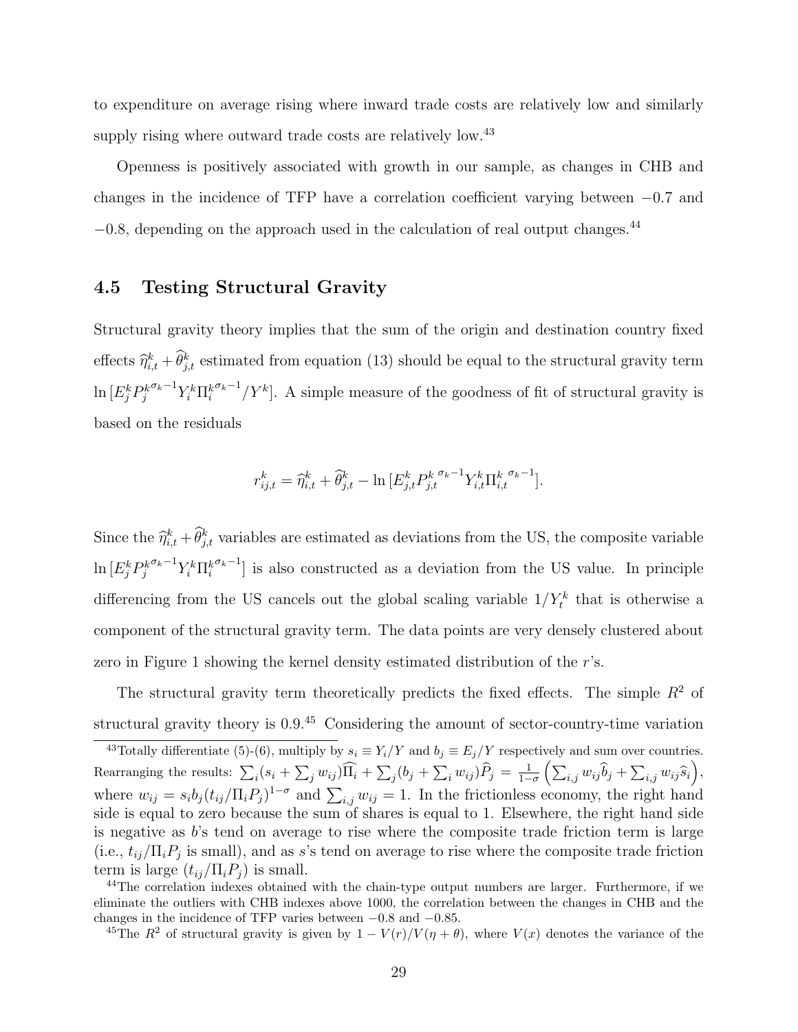to expenditure on average rising where inward trade costs are relatively low and similarly supply rising where outward trade costs are relatively low.[43]

Openness is positively associated with growth in our sample, as changes in CHB and changes in the incidence of TFP have a correlation coefficient varying between −0.7 and −0.8, depending on the approach used in the calculation of real output changes.[44]

### 4.5 Testing Structural Gravity

Structural gravity theory implies that the sum of the origin and destination country fixed effects $\widehat{\eta}^k_{i,t} + \widehat{\theta}^k_{j,t}$ estimated from equation (13) should be equal to the structural gravity term $\ln[E^k_j P^{k\,\sigma_k - 1}_j Y^k_i \Pi^{k\,\sigma_k - 1}_i / Y^k]$. A simple measure of the goodness of fit of structural gravity is based on the residuals

$$r^k_{ij,t} = \widehat{\eta}^k_{i,t} + \widehat{\theta}^k_{j,t} - \ln[E^k_{j,t} P^{k\ \sigma_k - 1}_{j,t} Y^k_{i,t} \Pi^{k\ \sigma_k - 1}_{i,t}].$$

Since the $\widehat{\eta}^k_{i,t} + \widehat{\theta}^k_{j,t}$ variables are estimated as deviations from the US, the composite variable $\ln[E^k_j P^{k\,\sigma_k - 1}_j Y^k_i \Pi^{k\,\sigma_k - 1}_i]$ is also constructed as a deviation from the US value. In principle differencing from the US cancels out the global scaling variable $1/Y^k_t$ that is otherwise a component of the structural gravity term. The data points are very densely clustered about zero in Figure 1 showing the kernel density estimated distribution of the $r$'s.

The structural gravity term theoretically predicts the fixed effects. The simple $R^2$ of structural gravity theory is 0.9.[45] Considering the amount of sector-country-time variation

[43] Totally differentiate (5)-(6), multiply by $s_i \equiv Y_i/Y$ and $b_j \equiv E_j/Y$ respectively and sum over countries. Rearranging the results: $\sum_i (s_i + \sum_j w_{ij})\widehat{\Pi}_i + \sum_j (b_j + \sum_i w_{ij})\widehat{P}_j = \frac{1}{1-\sigma}\left(\sum_{i,j} w_{ij}\widehat{b}_j + \sum_{i,j} w_{ij}\widehat{s}_i\right)$, where $w_{ij} = s_i b_j (t_{ij}/\Pi_i P_j)^{1-\sigma}$ and $\sum_{i,j} w_{ij} = 1$. In the frictionless economy, the right hand side is equal to zero because the sum of shares is equal to 1. Elsewhere, the right hand side is negative as $b$'s tend on average to rise where the composite trade friction term is large (i.e., $t_{ij}/\Pi_i P_j$ is small), and as $s$'s tend on average to rise where the composite trade friction term is large $(t_{ij}/\Pi_i P_j)$ is small.

[44] The correlation indexes obtained with the chain-type output numbers are larger. Furthermore, if we eliminate the outliers with CHB indexes above 1000, the correlation between the changes in CHB and the changes in the incidence of TFP varies between −0.8 and −0.85.

[45] The $R^2$ of structural gravity is given by $1 - V(r)/V(\eta + \theta)$, where $V(x)$ denotes the variance of the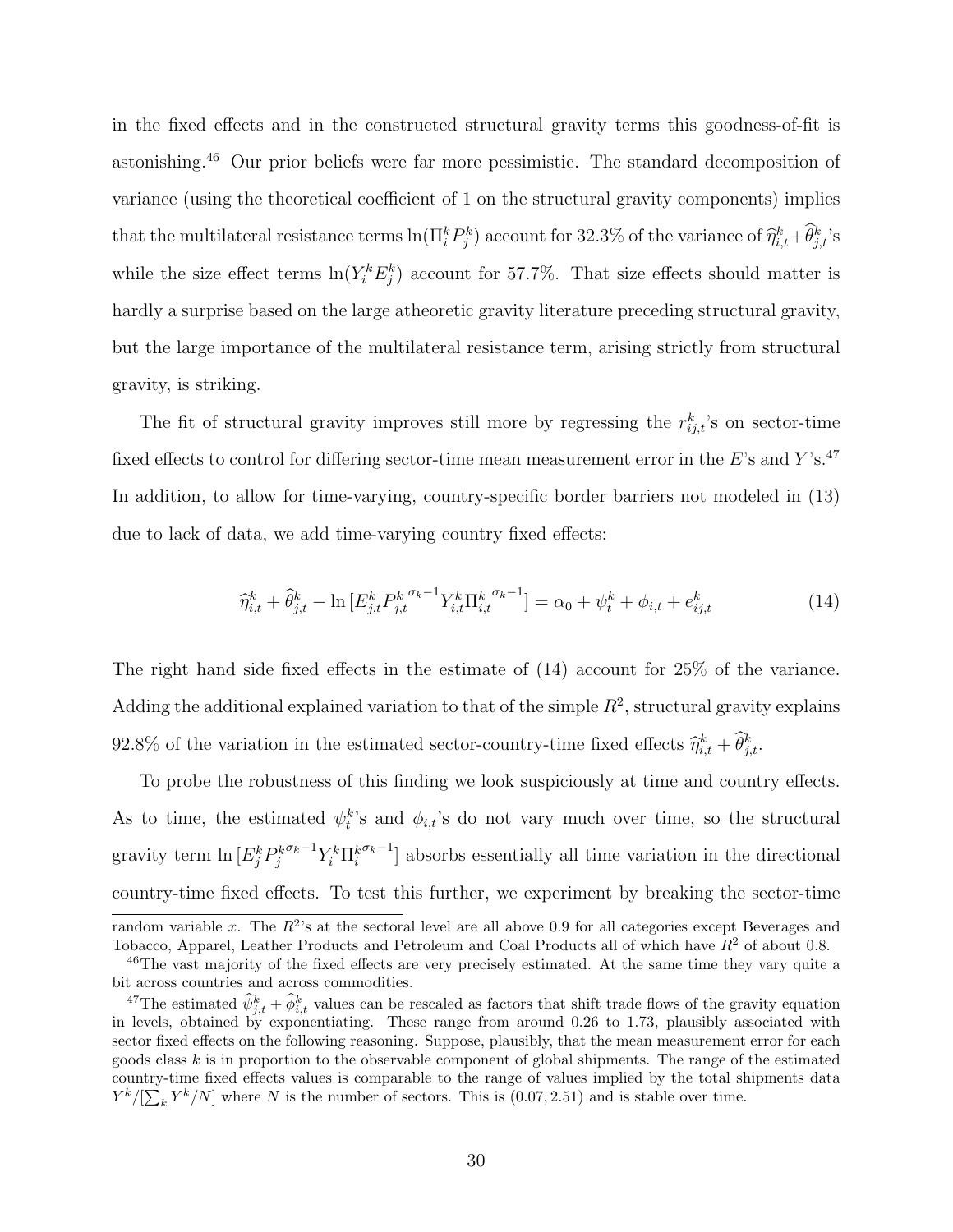in the fixed effects and in the constructed structural gravity terms this goodness-of-fit is astonishing.[46] Our prior beliefs were far more pessimistic. The standard decomposition of variance (using the theoretical coefficient of 1 on the structural gravity components) implies that the multilateral resistance terms $\ln(\Pi_i^k P_j^k)$ account for 32.3% of the variance of $\widehat{\eta}_{i,t}^k + \widehat{\theta}_{j,t}^k$'s while the size effect terms $\ln(Y_i^k E_j^k)$ account for 57.7%. That size effects should matter is hardly a surprise based on the large atheoretic gravity literature preceding structural gravity, but the large importance of the multilateral resistance term, arising strictly from structural gravity, is striking.

The fit of structural gravity improves still more by regressing the $r_{ij,t}^k$'s on sector-time fixed effects to control for differing sector-time mean measurement error in the $E$'s and $Y$'s.[47] In addition, to allow for time-varying, country-specific border barriers not modeled in (13) due to lack of data, we add time-varying country fixed effects:

$$\widehat{\eta}_{i,t}^k + \widehat{\theta}_{j,t}^k - \ln\left[E_{j,t}^k {P_{j,t}^k}^{\sigma_k - 1} Y_{i,t}^k {\Pi_{i,t}^k}^{\sigma_k - 1}\right] = \alpha_0 + \psi_t^k + \phi_{i,t} + e_{ij,t}^k \tag{14}$$

The right hand side fixed effects in the estimate of (14) account for 25% of the variance. Adding the additional explained variation to that of the simple $R^2$, structural gravity explains 92.8% of the variation in the estimated sector-country-time fixed effects $\widehat{\eta}_{i,t}^k + \widehat{\theta}_{j,t}^k$.

To probe the robustness of this finding we look suspiciously at time and country effects. As to time, the estimated $\psi_t^k$'s and $\phi_{i,t}$'s do not vary much over time, so the structural gravity term $\ln\left[E_j^k {P_j^k}^{\sigma_k - 1} Y_i^k {\Pi_i^k}^{\sigma_k - 1}\right]$ absorbs essentially all time variation in the directional country-time fixed effects. To test this further, we experiment by breaking the sector-time

---

random variable $x$. The $R^2$'s at the sectoral level are all above 0.9 for all categories except Beverages and Tobacco, Apparel, Leather Products and Petroleum and Coal Products all of which have $R^2$ of about 0.8.

[46] The vast majority of the fixed effects are very precisely estimated. At the same time they vary quite a bit across countries and across commodities.

[47] The estimated $\widehat{\psi}_{j,t}^k + \widehat{\phi}_{i,t}^k$ values can be rescaled as factors that shift trade flows of the gravity equation in levels, obtained by exponentiating. These range from around 0.26 to 1.73, plausibly associated with sector fixed effects on the following reasoning. Suppose, plausibly, that the mean measurement error for each goods class $k$ is in proportion to the observable component of global shipments. The range of the estimated country-time fixed effects values is comparable to the range of values implied by the total shipments data $Y^k/[\sum_k Y^k/N]$ where $N$ is the number of sectors. This is $(0.07, 2.51)$ and is stable over time.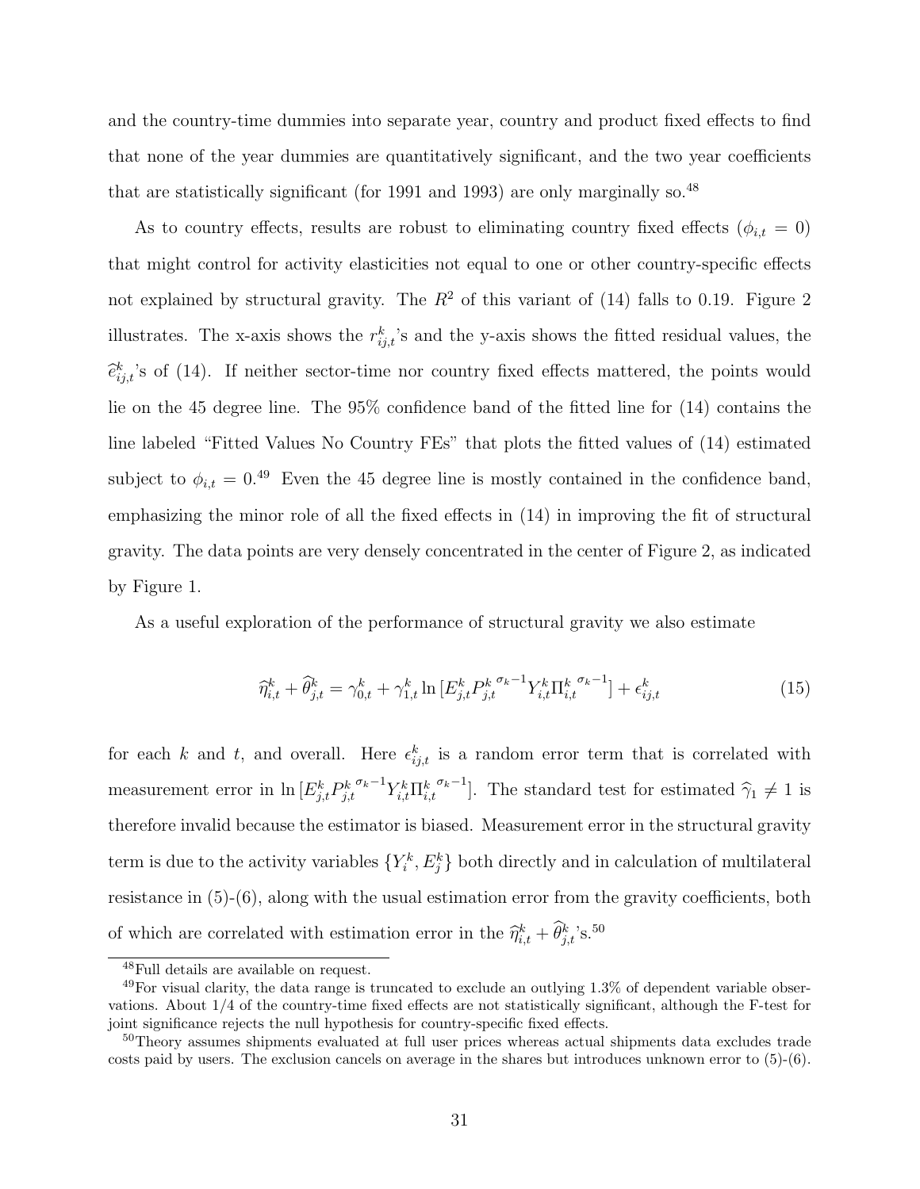and the country-time dummies into separate year, country and product fixed effects to find that none of the year dummies are quantitatively significant, and the two year coefficients that are statistically significant (for 1991 and 1993) are only marginally so.[48]

As to country effects, results are robust to eliminating country fixed effects ($\phi_{i,t} = 0$) that might control for activity elasticities not equal to one or other country-specific effects not explained by structural gravity. The $R^2$ of this variant of (14) falls to 0.19. Figure 2 illustrates. The x-axis shows the $r^k_{ij,t}$'s and the y-axis shows the fitted residual values, the $\widehat{e}^k_{ij,t}$'s of (14). If neither sector-time nor country fixed effects mattered, the points would lie on the 45 degree line. The 95% confidence band of the fitted line for (14) contains the line labeled "Fitted Values No Country FEs" that plots the fitted values of (14) estimated subject to $\phi_{i,t} = 0$.[49] Even the 45 degree line is mostly contained in the confidence band, emphasizing the minor role of all the fixed effects in (14) in improving the fit of structural gravity. The data points are very densely concentrated in the center of Figure 2, as indicated by Figure 1.

As a useful exploration of the performance of structural gravity we also estimate

$$\widehat{\eta}^k_{i,t} + \widehat{\theta}^k_{j,t} = \gamma^k_{0,t} + \gamma^k_{1,t} \ln [E^k_{j,t} {P^k_{j,t}}^{\sigma_k - 1} Y^k_{i,t} {\Pi^k_{i,t}}^{\sigma_k - 1}] + \epsilon^k_{ij,t} \tag{15}$$

for each $k$ and $t$, and overall. Here $\epsilon^k_{ij,t}$ is a random error term that is correlated with measurement error in $\ln [E^k_{j,t} {P^k_{j,t}}^{\sigma_k - 1} Y^k_{i,t} {\Pi^k_{i,t}}^{\sigma_k - 1}]$. The standard test for estimated $\widehat{\gamma}_1 \neq 1$ is therefore invalid because the estimator is biased. Measurement error in the structural gravity term is due to the activity variables $\{Y^k_i, E^k_j\}$ both directly and in calculation of multilateral resistance in (5)-(6), along with the usual estimation error from the gravity coefficients, both of which are correlated with estimation error in the $\widehat{\eta}^k_{i,t} + \widehat{\theta}^k_{j,t}$'s.[50]

---

[48] Full details are available on request.

[49] For visual clarity, the data range is truncated to exclude an outlying 1.3% of dependent variable observations. About 1/4 of the country-time fixed effects are not statistically significant, although the F-test for joint significance rejects the null hypothesis for country-specific fixed effects.

[50] Theory assumes shipments evaluated at full user prices whereas actual shipments data excludes trade costs paid by users. The exclusion cancels on average in the shares but introduces unknown error to (5)-(6).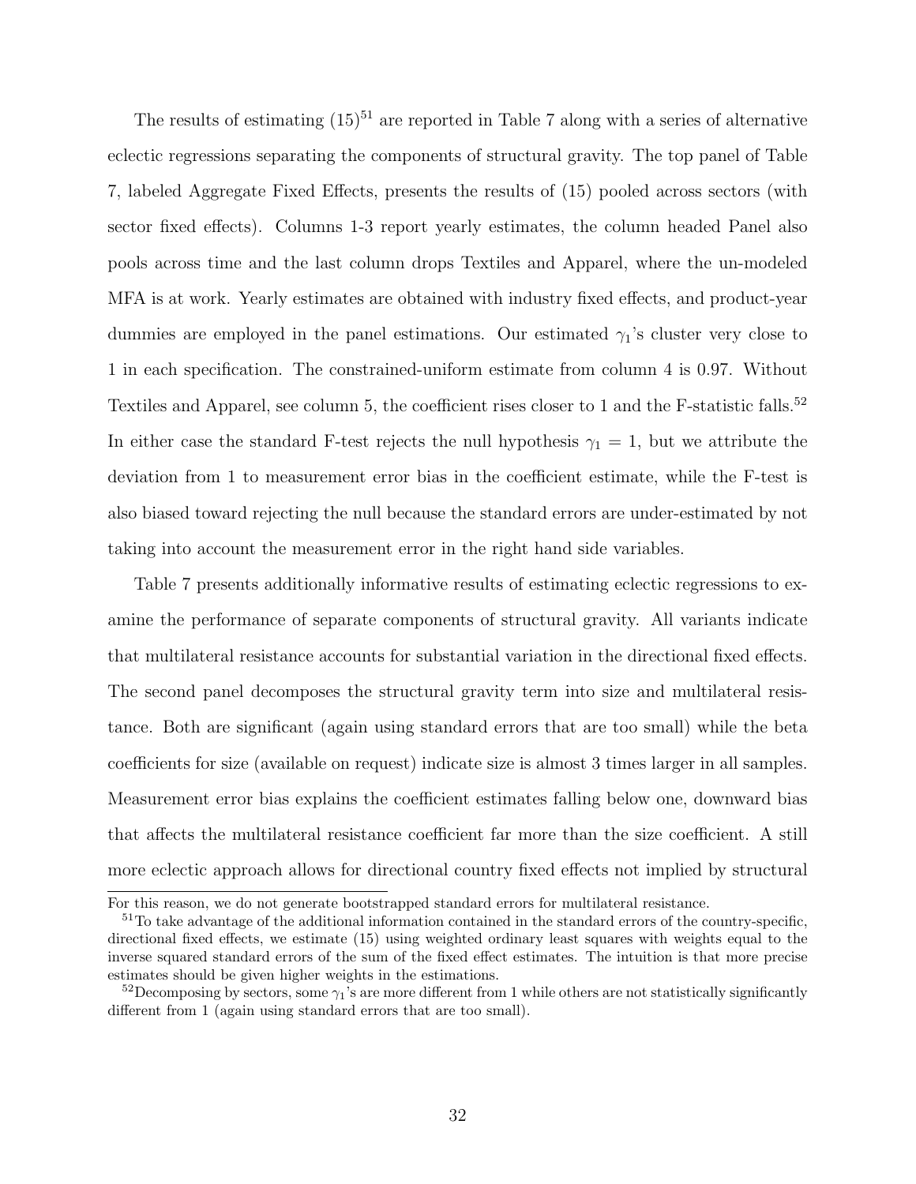The results of estimating (15)[51] are reported in Table 7 along with a series of alternative eclectic regressions separating the components of structural gravity. The top panel of Table 7, labeled Aggregate Fixed Effects, presents the results of (15) pooled across sectors (with sector fixed effects). Columns 1-3 report yearly estimates, the column headed Panel also pools across time and the last column drops Textiles and Apparel, where the un-modeled MFA is at work. Yearly estimates are obtained with industry fixed effects, and product-year dummies are employed in the panel estimations. Our estimated $\gamma_1$'s cluster very close to 1 in each specification. The constrained-uniform estimate from column 4 is 0.97. Without Textiles and Apparel, see column 5, the coefficient rises closer to 1 and the F-statistic falls.[52] In either case the standard F-test rejects the null hypothesis $\gamma_1 = 1$, but we attribute the deviation from 1 to measurement error bias in the coefficient estimate, while the F-test is also biased toward rejecting the null because the standard errors are under-estimated by not taking into account the measurement error in the right hand side variables.

Table 7 presents additionally informative results of estimating eclectic regressions to examine the performance of separate components of structural gravity. All variants indicate that multilateral resistance accounts for substantial variation in the directional fixed effects. The second panel decomposes the structural gravity term into size and multilateral resistance. Both are significant (again using standard errors that are too small) while the beta coefficients for size (available on request) indicate size is almost 3 times larger in all samples. Measurement error bias explains the coefficient estimates falling below one, downward bias that affects the multilateral resistance coefficient far more than the size coefficient. A still more eclectic approach allows for directional country fixed effects not implied by structural

For this reason, we do not generate bootstrapped standard errors for multilateral resistance.

[51] To take advantage of the additional information contained in the standard errors of the country-specific, directional fixed effects, we estimate (15) using weighted ordinary least squares with weights equal to the inverse squared standard errors of the sum of the fixed effect estimates. The intuition is that more precise estimates should be given higher weights in the estimations.

[52] Decomposing by sectors, some $\gamma_1$'s are more different from 1 while others are not statistically significantly different from 1 (again using standard errors that are too small).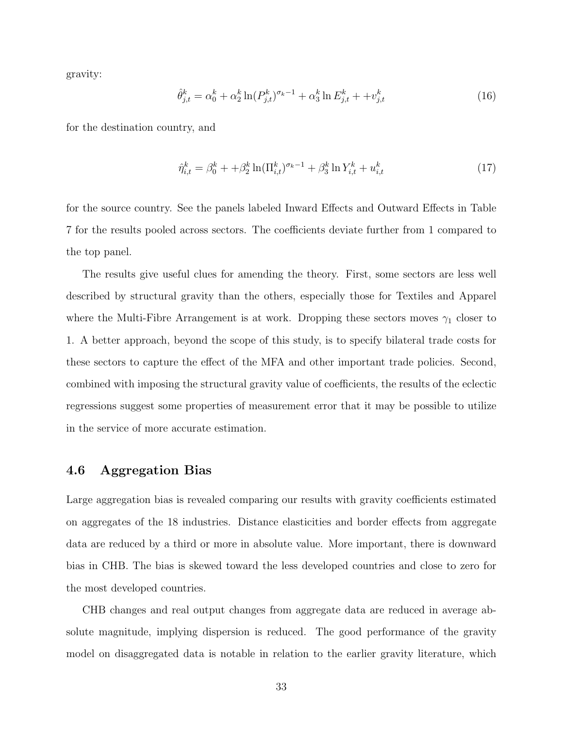gravity:

$$\hat{\theta}_{j,t}^{k} = \alpha_0^k + \alpha_2^k \ln(P_{j,t}^k)^{\sigma_k - 1} + \alpha_3^k \ln E_{j,t}^k + + v_{j,t}^k \tag{16}$$

for the destination country, and

$$\hat{\eta}_{i,t}^{k} = \beta_0^k + + \beta_2^k \ln(\Pi_{i,t}^k)^{\sigma_k - 1} + \beta_3^k \ln Y_{i,t}^k + u_{i,t}^k \tag{17}$$

for the source country. See the panels labeled Inward Effects and Outward Effects in Table 7 for the results pooled across sectors. The coefficients deviate further from 1 compared to the top panel.

The results give useful clues for amending the theory. First, some sectors are less well described by structural gravity than the others, especially those for Textiles and Apparel where the Multi-Fibre Arrangement is at work. Dropping these sectors moves $\gamma_1$ closer to 1. A better approach, beyond the scope of this study, is to specify bilateral trade costs for these sectors to capture the effect of the MFA and other important trade policies. Second, combined with imposing the structural gravity value of coefficients, the results of the eclectic regressions suggest some properties of measurement error that it may be possible to utilize in the service of more accurate estimation.

### 4.6 Aggregation Bias

Large aggregation bias is revealed comparing our results with gravity coefficients estimated on aggregates of the 18 industries. Distance elasticities and border effects from aggregate data are reduced by a third or more in absolute value. More important, there is downward bias in CHB. The bias is skewed toward the less developed countries and close to zero for the most developed countries.

CHB changes and real output changes from aggregate data are reduced in average absolute magnitude, implying dispersion is reduced. The good performance of the gravity model on disaggregated data is notable in relation to the earlier gravity literature, which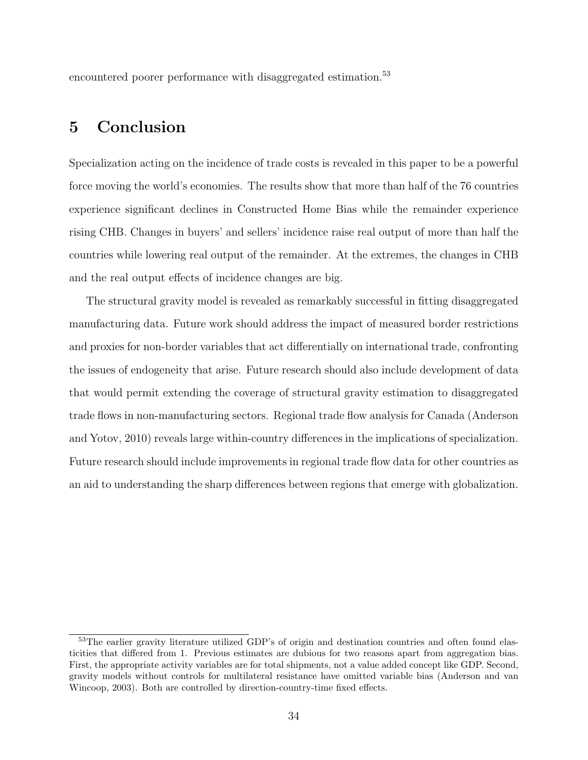encountered poorer performance with disaggregated estimation.[53]

# 5 Conclusion

Specialization acting on the incidence of trade costs is revealed in this paper to be a powerful force moving the world's economies. The results show that more than half of the 76 countries experience significant declines in Constructed Home Bias while the remainder experience rising CHB. Changes in buyers' and sellers' incidence raise real output of more than half the countries while lowering real output of the remainder. At the extremes, the changes in CHB and the real output effects of incidence changes are big.

The structural gravity model is revealed as remarkably successful in fitting disaggregated manufacturing data. Future work should address the impact of measured border restrictions and proxies for non-border variables that act differentially on international trade, confronting the issues of endogeneity that arise. Future research should also include development of data that would permit extending the coverage of structural gravity estimation to disaggregated trade flows in non-manufacturing sectors. Regional trade flow analysis for Canada (Anderson and Yotov, 2010) reveals large within-country differences in the implications of specialization. Future research should include improvements in regional trade flow data for other countries as an aid to understanding the sharp differences between regions that emerge with globalization.

[53]The earlier gravity literature utilized GDP's of origin and destination countries and often found elasticities that differed from 1. Previous estimates are dubious for two reasons apart from aggregation bias. First, the appropriate activity variables are for total shipments, not a value added concept like GDP. Second, gravity models without controls for multilateral resistance have omitted variable bias (Anderson and van Wincoop, 2003). Both are controlled by direction-country-time fixed effects.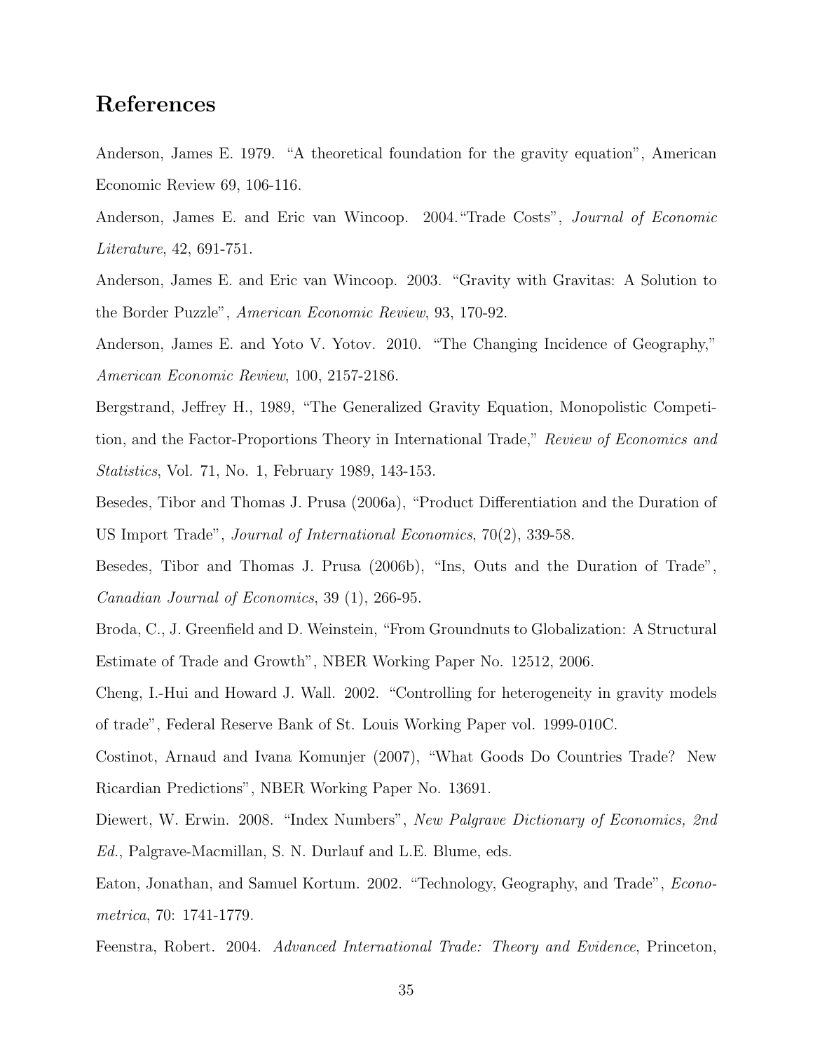## References

Anderson, James E. 1979. "A theoretical foundation for the gravity equation", American Economic Review 69, 106-116.

Anderson, James E. and Eric van Wincoop. 2004."Trade Costs", *Journal of Economic Literature*, 42, 691-751.

Anderson, James E. and Eric van Wincoop. 2003. "Gravity with Gravitas: A Solution to the Border Puzzle", *American Economic Review*, 93, 170-92.

Anderson, James E. and Yoto V. Yotov. 2010. "The Changing Incidence of Geography," *American Economic Review*, 100, 2157-2186.

Bergstrand, Jeffrey H., 1989, "The Generalized Gravity Equation, Monopolistic Competition, and the Factor-Proportions Theory in International Trade," *Review of Economics and Statistics*, Vol. 71, No. 1, February 1989, 143-153.

Besedes, Tibor and Thomas J. Prusa (2006a), "Product Differentiation and the Duration of US Import Trade", *Journal of International Economics*, 70(2), 339-58.

Besedes, Tibor and Thomas J. Prusa (2006b), "Ins, Outs and the Duration of Trade", *Canadian Journal of Economics*, 39 (1), 266-95.

Broda, C., J. Greenfield and D. Weinstein, "From Groundnuts to Globalization: A Structural Estimate of Trade and Growth", NBER Working Paper No. 12512, 2006.

Cheng, I.-Hui and Howard J. Wall. 2002. "Controlling for heterogeneity in gravity models of trade", Federal Reserve Bank of St. Louis Working Paper vol. 1999-010C.

Costinot, Arnaud and Ivana Komunjer (2007), "What Goods Do Countries Trade? New Ricardian Predictions", NBER Working Paper No. 13691.

Diewert, W. Erwin. 2008. "Index Numbers", *New Palgrave Dictionary of Economics, 2nd Ed.*, Palgrave-Macmillan, S. N. Durlauf and L.E. Blume, eds.

Eaton, Jonathan, and Samuel Kortum. 2002. "Technology, Geography, and Trade", *Econometrica*, 70: 1741-1779.

Feenstra, Robert. 2004. *Advanced International Trade: Theory and Evidence*, Princeton,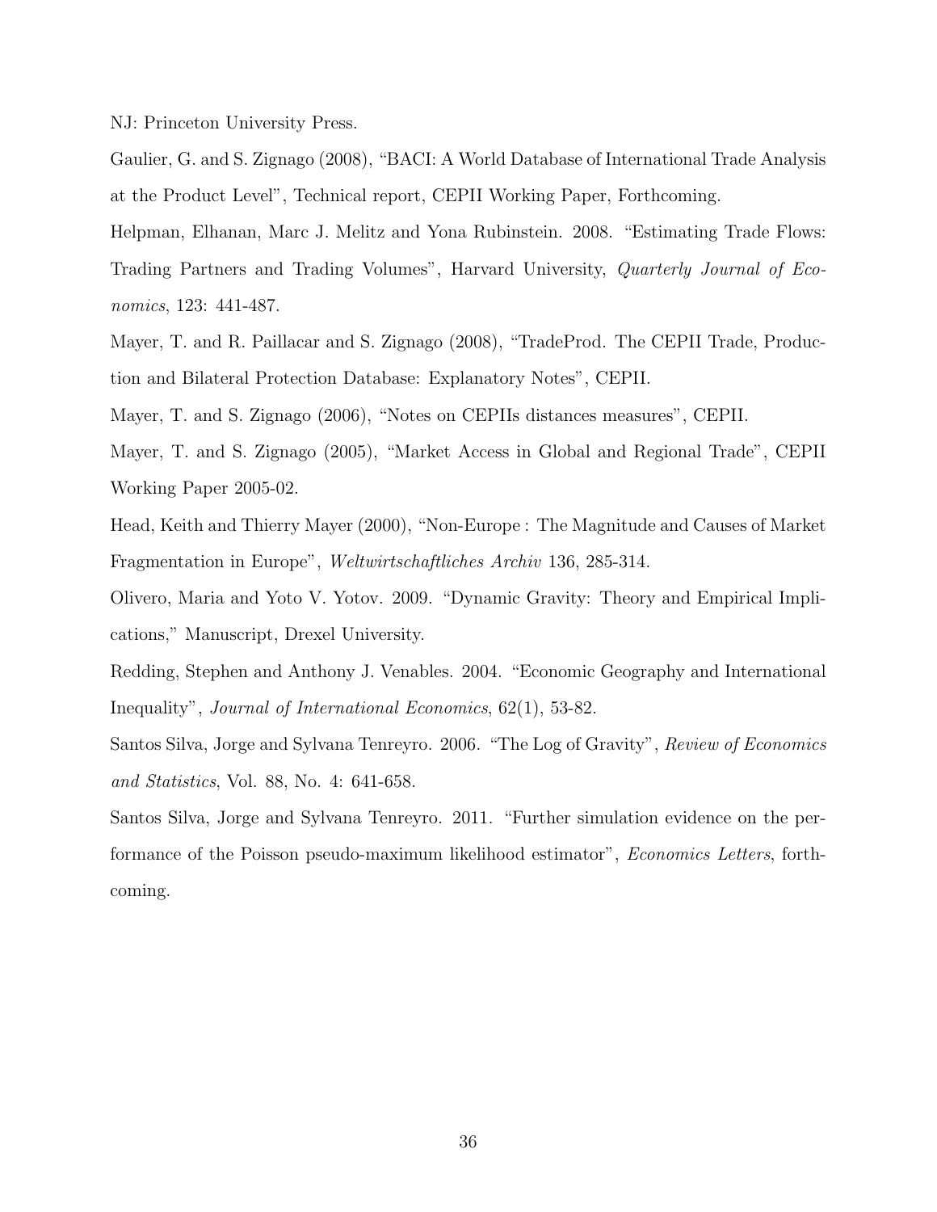NJ: Princeton University Press.

Gaulier, G. and S. Zignago (2008), "BACI: A World Database of International Trade Analysis at the Product Level", Technical report, CEPII Working Paper, Forthcoming.

Helpman, Elhanan, Marc J. Melitz and Yona Rubinstein. 2008. "Estimating Trade Flows: Trading Partners and Trading Volumes", Harvard University, *Quarterly Journal of Economics*, 123: 441-487.

Mayer, T. and R. Paillacar and S. Zignago (2008), "TradeProd. The CEPII Trade, Production and Bilateral Protection Database: Explanatory Notes", CEPII.

Mayer, T. and S. Zignago (2006), "Notes on CEPIIs distances measures", CEPII.

Mayer, T. and S. Zignago (2005), "Market Access in Global and Regional Trade", CEPII Working Paper 2005-02.

Head, Keith and Thierry Mayer (2000), "Non-Europe : The Magnitude and Causes of Market Fragmentation in Europe", *Weltwirtschaftliches Archiv* 136, 285-314.

Olivero, Maria and Yoto V. Yotov. 2009. "Dynamic Gravity: Theory and Empirical Implications," Manuscript, Drexel University.

Redding, Stephen and Anthony J. Venables. 2004. "Economic Geography and International Inequality", *Journal of International Economics*, 62(1), 53-82.

Santos Silva, Jorge and Sylvana Tenreyro. 2006. "The Log of Gravity", *Review of Economics and Statistics*, Vol. 88, No. 4: 641-658.

Santos Silva, Jorge and Sylvana Tenreyro. 2011. "Further simulation evidence on the performance of the Poisson pseudo-maximum likelihood estimator", *Economics Letters*, forthcoming.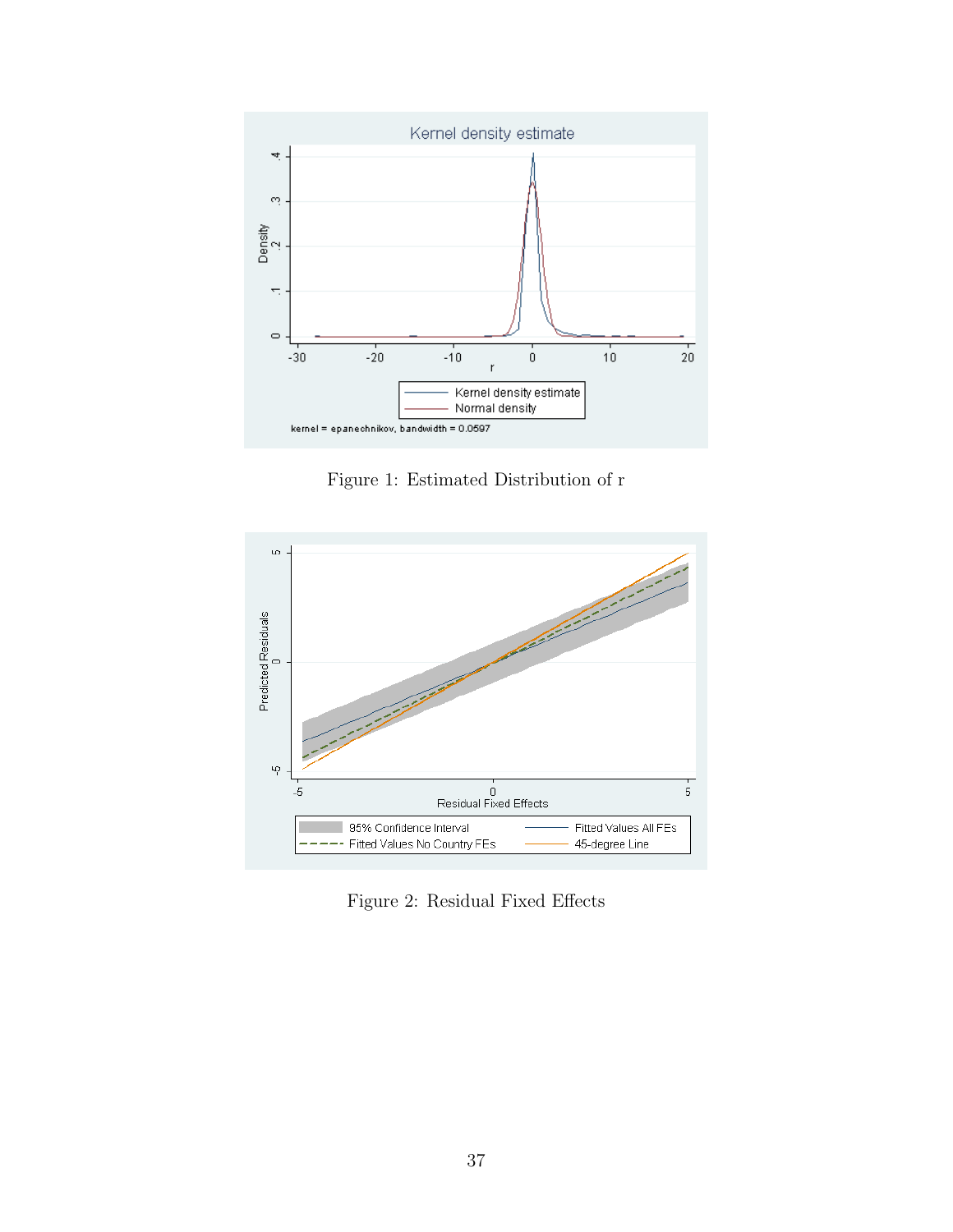Figure 1: Estimated Distribution of r

Figure 2: Residual Fixed Effects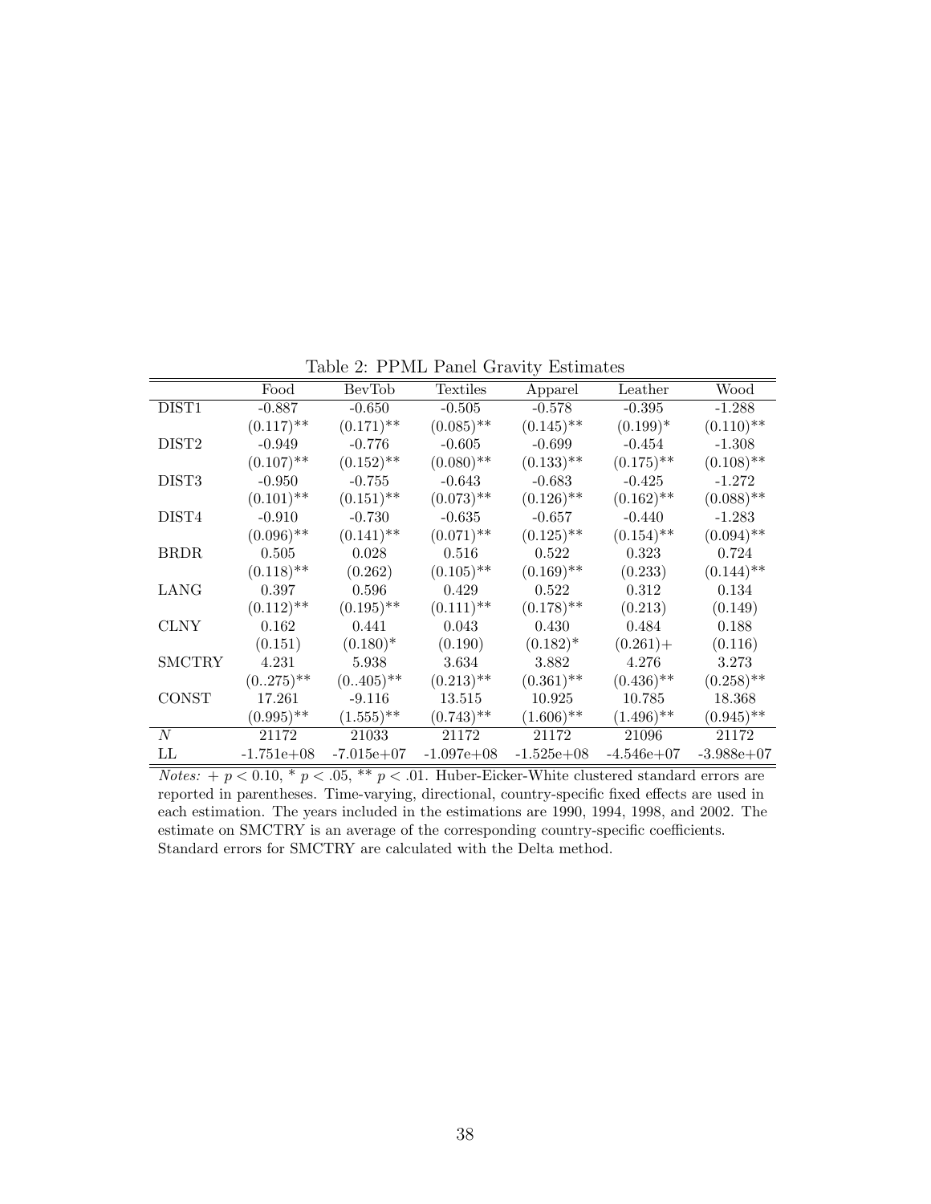Table 2: PPML Panel Gravity Estimates

| | Food | BevTob | Textiles | Apparel | Leather | Wood |
|---|---|---|---|---|---|---|
| DIST1 | -0.887 | -0.650 | -0.505 | -0.578 | -0.395 | -1.288 |
| | (0.117)** | (0.171)** | (0.085)** | (0.145)** | (0.199)* | (0.110)** |
| DIST2 | -0.949 | -0.776 | -0.605 | -0.699 | -0.454 | -1.308 |
| | (0.107)** | (0.152)** | (0.080)** | (0.133)** | (0.175)** | (0.108)** |
| DIST3 | -0.950 | -0.755 | -0.643 | -0.683 | -0.425 | -1.272 |
| | (0.101)** | (0.151)** | (0.073)** | (0.126)** | (0.162)** | (0.088)** |
| DIST4 | -0.910 | -0.730 | -0.635 | -0.657 | -0.440 | -1.283 |
| | (0.096)** | (0.141)** | (0.071)** | (0.125)** | (0.154)** | (0.094)** |
| BRDR | 0.505 | 0.028 | 0.516 | 0.522 | 0.323 | 0.724 |
| | (0.118)** | (0.262) | (0.105)** | (0.169)** | (0.233) | (0.144)** |
| LANG | 0.397 | 0.596 | 0.429 | 0.522 | 0.312 | 0.134 |
| | (0.112)** | (0.195)** | (0.111)** | (0.178)** | (0.213) | (0.149) |
| CLNY | 0.162 | 0.441 | 0.043 | 0.430 | 0.484 | 0.188 |
| | (0.151) | (0.180)* | (0.190) | (0.182)* | (0.261)+ | (0.116) |
| SMCTRY | 4.231 | 5.938 | 3.634 | 3.882 | 4.276 | 3.273 |
| | (0..275)** | (0..405)** | (0.213)** | (0.361)** | (0.436)** | (0.258)** |
| CONST | 17.261 | -9.116 | 13.515 | 10.925 | 10.785 | 18.368 |
| | (0.995)** | (1.555)** | (0.743)** | (1.606)** | (1.496)** | (0.945)** |
| $N$ | 21172 | 21033 | 21172 | 21172 | 21096 | 21172 |
| LL | -1.751e+08 | -7.015e+07 | -1.097e+08 | -1.525e+08 | -4.546e+07 | -3.988e+07 |

*Notes:* + $p < 0.10$, * $p < .05$, ** $p < .01$. Huber-Eicker-White clustered standard errors are reported in parentheses. Time-varying, directional, country-specific fixed effects are used in each estimation. The years included in the estimations are 1990, 1994, 1998, and 2002. The estimate on SMCTRY is an average of the corresponding country-specific coefficients. Standard errors for SMCTRY are calculated with the Delta method.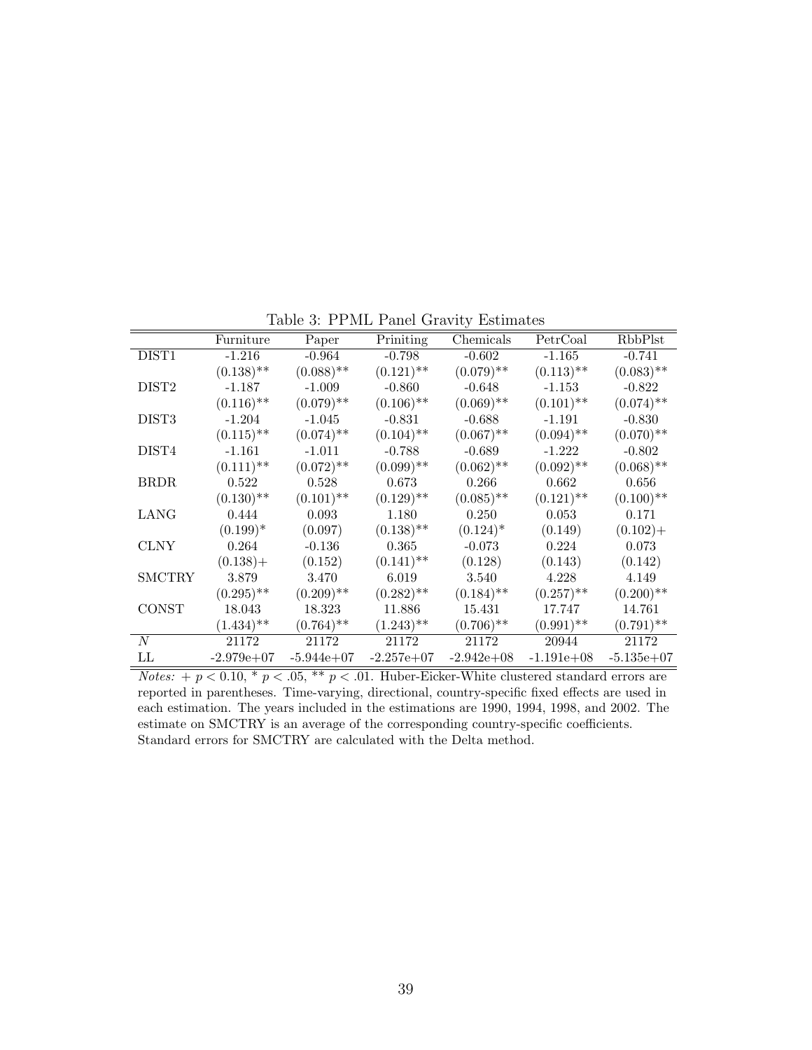Table 3: PPML Panel Gravity Estimates

| | Furniture | Paper | Priniting | Chemicals | PetrCoal | RbbPlst |
|---|---|---|---|---|---|---|
| DIST1 | -1.216 | -0.964 | -0.798 | -0.602 | -1.165 | -0.741 |
| | (0.138)** | (0.088)** | (0.121)** | (0.079)** | (0.113)** | (0.083)** |
| DIST2 | -1.187 | -1.009 | -0.860 | -0.648 | -1.153 | -0.822 |
| | (0.116)** | (0.079)** | (0.106)** | (0.069)** | (0.101)** | (0.074)** |
| DIST3 | -1.204 | -1.045 | -0.831 | -0.688 | -1.191 | -0.830 |
| | (0.115)** | (0.074)** | (0.104)** | (0.067)** | (0.094)** | (0.070)** |
| DIST4 | -1.161 | -1.011 | -0.788 | -0.689 | -1.222 | -0.802 |
| | (0.111)** | (0.072)** | (0.099)** | (0.062)** | (0.092)** | (0.068)** |
| BRDR | 0.522 | 0.528 | 0.673 | 0.266 | 0.662 | 0.656 |
| | (0.130)** | (0.101)** | (0.129)** | (0.085)** | (0.121)** | (0.100)** |
| LANG | 0.444 | 0.093 | 1.180 | 0.250 | 0.053 | 0.171 |
| | (0.199)* | (0.097) | (0.138)** | (0.124)* | (0.149) | (0.102)+ |
| CLNY | 0.264 | -0.136 | 0.365 | -0.073 | 0.224 | 0.073 |
| | (0.138)+ | (0.152) | (0.141)** | (0.128) | (0.143) | (0.142) |
| SMCTRY | 3.879 | 3.470 | 6.019 | 3.540 | 4.228 | 4.149 |
| | (0.295)** | (0.209)** | (0.282)** | (0.184)** | (0.257)** | (0.200)** |
| CONST | 18.043 | 18.323 | 11.886 | 15.431 | 17.747 | 14.761 |
| | (1.434)** | (0.764)** | (1.243)** | (0.706)** | (0.991)** | (0.791)** |
| $N$ | 21172 | 21172 | 21172 | 21172 | 20944 | 21172 |
| LL | -2.979e+07 | -5.944e+07 | -2.257e+07 | -2.942e+08 | -1.191e+08 | -5.135e+07 |

*Notes:* + $p < 0.10$, * $p < .05$, ** $p < .01$. Huber-Eicker-White clustered standard errors are reported in parentheses. Time-varying, directional, country-specific fixed effects are used in each estimation. The years included in the estimations are 1990, 1994, 1998, and 2002. The estimate on SMCTRY is an average of the corresponding country-specific coefficients. Standard errors for SMCTRY are calculated with the Delta method.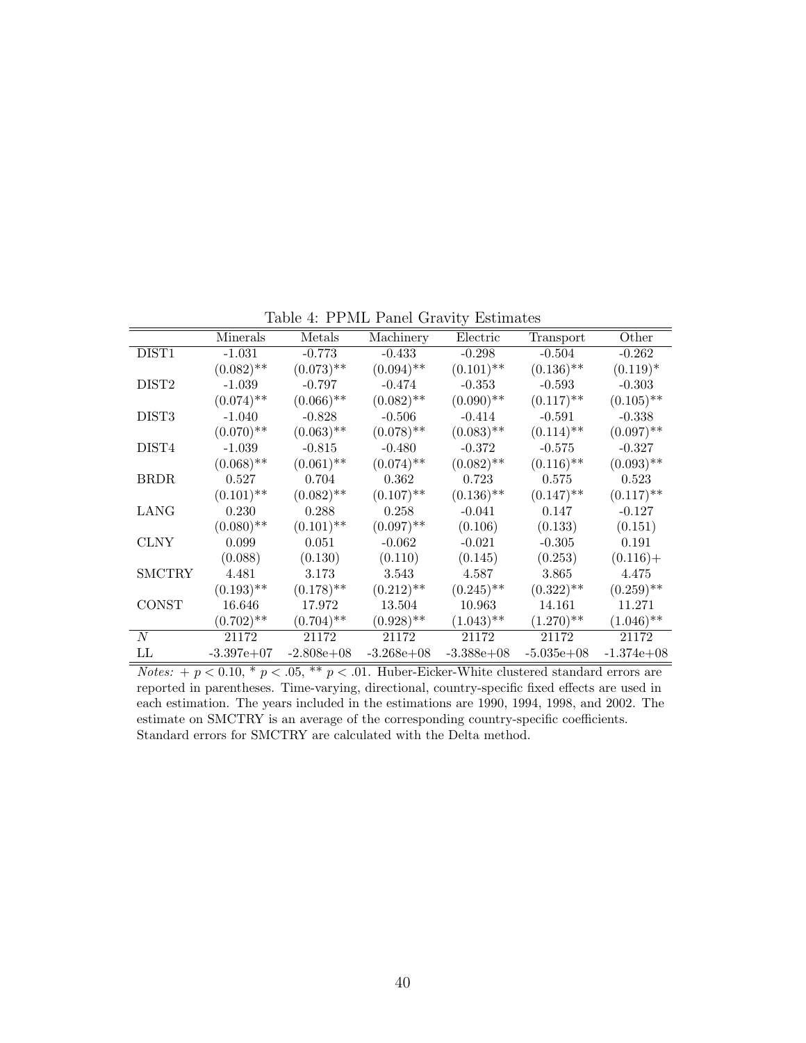Table 4: PPML Panel Gravity Estimates

| | Minerals | Metals | Machinery | Electric | Transport | Other |
|---|---|---|---|---|---|---|
| DIST1 | -1.031 | -0.773 | -0.433 | -0.298 | -0.504 | -0.262 |
| | (0.082)** | (0.073)** | (0.094)** | (0.101)** | (0.136)** | (0.119)* |
| DIST2 | -1.039 | -0.797 | -0.474 | -0.353 | -0.593 | -0.303 |
| | (0.074)** | (0.066)** | (0.082)** | (0.090)** | (0.117)** | (0.105)** |
| DIST3 | -1.040 | -0.828 | -0.506 | -0.414 | -0.591 | -0.338 |
| | (0.070)** | (0.063)** | (0.078)** | (0.083)** | (0.114)** | (0.097)** |
| DIST4 | -1.039 | -0.815 | -0.480 | -0.372 | -0.575 | -0.327 |
| | (0.068)** | (0.061)** | (0.074)** | (0.082)** | (0.116)** | (0.093)** |
| BRDR | 0.527 | 0.704 | 0.362 | 0.723 | 0.575 | 0.523 |
| | (0.101)** | (0.082)** | (0.107)** | (0.136)** | (0.147)** | (0.117)** |
| LANG | 0.230 | 0.288 | 0.258 | -0.041 | 0.147 | -0.127 |
| | (0.080)** | (0.101)** | (0.097)** | (0.106) | (0.133) | (0.151) |
| CLNY | 0.099 | 0.051 | -0.062 | -0.021 | -0.305 | 0.191 |
| | (0.088) | (0.130) | (0.110) | (0.145) | (0.253) | (0.116)+ |
| SMCTRY | 4.481 | 3.173 | 3.543 | 4.587 | 3.865 | 4.475 |
| | (0.193)** | (0.178)** | (0.212)** | (0.245)** | (0.322)** | (0.259)** |
| CONST | 16.646 | 17.972 | 13.504 | 10.963 | 14.161 | 11.271 |
| | (0.702)** | (0.704)** | (0.928)** | (1.043)** | (1.270)** | (1.046)** |
| $N$ | 21172 | 21172 | 21172 | 21172 | 21172 | 21172 |
| LL | -3.397e+07 | -2.808e+08 | -3.268e+08 | -3.388e+08 | -5.035e+08 | -1.374e+08 |

*Notes:* + $p < 0.10$, * $p < .05$, ** $p < .01$. Huber-Eicker-White clustered standard errors are reported in parentheses. Time-varying, directional, country-specific fixed effects are used in each estimation. The years included in the estimations are 1990, 1994, 1998, and 2002. The estimate on SMCTRY is an average of the corresponding country-specific coefficients. Standard errors for SMCTRY are calculated with the Delta method.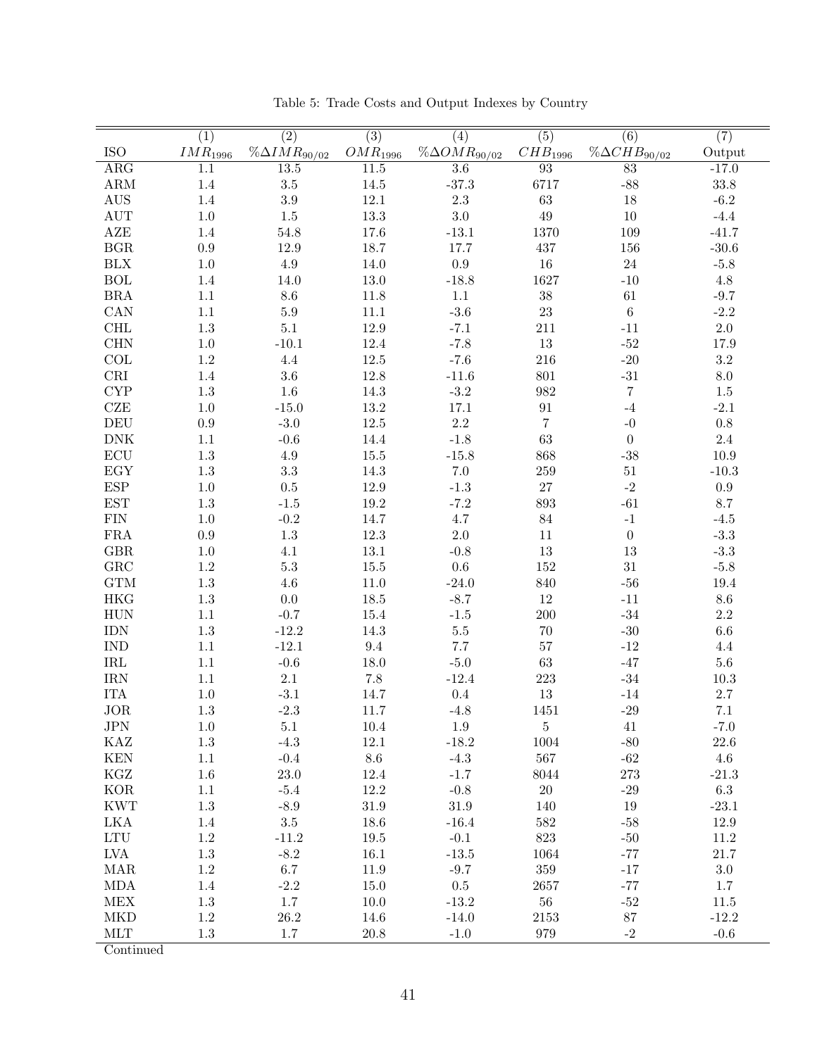Table 5: Trade Costs and Output Indexes by Country

| | (1) | (2) | (3) | (4) | (5) | (6) | (7) |
|---|---|---|---|---|---|---|---|
| ISO | $IMR_{1996}$ | $\%\Delta IMR_{90/02}$ | $OMR_{1996}$ | $\%\Delta OMR_{90/02}$ | $CHB_{1996}$ | $\%\Delta CHB_{90/02}$ | Output |
| ARG | 1.1 | 13.5 | 11.5 | 3.6 | 93 | 83 | -17.0 |
| ARM | 1.4 | 3.5 | 14.5 | -37.3 | 6717 | -88 | 33.8 |
| AUS | 1.4 | 3.9 | 12.1 | 2.3 | 63 | 18 | -6.2 |
| AUT | 1.0 | 1.5 | 13.3 | 3.0 | 49 | 10 | -4.4 |
| AZE | 1.4 | 54.8 | 17.6 | -13.1 | 1370 | 109 | -41.7 |
| BGR | 0.9 | 12.9 | 18.7 | 17.7 | 437 | 156 | -30.6 |
| BLX | 1.0 | 4.9 | 14.0 | 0.9 | 16 | 24 | -5.8 |
| BOL | 1.4 | 14.0 | 13.0 | -18.8 | 1627 | -10 | 4.8 |
| BRA | 1.1 | 8.6 | 11.8 | 1.1 | 38 | 61 | -9.7 |
| CAN | 1.1 | 5.9 | 11.1 | -3.6 | 23 | 6 | -2.2 |
| CHL | 1.3 | 5.1 | 12.9 | -7.1 | 211 | -11 | 2.0 |
| CHN | 1.0 | -10.1 | 12.4 | -7.8 | 13 | -52 | 17.9 |
| COL | 1.2 | 4.4 | 12.5 | -7.6 | 216 | -20 | 3.2 |
| CRI | 1.4 | 3.6 | 12.8 | -11.6 | 801 | -31 | 8.0 |
| CYP | 1.3 | 1.6 | 14.3 | -3.2 | 982 | 7 | 1.5 |
| CZE | 1.0 | -15.0 | 13.2 | 17.1 | 91 | -4 | -2.1 |
| DEU | 0.9 | -3.0 | 12.5 | 2.2 | 7 | -0 | 0.8 |
| DNK | 1.1 | -0.6 | 14.4 | -1.8 | 63 | 0 | 2.4 |
| ECU | 1.3 | 4.9 | 15.5 | -15.8 | 868 | -38 | 10.9 |
| EGY | 1.3 | 3.3 | 14.3 | 7.0 | 259 | 51 | -10.3 |
| ESP | 1.0 | 0.5 | 12.9 | -1.3 | 27 | -2 | 0.9 |
| EST | 1.3 | -1.5 | 19.2 | -7.2 | 893 | -61 | 8.7 |
| FIN | 1.0 | -0.2 | 14.7 | 4.7 | 84 | -1 | -4.5 |
| FRA | 0.9 | 1.3 | 12.3 | 2.0 | 11 | 0 | -3.3 |
| GBR | 1.0 | 4.1 | 13.1 | -0.8 | 13 | 13 | -3.3 |
| GRC | 1.2 | 5.3 | 15.5 | 0.6 | 152 | 31 | -5.8 |
| GTM | 1.3 | 4.6 | 11.0 | -24.0 | 840 | -56 | 19.4 |
| HKG | 1.3 | 0.0 | 18.5 | -8.7 | 12 | -11 | 8.6 |
| HUN | 1.1 | -0.7 | 15.4 | -1.5 | 200 | -34 | 2.2 |
| IDN | 1.3 | -12.2 | 14.3 | 5.5 | 70 | -30 | 6.6 |
| IND | 1.1 | -12.1 | 9.4 | 7.7 | 57 | -12 | 4.4 |
| IRL | 1.1 | -0.6 | 18.0 | -5.0 | 63 | -47 | 5.6 |
| IRN | 1.1 | 2.1 | 7.8 | -12.4 | 223 | -34 | 10.3 |
| ITA | 1.0 | -3.1 | 14.7 | 0.4 | 13 | -14 | 2.7 |
| JOR | 1.3 | -2.3 | 11.7 | -4.8 | 1451 | -29 | 7.1 |
| JPN | 1.0 | 5.1 | 10.4 | 1.9 | 5 | 41 | -7.0 |
| KAZ | 1.3 | -4.3 | 12.1 | -18.2 | 1004 | -80 | 22.6 |
| KEN | 1.1 | -0.4 | 8.6 | -4.3 | 567 | -62 | 4.6 |
| KGZ | 1.6 | 23.0 | 12.4 | -1.7 | 8044 | 273 | -21.3 |
| KOR | 1.1 | -5.4 | 12.2 | -0.8 | 20 | -29 | 6.3 |
| KWT | 1.3 | -8.9 | 31.9 | 31.9 | 140 | 19 | -23.1 |
| LKA | 1.4 | 3.5 | 18.6 | -16.4 | 582 | -58 | 12.9 |
| LTU | 1.2 | -11.2 | 19.5 | -0.1 | 823 | -50 | 11.2 |
| LVA | 1.3 | -8.2 | 16.1 | -13.5 | 1064 | -77 | 21.7 |
| MAR | 1.2 | 6.7 | 11.9 | -9.7 | 359 | -17 | 3.0 |
| MDA | 1.4 | -2.2 | 15.0 | 0.5 | 2657 | -77 | 1.7 |
| MEX | 1.3 | 1.7 | 10.0 | -13.2 | 56 | -52 | 11.5 |
| MKD | 1.2 | 26.2 | 14.6 | -14.0 | 2153 | 87 | -12.2 |
| MLT | 1.3 | 1.7 | 20.8 | -1.0 | 979 | -2 | -0.6 |

Continued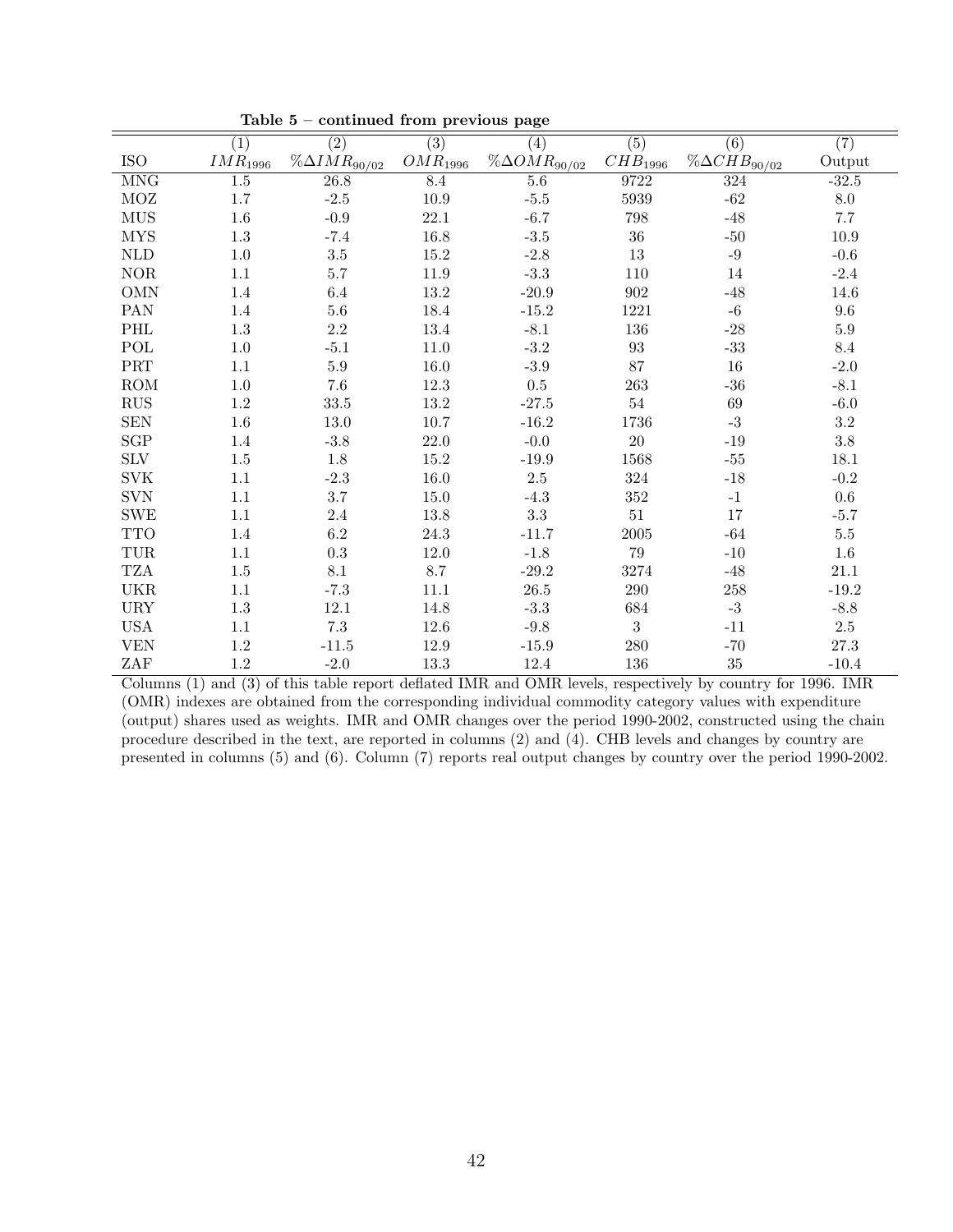**Table 5 – continued from previous page**

| ISO | (1) $IMR_{1996}$ | (2) $\%\Delta IMR_{90/02}$ | (3) $OMR_{1996}$ | (4) $\%\Delta OMR_{90/02}$ | (5) $CHB_{1996}$ | (6) $\%\Delta CHB_{90/02}$ | (7) Output |
|---|---|---|---|---|---|---|---|
| MNG | 1.5 | 26.8 | 8.4 | 5.6 | 9722 | 324 | -32.5 |
| MOZ | 1.7 | -2.5 | 10.9 | -5.5 | 5939 | -62 | 8.0 |
| MUS | 1.6 | -0.9 | 22.1 | -6.7 | 798 | -48 | 7.7 |
| MYS | 1.3 | -7.4 | 16.8 | -3.5 | 36 | -50 | 10.9 |
| NLD | 1.0 | 3.5 | 15.2 | -2.8 | 13 | -9 | -0.6 |
| NOR | 1.1 | 5.7 | 11.9 | -3.3 | 110 | 14 | -2.4 |
| OMN | 1.4 | 6.4 | 13.2 | -20.9 | 902 | -48 | 14.6 |
| PAN | 1.4 | 5.6 | 18.4 | -15.2 | 1221 | -6 | 9.6 |
| PHL | 1.3 | 2.2 | 13.4 | -8.1 | 136 | -28 | 5.9 |
| POL | 1.0 | -5.1 | 11.0 | -3.2 | 93 | -33 | 8.4 |
| PRT | 1.1 | 5.9 | 16.0 | -3.9 | 87 | 16 | -2.0 |
| ROM | 1.0 | 7.6 | 12.3 | 0.5 | 263 | -36 | -8.1 |
| RUS | 1.2 | 33.5 | 13.2 | -27.5 | 54 | 69 | -6.0 |
| SEN | 1.6 | 13.0 | 10.7 | -16.2 | 1736 | -3 | 3.2 |
| SGP | 1.4 | -3.8 | 22.0 | -0.0 | 20 | -19 | 3.8 |
| SLV | 1.5 | 1.8 | 15.2 | -19.9 | 1568 | -55 | 18.1 |
| SVK | 1.1 | -2.3 | 16.0 | 2.5 | 324 | -18 | -0.2 |
| SVN | 1.1 | 3.7 | 15.0 | -4.3 | 352 | -1 | 0.6 |
| SWE | 1.1 | 2.4 | 13.8 | 3.3 | 51 | 17 | -5.7 |
| TTO | 1.4 | 6.2 | 24.3 | -11.7 | 2005 | -64 | 5.5 |
| TUR | 1.1 | 0.3 | 12.0 | -1.8 | 79 | -10 | 1.6 |
| TZA | 1.5 | 8.1 | 8.7 | -29.2 | 3274 | -48 | 21.1 |
| UKR | 1.1 | -7.3 | 11.1 | 26.5 | 290 | 258 | -19.2 |
| URY | 1.3 | 12.1 | 14.8 | -3.3 | 684 | -3 | -8.8 |
| USA | 1.1 | 7.3 | 12.6 | -9.8 | 3 | -11 | 2.5 |
| VEN | 1.2 | -11.5 | 12.9 | -15.9 | 280 | -70 | 27.3 |
| ZAF | 1.2 | -2.0 | 13.3 | 12.4 | 136 | 35 | -10.4 |

Columns (1) and (3) of this table report deflated IMR and OMR levels, respectively by country for 1996. IMR (OMR) indexes are obtained from the corresponding individual commodity category values with expenditure (output) shares used as weights. IMR and OMR changes over the period 1990-2002, constructed using the chain procedure described in the text, are reported in columns (2) and (4). CHB levels and changes by country are presented in columns (5) and (6). Column (7) reports real output changes by country over the period 1990-2002.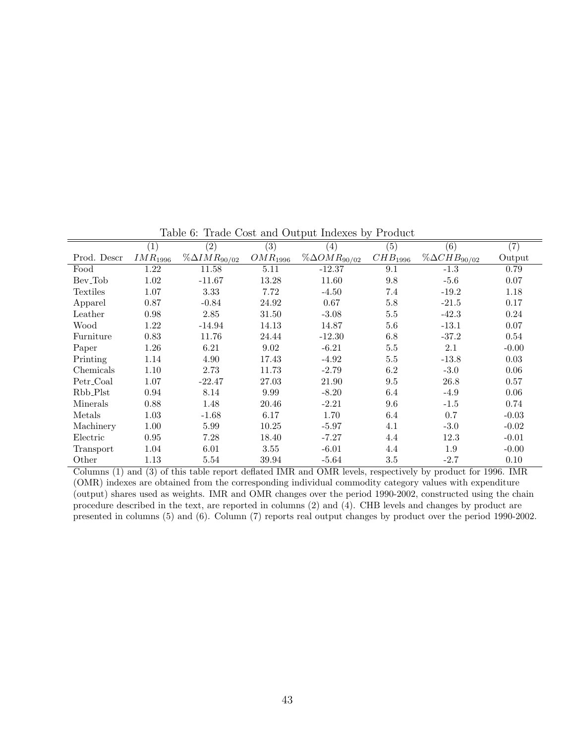Table 6: Trade Cost and Output Indexes by Product

| | (1) | (2) | (3) | (4) | (5) | (6) | (7) |
|---|---|---|---|---|---|---|---|
| Prod. Descr | $IMR_{1996}$ | $\%\Delta IMR_{90/02}$ | $OMR_{1996}$ | $\%\Delta OMR_{90/02}$ | $CHB_{1996}$ | $\%\Delta CHB_{90/02}$ | Output |
| Food | 1.22 | 11.58 | 5.11 | -12.37 | 9.1 | -1.3 | 0.79 |
| Bev_Tob | 1.02 | -11.67 | 13.28 | 11.60 | 9.8 | -5.6 | 0.07 |
| Textiles | 1.07 | 3.33 | 7.72 | -4.50 | 7.4 | -19.2 | 1.18 |
| Apparel | 0.87 | -0.84 | 24.92 | 0.67 | 5.8 | -21.5 | 0.17 |
| Leather | 0.98 | 2.85 | 31.50 | -3.08 | 5.5 | -42.3 | 0.24 |
| Wood | 1.22 | -14.94 | 14.13 | 14.87 | 5.6 | -13.1 | 0.07 |
| Furniture | 0.83 | 11.76 | 24.44 | -12.30 | 6.8 | -37.2 | 0.54 |
| Paper | 1.26 | 6.21 | 9.02 | -6.21 | 5.5 | 2.1 | -0.00 |
| Printing | 1.14 | 4.90 | 17.43 | -4.92 | 5.5 | -13.8 | 0.03 |
| Chemicals | 1.10 | 2.73 | 11.73 | -2.79 | 6.2 | -3.0 | 0.06 |
| Petr_Coal | 1.07 | -22.47 | 27.03 | 21.90 | 9.5 | 26.8 | 0.57 |
| Rbb_Plst | 0.94 | 8.14 | 9.99 | -8.20 | 6.4 | -4.9 | 0.06 |
| Minerals | 0.88 | 1.48 | 20.46 | -2.21 | 9.6 | -1.5 | 0.74 |
| Metals | 1.03 | -1.68 | 6.17 | 1.70 | 6.4 | 0.7 | -0.03 |
| Machinery | 1.00 | 5.99 | 10.25 | -5.97 | 4.1 | -3.0 | -0.02 |
| Electric | 0.95 | 7.28 | 18.40 | -7.27 | 4.4 | 12.3 | -0.01 |
| Transport | 1.04 | 6.01 | 3.55 | -6.01 | 4.4 | 1.9 | -0.00 |
| Other | 1.13 | 5.54 | 39.94 | -5.64 | 3.5 | -2.7 | 0.10 |

Columns (1) and (3) of this table report deflated IMR and OMR levels, respectively by product for 1996. IMR (OMR) indexes are obtained from the corresponding individual commodity category values with expenditure (output) shares used as weights. IMR and OMR changes over the period 1990-2002, constructed using the chain procedure described in the text, are reported in columns (2) and (4). CHB levels and changes by product are presented in columns (5) and (6). Column (7) reports real output changes by product over the period 1990-2002.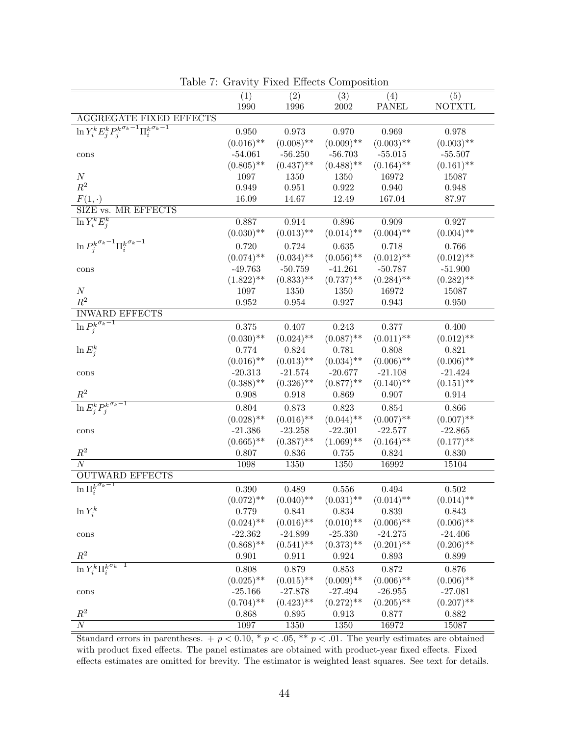Table 7: Gravity Fixed Effects Composition

| | (1) | (2) | (3) | (4) | (5) |
|---|---|---|---|---|---|
| | 1990 | 1996 | 2002 | PANEL | NOTXTL |
| AGGREGATE FIXED EFFECTS | | | | | |
| $\ln Y_i^k E_j^k P_j^{k^{\sigma_k - 1}} \Pi_i^{k^{\sigma_k - 1}}$ | 0.950 | 0.973 | 0.970 | 0.969 | 0.978 |
| | (0.016)** | (0.008)** | (0.009)** | (0.003)** | (0.003)** |
| cons | -54.061 | -56.250 | -56.703 | -55.015 | -55.507 |
| | (0.805)** | (0.437)** | (0.488)** | (0.164)** | (0.161)** |
| $N$ | 1097 | 1350 | 1350 | 16972 | 15087 |
| $R^2$ | 0.949 | 0.951 | 0.922 | 0.940 | 0.948 |
| $F(1, \cdot)$ | 16.09 | 14.67 | 12.49 | 167.04 | 87.97 |
| SIZE vs. MR EFFECTS | | | | | |
| $\ln Y_i^k E_j^k$ | 0.887 | 0.914 | 0.896 | 0.909 | 0.927 |
| | (0.030)** | (0.013)** | (0.014)** | (0.004)** | (0.004)** |
| $\ln P_j^{k^{\sigma_k - 1}} \Pi_i^{k^{\sigma_k - 1}}$ | 0.720 | 0.724 | 0.635 | 0.718 | 0.766 |
| | (0.074)** | (0.034)** | (0.056)** | (0.012)** | (0.012)** |
| cons | -49.763 | -50.759 | -41.261 | -50.787 | -51.900 |
| | (1.822)** | (0.833)** | (0.737)** | (0.284)** | (0.282)** |
| $N$ | 1097 | 1350 | 1350 | 16972 | 15087 |
| $R^2$ | 0.952 | 0.954 | 0.927 | 0.943 | 0.950 |
| INWARD EFFECTS | | | | | |
| $\ln P_j^{k^{\sigma_k - 1}}$ | 0.375 | 0.407 | 0.243 | 0.377 | 0.400 |
| | (0.030)** | (0.024)** | (0.087)** | (0.011)** | (0.012)** |
| $\ln E_j^k$ | 0.774 | 0.824 | 0.781 | 0.808 | 0.821 |
| | (0.016)** | (0.013)** | (0.034)** | (0.006)** | (0.006)** |
| cons | -20.313 | -21.574 | -20.677 | -21.108 | -21.424 |
| | (0.388)** | (0.326)** | (0.877)** | (0.140)** | (0.151)** |
| $R^2$ | 0.908 | 0.918 | 0.869 | 0.907 | 0.914 |
| $\ln E_j^k P_j^{k^{\sigma_k - 1}}$ | 0.804 | 0.873 | 0.823 | 0.854 | 0.866 |
| | (0.028)** | (0.016)** | (0.044)** | (0.007)** | (0.007)** |
| cons | -21.386 | -23.258 | -22.301 | -22.577 | -22.865 |
| | (0.665)** | (0.387)** | (1.069)** | (0.164)** | (0.177)** |
| $R^2$ | 0.807 | 0.836 | 0.755 | 0.824 | 0.830 |
| $N$ | 1098 | 1350 | 1350 | 16992 | 15104 |
| OUTWARD EFFECTS | | | | | |
| $\ln \Pi_i^{k^{\sigma_k - 1}}$ | 0.390 | 0.489 | 0.556 | 0.494 | 0.502 |
| | (0.072)** | (0.040)** | (0.031)** | (0.014)** | (0.014)** |
| $\ln Y_i^k$ | 0.779 | 0.841 | 0.834 | 0.839 | 0.843 |
| | (0.024)** | (0.016)** | (0.010)** | (0.006)** | (0.006)** |
| cons | -22.362 | -24.899 | -25.330 | -24.275 | -24.406 |
| | (0.868)** | (0.541)** | (0.373)** | (0.201)** | (0.206)** |
| $R^2$ | 0.901 | 0.911 | 0.924 | 0.893 | 0.899 |
| $\ln Y_i^k \Pi_i^{k^{\sigma_k - 1}}$ | 0.808 | 0.879 | 0.853 | 0.872 | 0.876 |
| | (0.025)** | (0.015)** | (0.009)** | (0.006)** | (0.006)** |
| cons | -25.166 | -27.878 | -27.494 | -26.955 | -27.081 |
| | (0.704)** | (0.423)** | (0.272)** | (0.205)** | (0.207)** |
| $R^2$ | 0.868 | 0.895 | 0.913 | 0.877 | 0.882 |
| $N$ | 1097 | 1350 | 1350 | 16972 | 15087 |

Standard errors in parentheses. + $p < 0.10$, * $p < .05$, ** $p < .01$. The yearly estimates are obtained with product fixed effects. The panel estimates are obtained with product-year fixed effects. Fixed effects estimates are omitted for brevity. The estimator is weighted least squares. See text for details.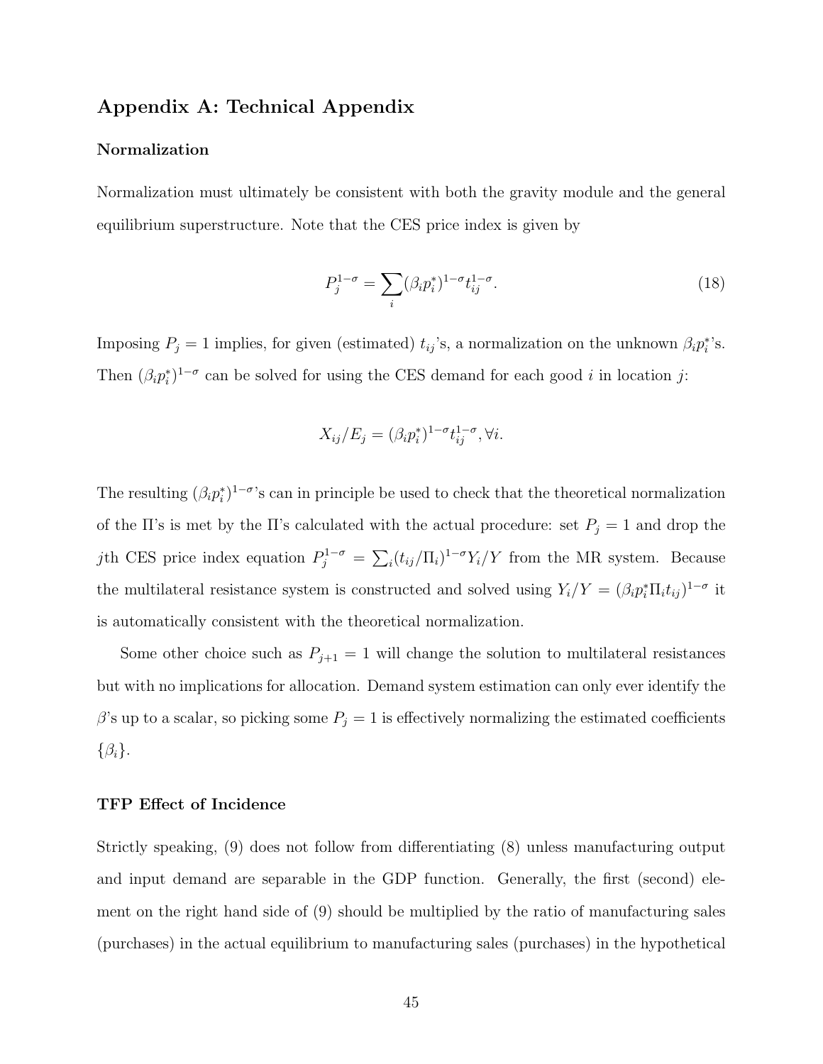## Appendix A: Technical Appendix

### Normalization

Normalization must ultimately be consistent with both the gravity module and the general equilibrium superstructure. Note that the CES price index is given by

$$P_j^{1-\sigma} = \sum_i (\beta_i p_i^*)^{1-\sigma} t_{ij}^{1-\sigma}. \tag{18}$$

Imposing $P_j = 1$ implies, for given (estimated) $t_{ij}$'s, a normalization on the unknown $\beta_i p_i^*$'s. Then $(\beta_i p_i^*)^{1-\sigma}$ can be solved for using the CES demand for each good $i$ in location $j$:

$$X_{ij}/E_j = (\beta_i p_i^*)^{1-\sigma} t_{ij}^{1-\sigma}, \forall i.$$

The resulting $(\beta_i p_i^*)^{1-\sigma}$'s can in principle be used to check that the theoretical normalization of the $\Pi$'s is met by the $\Pi$'s calculated with the actual procedure: set $P_j = 1$ and drop the $j$th CES price index equation $P_j^{1-\sigma} = \sum_i (t_{ij}/\Pi_i)^{1-\sigma} Y_i/Y$ from the MR system. Because the multilateral resistance system is constructed and solved using $Y_i/Y = (\beta_i p_i^* \Pi_i t_{ij})^{1-\sigma}$ it is automatically consistent with the theoretical normalization.

Some other choice such as $P_{j+1} = 1$ will change the solution to multilateral resistances but with no implications for allocation. Demand system estimation can only ever identify the $\beta$'s up to a scalar, so picking some $P_j = 1$ is effectively normalizing the estimated coefficients $\{\beta_i\}$.

### TFP Effect of Incidence

Strictly speaking, (9) does not follow from differentiating (8) unless manufacturing output and input demand are separable in the GDP function. Generally, the first (second) element on the right hand side of (9) should be multiplied by the ratio of manufacturing sales (purchases) in the actual equilibrium to manufacturing sales (purchases) in the hypothetical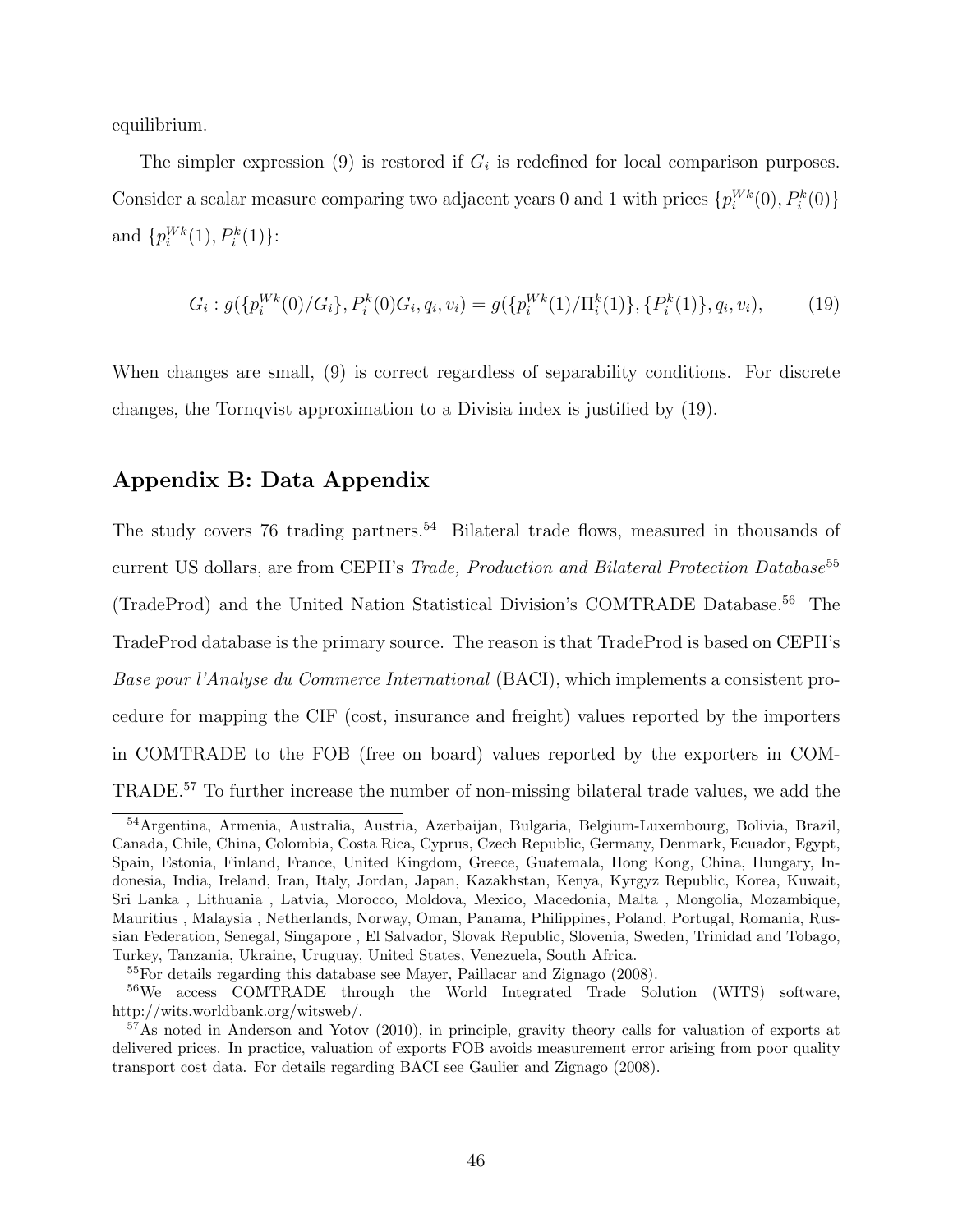equilibrium.

The simpler expression (9) is restored if $G_i$ is redefined for local comparison purposes. Consider a scalar measure comparing two adjacent years 0 and 1 with prices $\{p_i^{Wk}(0), P_i^k(0)\}$ and $\{p_i^{Wk}(1), P_i^k(1)\}$:

$$G_i : g(\{p_i^{Wk}(0)/G_i\}, P_i^k(0)G_i, q_i, v_i) = g(\{p_i^{Wk}(1)/\Pi_i^k(1)\}, \{P_i^k(1)\}, q_i, v_i), \tag{19}$$

When changes are small, (9) is correct regardless of separability conditions. For discrete changes, the Tornqvist approximation to a Divisia index is justified by (19).

## Appendix B: Data Appendix

The study covers 76 trading partners.[54] Bilateral trade flows, measured in thousands of current US dollars, are from CEPII's *Trade, Production and Bilateral Protection Database*[55] (TradeProd) and the United Nation Statistical Division's COMTRADE Database.[56] The TradeProd database is the primary source. The reason is that TradeProd is based on CEPII's *Base pour l'Analyse du Commerce International* (BACI), which implements a consistent procedure for mapping the CIF (cost, insurance and freight) values reported by the importers in COMTRADE to the FOB (free on board) values reported by the exporters in COMTRADE.[57] To further increase the number of non-missing bilateral trade values, we add the

[54] Argentina, Armenia, Australia, Austria, Azerbaijan, Bulgaria, Belgium-Luxembourg, Bolivia, Brazil, Canada, Chile, China, Colombia, Costa Rica, Cyprus, Czech Republic, Germany, Denmark, Ecuador, Egypt, Spain, Estonia, Finland, France, United Kingdom, Greece, Guatemala, Hong Kong, China, Hungary, Indonesia, India, Ireland, Iran, Italy, Jordan, Japan, Kazakhstan, Kenya, Kyrgyz Republic, Korea, Kuwait, Sri Lanka , Lithuania , Latvia, Morocco, Moldova, Mexico, Macedonia, Malta , Mongolia, Mozambique, Mauritius , Malaysia , Netherlands, Norway, Oman, Panama, Philippines, Poland, Portugal, Romania, Russian Federation, Senegal, Singapore , El Salvador, Slovak Republic, Slovenia, Sweden, Trinidad and Tobago, Turkey, Tanzania, Ukraine, Uruguay, United States, Venezuela, South Africa.

[55] For details regarding this database see Mayer, Paillacar and Zignago (2008).

[56] We access COMTRADE through the World Integrated Trade Solution (WITS) software, http://wits.worldbank.org/witsweb/.

[57] As noted in Anderson and Yotov (2010), in principle, gravity theory calls for valuation of exports at delivered prices. In practice, valuation of exports FOB avoids measurement error arising from poor quality transport cost data. For details regarding BACI see Gaulier and Zignago (2008).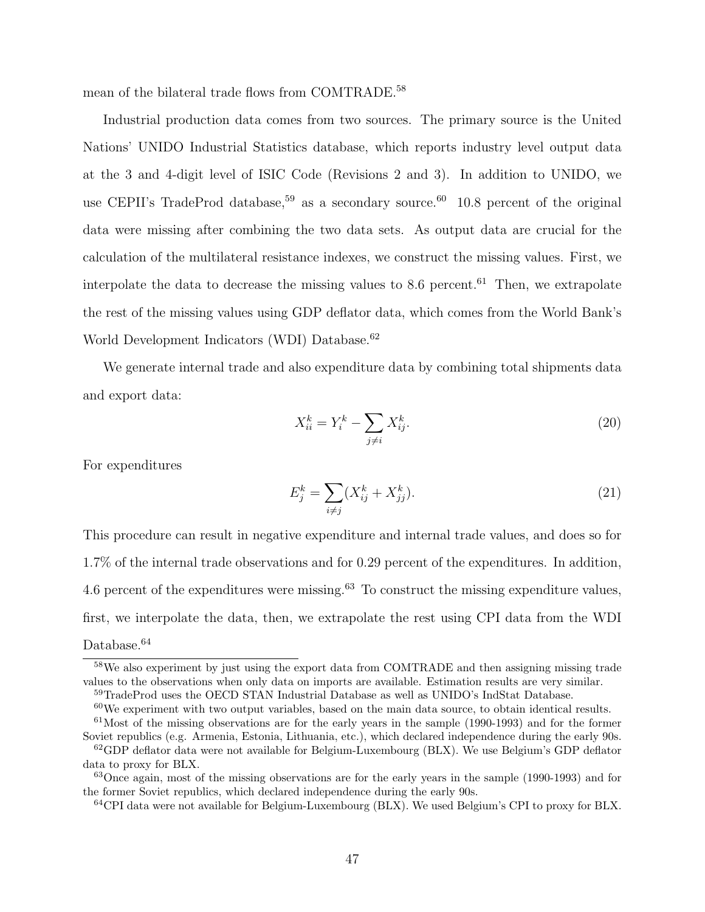mean of the bilateral trade flows from COMTRADE.[58]

Industrial production data comes from two sources. The primary source is the United Nations' UNIDO Industrial Statistics database, which reports industry level output data at the 3 and 4-digit level of ISIC Code (Revisions 2 and 3). In addition to UNIDO, we use CEPII's TradeProd database,[59] as a secondary source.[60] 10.8 percent of the original data were missing after combining the two data sets. As output data are crucial for the calculation of the multilateral resistance indexes, we construct the missing values. First, we interpolate the data to decrease the missing values to 8.6 percent.[61] Then, we extrapolate the rest of the missing values using GDP deflator data, which comes from the World Bank's World Development Indicators (WDI) Database.[62]

We generate internal trade and also expenditure data by combining total shipments data and export data:

$$X_{ii}^k = Y_i^k - \sum_{j \neq i} X_{ij}^k. \tag{20}$$

For expenditures

$$E_j^k = \sum_{i \neq j} (X_{ij}^k + X_{jj}^k). \tag{21}$$

This procedure can result in negative expenditure and internal trade values, and does so for 1.7% of the internal trade observations and for 0.29 percent of the expenditures. In addition, 4.6 percent of the expenditures were missing.[63] To construct the missing expenditure values, first, we interpolate the data, then, we extrapolate the rest using CPI data from the WDI Database.[64]

[58] We also experiment by just using the export data from COMTRADE and then assigning missing trade values to the observations when only data on imports are available. Estimation results are very similar.

[59] TradeProd uses the OECD STAN Industrial Database as well as UNIDO's IndStat Database.

[60] We experiment with two output variables, based on the main data source, to obtain identical results.

[61] Most of the missing observations are for the early years in the sample (1990-1993) and for the former Soviet republics (e.g. Armenia, Estonia, Lithuania, etc.), which declared independence during the early 90s.

[62] GDP deflator data were not available for Belgium-Luxembourg (BLX). We use Belgium's GDP deflator data to proxy for BLX.

[63] Once again, most of the missing observations are for the early years in the sample (1990-1993) and for the former Soviet republics, which declared independence during the early 90s.

[64] CPI data were not available for Belgium-Luxembourg (BLX). We used Belgium's CPI to proxy for BLX.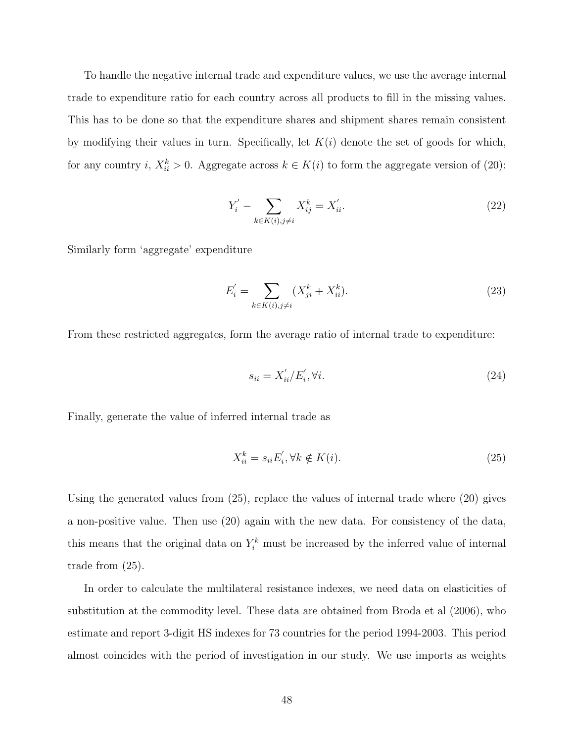To handle the negative internal trade and expenditure values, we use the average internal trade to expenditure ratio for each country across all products to fill in the missing values. This has to be done so that the expenditure shares and shipment shares remain consistent by modifying their values in turn. Specifically, let $K(i)$ denote the set of goods for which, for any country $i$, $X_{ii}^k > 0$. Aggregate across $k \in K(i)$ to form the aggregate version of (20):

$$Y_i^{'} - \sum_{k \in K(i), j \neq i} X_{ij}^k = X_{ii}^{'}. \tag{22}$$

Similarly form 'aggregate' expenditure

$$E_i^{'} = \sum_{k \in K(i), j \neq i} (X_{ji}^k + X_{ii}^k). \tag{23}$$

From these restricted aggregates, form the average ratio of internal trade to expenditure:

$$s_{ii} = X_{ii}^{'}/E_i^{'}, \forall i. \tag{24}$$

Finally, generate the value of inferred internal trade as

$$X_{ii}^k = s_{ii} E_i^{'}, \forall k \notin K(i). \tag{25}$$

Using the generated values from (25), replace the values of internal trade where (20) gives a non-positive value. Then use (20) again with the new data. For consistency of the data, this means that the original data on $Y_i^k$ must be increased by the inferred value of internal trade from (25).

In order to calculate the multilateral resistance indexes, we need data on elasticities of substitution at the commodity level. These data are obtained from Broda et al (2006), who estimate and report 3-digit HS indexes for 73 countries for the period 1994-2003. This period almost coincides with the period of investigation in our study. We use imports as weights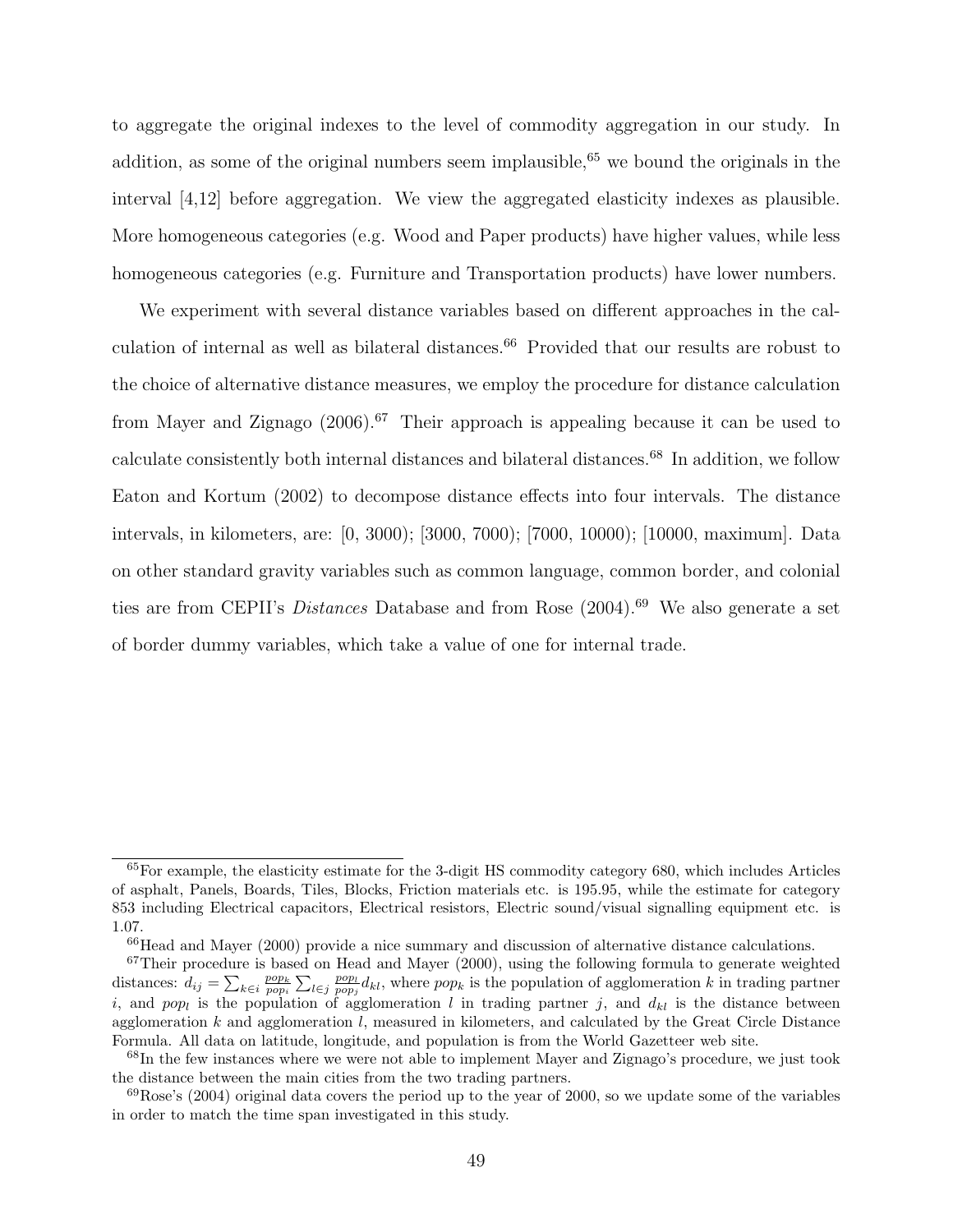to aggregate the original indexes to the level of commodity aggregation in our study. In addition, as some of the original numbers seem implausible,[65] we bound the originals in the interval [4,12] before aggregation. We view the aggregated elasticity indexes as plausible. More homogeneous categories (e.g. Wood and Paper products) have higher values, while less homogeneous categories (e.g. Furniture and Transportation products) have lower numbers.

We experiment with several distance variables based on different approaches in the calculation of internal as well as bilateral distances.[66] Provided that our results are robust to the choice of alternative distance measures, we employ the procedure for distance calculation from Mayer and Zignago (2006).[67] Their approach is appealing because it can be used to calculate consistently both internal distances and bilateral distances.[68] In addition, we follow Eaton and Kortum (2002) to decompose distance effects into four intervals. The distance intervals, in kilometers, are: [0, 3000); [3000, 7000); [7000, 10000); [10000, maximum]. Data on other standard gravity variables such as common language, common border, and colonial ties are from CEPII's *Distances* Database and from Rose (2004).[69] We also generate a set of border dummy variables, which take a value of one for internal trade.

---

[65] For example, the elasticity estimate for the 3-digit HS commodity category 680, which includes Articles of asphalt, Panels, Boards, Tiles, Blocks, Friction materials etc. is 195.95, while the estimate for category 853 including Electrical capacitors, Electrical resistors, Electric sound/visual signalling equipment etc. is 1.07.

[66] Head and Mayer (2000) provide a nice summary and discussion of alternative distance calculations.

[67] Their procedure is based on Head and Mayer (2000), using the following formula to generate weighted distances: $d_{ij} = \sum_{k \in i} \frac{pop_k}{pop_i} \sum_{l \in j} \frac{pop_l}{pop_j} d_{kl}$, where $pop_k$ is the population of agglomeration $k$ in trading partner $i$, and $pop_l$ is the population of agglomeration $l$ in trading partner $j$, and $d_{kl}$ is the distance between agglomeration $k$ and agglomeration $l$, measured in kilometers, and calculated by the Great Circle Distance Formula. All data on latitude, longitude, and population is from the World Gazetteer web site.

[68] In the few instances where we were not able to implement Mayer and Zignago's procedure, we just took the distance between the main cities from the two trading partners.

[69] Rose's (2004) original data covers the period up to the year of 2000, so we update some of the variables in order to match the time span investigated in this study.